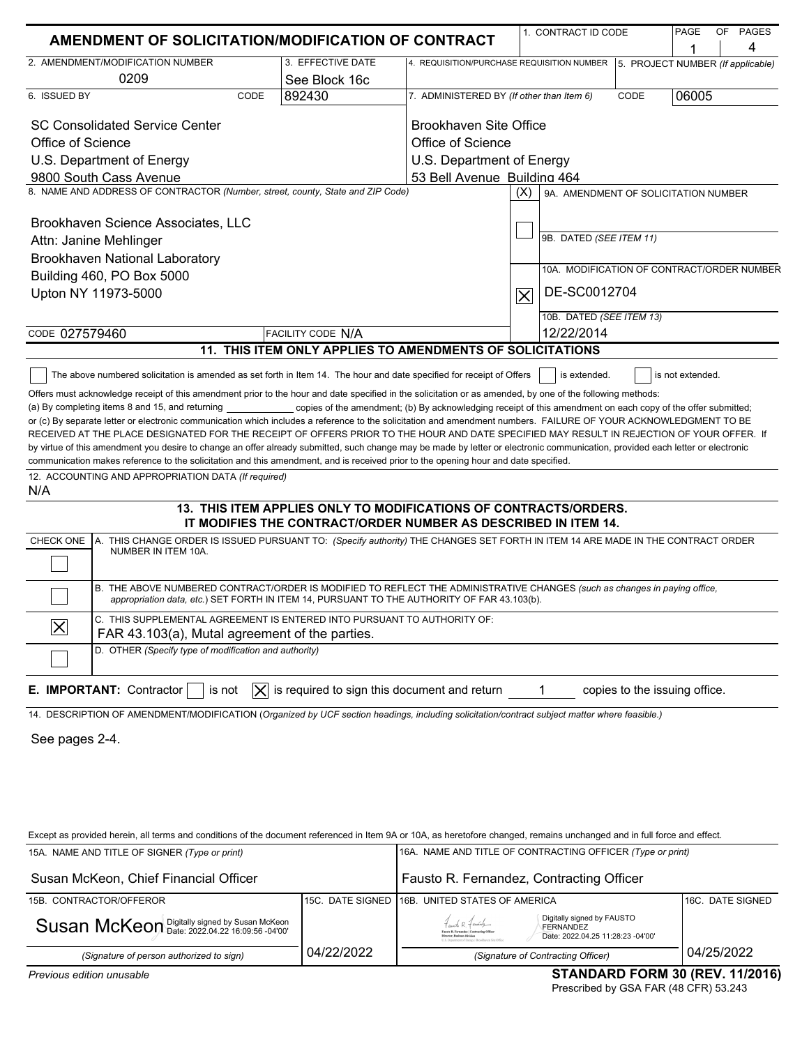# AMENDMENT OF SOLICITATION/MODIFICATION OF CONTRACT

| 1. CONTRACT ID CODE | PAGE | OF PAGES |
|---|---|---|
| | 1 | 4 |

| 2. AMENDMENT/MODIFICATION NUMBER | 3. EFFECTIVE DATE | 4. REQUISITION/PURCHASE REQUISITION NUMBER | 5. PROJECT NUMBER (If applicable) |
|---|---|---|---|
| 0209 | See Block 16c | | |

| 6. ISSUED BY CODE 892430 | 7. ADMINISTERED BY (If other than Item 6) CODE 06005 |
|---|---|
| SC Consolidated Service Center<br>Office of Science<br>U.S. Department of Energy<br>9800 South Cass Avenue | Brookhaven Site Office<br>Office of Science<br>U.S. Department of Energy<br>53 Bell Avenue Building 464 |

**8. NAME AND ADDRESS OF CONTRACTOR** (Number, street, county, State and ZIP Code)

Brookhaven Science Associates, LLC
Attn: Janine Mehlinger
Brookhaven National Laboratory
Building 460, PO Box 5000
Upton NY 11973-5000

CODE 027579460 FACILITY CODE N/A

(X)

- [ ] 9A. AMENDMENT OF SOLICITATION NUMBER
- 9B. DATED (SEE ITEM 11)
- [X] 10A. MODIFICATION OF CONTRACT/ORDER NUMBER: DE-SC0012704
- 10B. DATED (SEE ITEM 13): 12/22/2014

## 11. THIS ITEM ONLY APPLIES TO AMENDMENTS OF SOLICITATIONS

☐ The above numbered solicitation is amended as set forth in Item 14. The hour and date specified for receipt of Offers ☐ is extended. ☐ is not extended.

Offers must acknowledge receipt of this amendment prior to the hour and date specified in the solicitation or as amended, by one of the following methods: (a) By completing items 8 and 15, and returning ____________ copies of the amendment; (b) By acknowledging receipt of this amendment on each copy of the offer submitted; or (c) By separate letter or electronic communication which includes a reference to the solicitation and amendment numbers. FAILURE OF YOUR ACKNOWLEDGMENT TO BE RECEIVED AT THE PLACE DESIGNATED FOR THE RECEIPT OF OFFERS PRIOR TO THE HOUR AND DATE SPECIFIED MAY RESULT IN REJECTION OF YOUR OFFER. If by virtue of this amendment you desire to change an offer already submitted, such change may be made by letter or electronic communication, provided each letter or electronic communication makes reference to the solicitation and this amendment, and is received prior to the opening hour and date specified.

12. ACCOUNTING AND APPROPRIATION DATA (If required)
N/A

## 13. THIS ITEM APPLIES ONLY TO MODIFICATIONS OF CONTRACTS/ORDERS. IT MODIFIES THE CONTRACT/ORDER NUMBER AS DESCRIBED IN ITEM 14.

| CHECK ONE | |
|---|---|
| ☐ | A. THIS CHANGE ORDER IS ISSUED PURSUANT TO: (Specify authority) THE CHANGES SET FORTH IN ITEM 14 ARE MADE IN THE CONTRACT ORDER NUMBER IN ITEM 10A. |
| ☐ | B. THE ABOVE NUMBERED CONTRACT/ORDER IS MODIFIED TO REFLECT THE ADMINISTRATIVE CHANGES (such as changes in paying office, appropriation data, etc.) SET FORTH IN ITEM 14, PURSUANT TO THE AUTHORITY OF FAR 43.103(b). |
| ☒ | C. THIS SUPPLEMENTAL AGREEMENT IS ENTERED INTO PURSUANT TO AUTHORITY OF: FAR 43.103(a), Mutal agreement of the parties. |
| ☐ | D. OTHER (Specify type of modification and authority) |

**E. IMPORTANT:** Contractor ☐ is not ☒ is required to sign this document and return 1 copies to the issuing office.

14. DESCRIPTION OF AMENDMENT/MODIFICATION (Organized by UCF section headings, including solicitation/contract subject matter where feasible.)

See pages 2-4.

Except as provided herein, all terms and conditions of the document referenced in Item 9A or 10A, as heretofore changed, remains unchanged and in full force and effect.

| 15A. NAME AND TITLE OF SIGNER (Type or print) | | 16A. NAME AND TITLE OF CONTRACTING OFFICER (Type or print) | |
|---|---|---|---|
| Susan McKeon, Chief Financial Officer | | Fausto R. Fernandez, Contracting Officer | |
| 15B. CONTRACTOR/OFFEROR | 15C. DATE SIGNED | 16B. UNITED STATES OF AMERICA | 16C. DATE SIGNED |
| Susan McKeon Digitally signed by Susan McKeon Date: 2022.04.22 16:09:56 -04'00'<br>(Signature of person authorized to sign) | 04/22/2022 | Digitally signed by FAUSTO FERNANDEZ Date: 2022.04.25 11:28:23 -04'00'<br>(Signature of Contracting Officer) | 04/25/2022 |

Previous edition unusable

**STANDARD FORM 30 (REV. 11/2016)**
Prescribed by GSA FAR (48 CFR) 53.243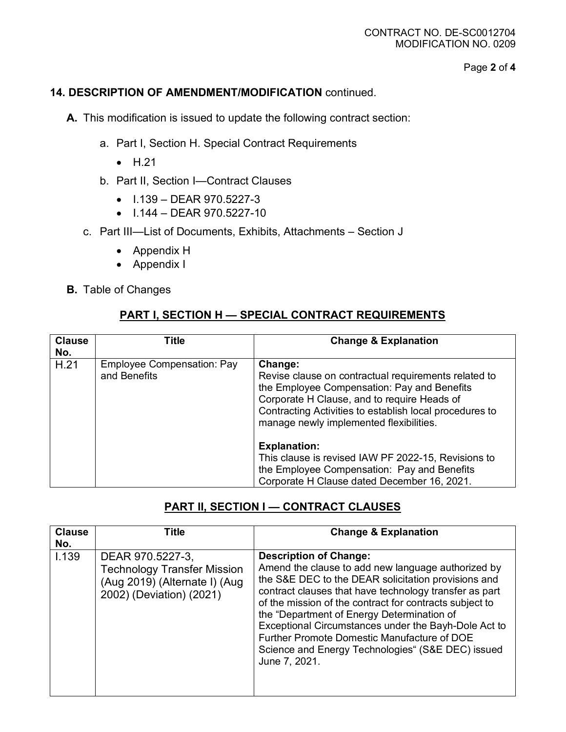CONTRACT NO. DE-SC0012704
MODIFICATION NO. 0209

**14. DESCRIPTION OF AMENDMENT/MODIFICATION** continued.

**A.** This modification is issued to update the following contract section:

a. Part I, Section H. Special Contract Requirements
   - H.21

b. Part II, Section I—Contract Clauses
   - I.139 – DEAR 970.5227-3
   - I.144 – DEAR 970.5227-10

c. Part III—List of Documents, Exhibits, Attachments – Section J
   - Appendix H
   - Appendix I

**B.** Table of Changes

## PART I, SECTION H — SPECIAL CONTRACT REQUIREMENTS

| Clause No. | Title | Change & Explanation |
|---|---|---|
| H.21 | Employee Compensation: Pay and Benefits | **Change:** Revise clause on contractual requirements related to the Employee Compensation: Pay and Benefits Corporate H Clause, and to require Heads of Contracting Activities to establish local procedures to manage newly implemented flexibilities.<br><br>**Explanation:** This clause is revised IAW PF 2022-15, Revisions to the Employee Compensation: Pay and Benefits Corporate H Clause dated December 16, 2021. |

## PART II, SECTION I — CONTRACT CLAUSES

| Clause No. | Title | Change & Explanation |
|---|---|---|
| I.139 | DEAR 970.5227-3, Technology Transfer Mission (Aug 2019) (Alternate I) (Aug 2002) (Deviation) (2021) | **Description of Change:** Amend the clause to add new language authorized by the S&E DEC to the DEAR solicitation provisions and contract clauses that have technology transfer as part of the mission of the contract for contracts subject to the "Department of Energy Determination of Exceptional Circumstances under the Bayh-Dole Act to Further Promote Domestic Manufacture of DOE Science and Energy Technologies" (S&E DEC) issued June 7, 2021. |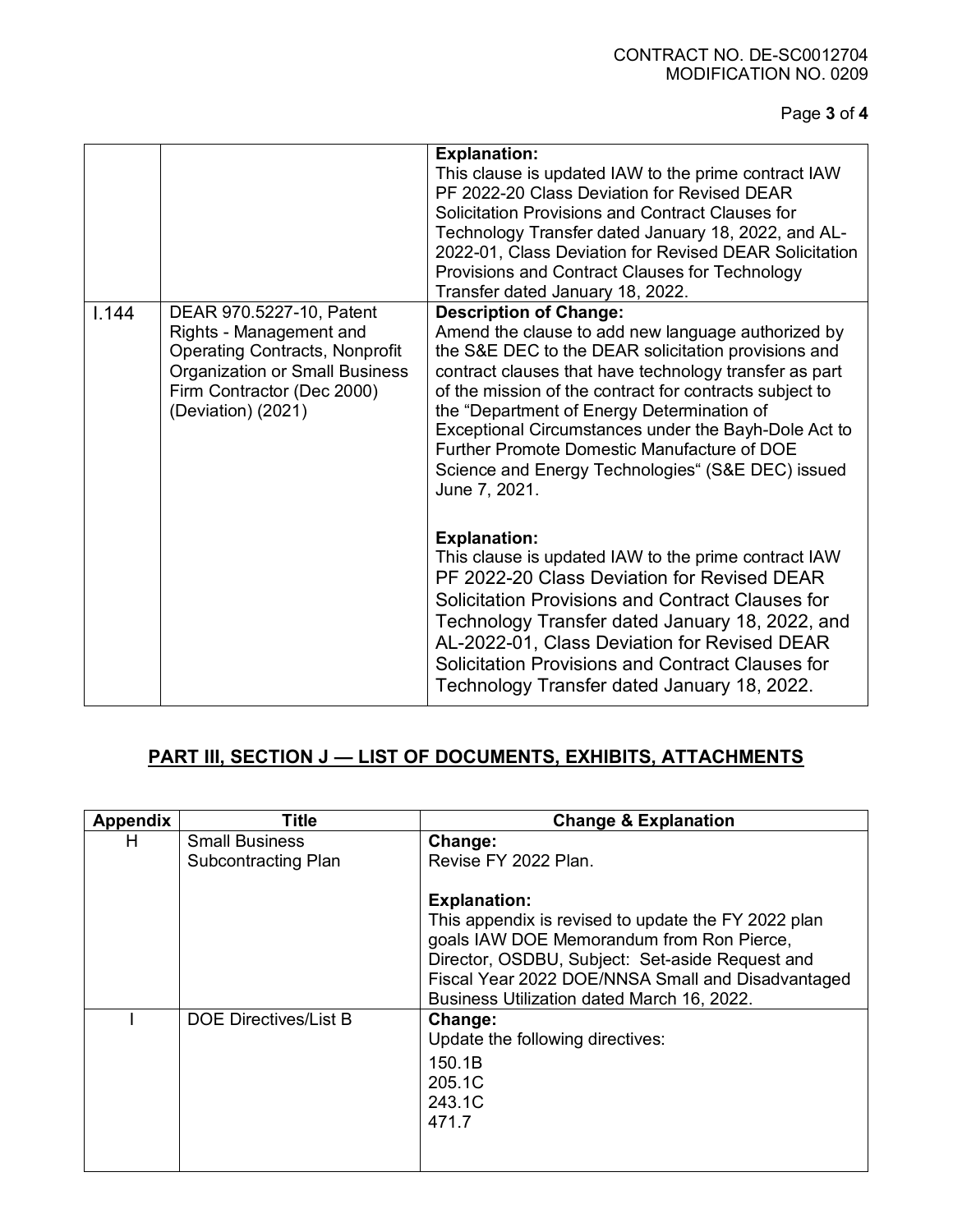| | | |
|---|---|---|
| | | **Explanation:** This clause is updated IAW to the prime contract IAW PF 2022-20 Class Deviation for Revised DEAR Solicitation Provisions and Contract Clauses for Technology Transfer dated January 18, 2022, and AL-2022-01, Class Deviation for Revised DEAR Solicitation Provisions and Contract Clauses for Technology Transfer dated January 18, 2022. |
| I.144 | DEAR 970.5227-10, Patent Rights - Management and Operating Contracts, Nonprofit Organization or Small Business Firm Contractor (Dec 2000) (Deviation) (2021) | **Description of Change:** Amend the clause to add new language authorized by the S&E DEC to the DEAR solicitation provisions and contract clauses that have technology transfer as part of the mission of the contract for contracts subject to the "Department of Energy Determination of Exceptional Circumstances under the Bayh-Dole Act to Further Promote Domestic Manufacture of DOE Science and Energy Technologies" (S&E DEC) issued June 7, 2021.<br><br>**Explanation:** This clause is updated IAW to the prime contract IAW PF 2022-20 Class Deviation for Revised DEAR Solicitation Provisions and Contract Clauses for Technology Transfer dated January 18, 2022, and AL-2022-01, Class Deviation for Revised DEAR Solicitation Provisions and Contract Clauses for Technology Transfer dated January 18, 2022. |

## PART III, SECTION J — LIST OF DOCUMENTS, EXHIBITS, ATTACHMENTS

| Appendix | Title | Change & Explanation |
|---|---|---|
| H | Small Business Subcontracting Plan | **Change:** Revise FY 2022 Plan.<br><br>**Explanation:** This appendix is revised to update the FY 2022 plan goals IAW DOE Memorandum from Ron Pierce, Director, OSDBU, Subject: Set-aside Request and Fiscal Year 2022 DOE/NNSA Small and Disadvantaged Business Utilization dated March 16, 2022. |
| I | DOE Directives/List B | **Change:** Update the following directives:<br>150.1B<br>205.1C<br>243.1C<br>471.7 |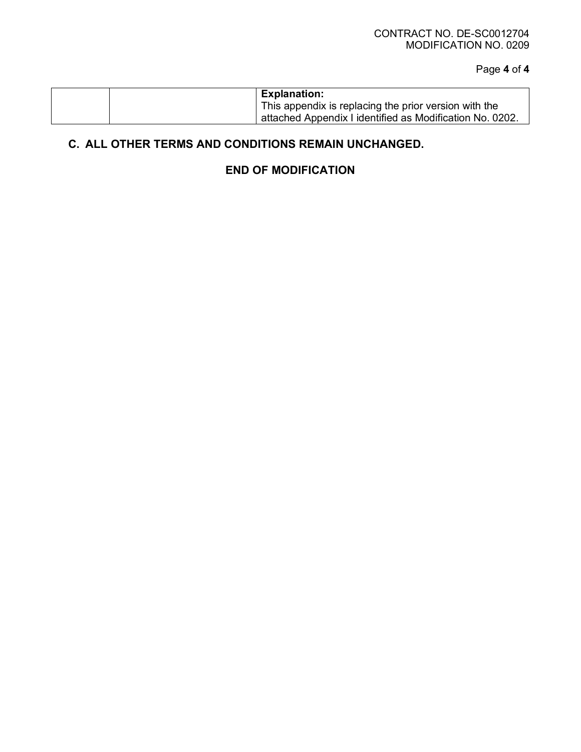| | | **Explanation:**<br>This appendix is replacing the prior version with the attached Appendix I identified as Modification No. 0202. |
|---|---|---|

## C. ALL OTHER TERMS AND CONDITIONS REMAIN UNCHANGED.

**END OF MODIFICATION**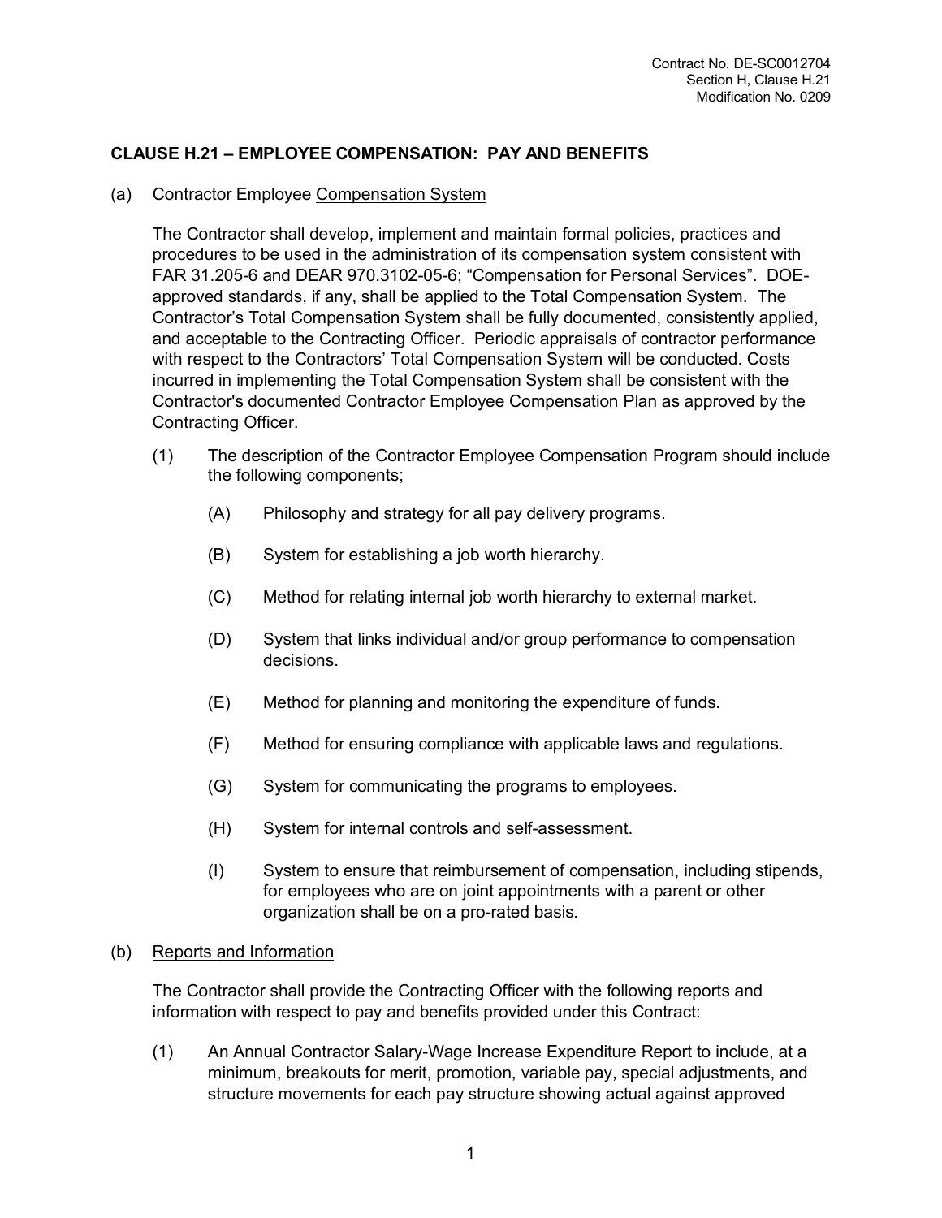## CLAUSE H.21 – EMPLOYEE COMPENSATION: PAY AND BENEFITS

(a) Contractor Employee Compensation System

The Contractor shall develop, implement and maintain formal policies, practices and procedures to be used in the administration of its compensation system consistent with FAR 31.205-6 and DEAR 970.3102-05-6; "Compensation for Personal Services". DOE-approved standards, if any, shall be applied to the Total Compensation System. The Contractor's Total Compensation System shall be fully documented, consistently applied, and acceptable to the Contracting Officer. Periodic appraisals of contractor performance with respect to the Contractors' Total Compensation System will be conducted. Costs incurred in implementing the Total Compensation System shall be consistent with the Contractor's documented Contractor Employee Compensation Plan as approved by the Contracting Officer.

(1) The description of the Contractor Employee Compensation Program should include the following components;

(A) Philosophy and strategy for all pay delivery programs.

(B) System for establishing a job worth hierarchy.

(C) Method for relating internal job worth hierarchy to external market.

(D) System that links individual and/or group performance to compensation decisions.

(E) Method for planning and monitoring the expenditure of funds.

(F) Method for ensuring compliance with applicable laws and regulations.

(G) System for communicating the programs to employees.

(H) System for internal controls and self-assessment.

(I) System to ensure that reimbursement of compensation, including stipends, for employees who are on joint appointments with a parent or other organization shall be on a pro-rated basis.

(b) Reports and Information

The Contractor shall provide the Contracting Officer with the following reports and information with respect to pay and benefits provided under this Contract:

(1) An Annual Contractor Salary-Wage Increase Expenditure Report to include, at a minimum, breakouts for merit, promotion, variable pay, special adjustments, and structure movements for each pay structure showing actual against approved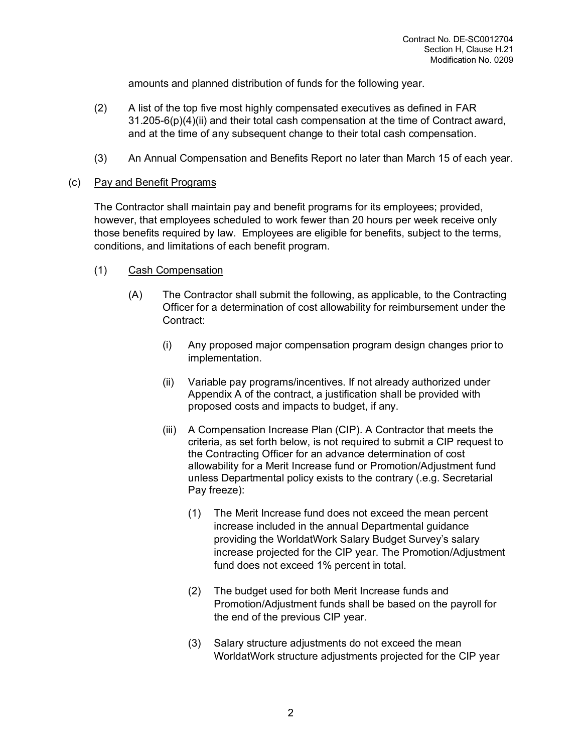amounts and planned distribution of funds for the following year.

(2) A list of the top five most highly compensated executives as defined in FAR 31.205-6(p)(4)(ii) and their total cash compensation at the time of Contract award, and at the time of any subsequent change to their total cash compensation.

(3) An Annual Compensation and Benefits Report no later than March 15 of each year.

(c) Pay and Benefit Programs

The Contractor shall maintain pay and benefit programs for its employees; provided, however, that employees scheduled to work fewer than 20 hours per week receive only those benefits required by law. Employees are eligible for benefits, subject to the terms, conditions, and limitations of each benefit program.

(1) Cash Compensation

(A) The Contractor shall submit the following, as applicable, to the Contracting Officer for a determination of cost allowability for reimbursement under the Contract:

(i) Any proposed major compensation program design changes prior to implementation.

(ii) Variable pay programs/incentives. If not already authorized under Appendix A of the contract, a justification shall be provided with proposed costs and impacts to budget, if any.

(iii) A Compensation Increase Plan (CIP). A Contractor that meets the criteria, as set forth below, is not required to submit a CIP request to the Contracting Officer for an advance determination of cost allowability for a Merit Increase fund or Promotion/Adjustment fund unless Departmental policy exists to the contrary (.e.g. Secretarial Pay freeze):

(1) The Merit Increase fund does not exceed the mean percent increase included in the annual Departmental guidance providing the WorldatWork Salary Budget Survey's salary increase projected for the CIP year. The Promotion/Adjustment fund does not exceed 1% percent in total.

(2) The budget used for both Merit Increase funds and Promotion/Adjustment funds shall be based on the payroll for the end of the previous CIP year.

(3) Salary structure adjustments do not exceed the mean WorldatWork structure adjustments projected for the CIP year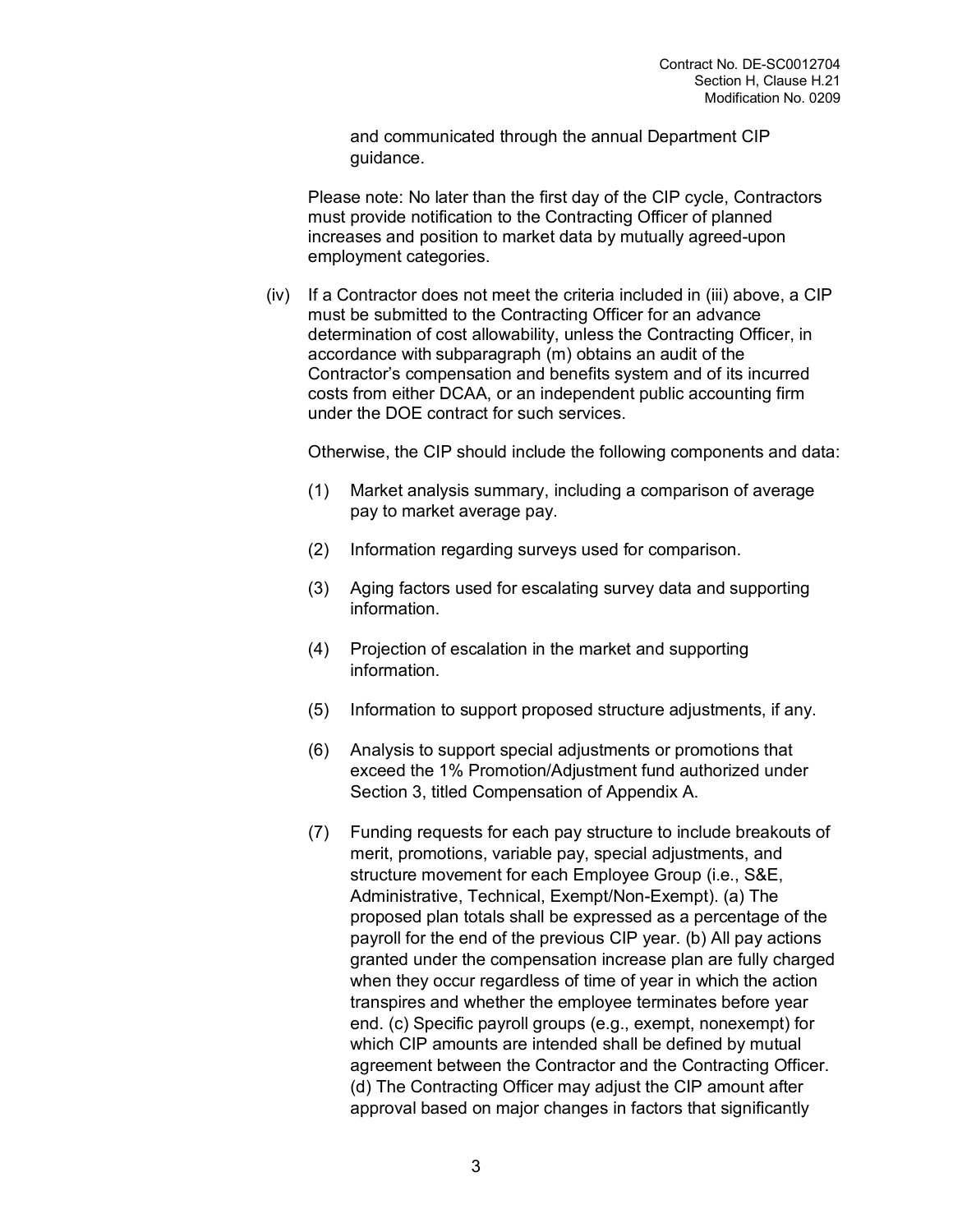and communicated through the annual Department CIP guidance.

Please note: No later than the first day of the CIP cycle, Contractors must provide notification to the Contracting Officer of planned increases and position to market data by mutually agreed-upon employment categories.

(iv) If a Contractor does not meet the criteria included in (iii) above, a CIP must be submitted to the Contracting Officer for an advance determination of cost allowability, unless the Contracting Officer, in accordance with subparagraph (m) obtains an audit of the Contractor's compensation and benefits system and of its incurred costs from either DCAA, or an independent public accounting firm under the DOE contract for such services.

Otherwise, the CIP should include the following components and data:

(1) Market analysis summary, including a comparison of average pay to market average pay.

(2) Information regarding surveys used for comparison.

(3) Aging factors used for escalating survey data and supporting information.

(4) Projection of escalation in the market and supporting information.

(5) Information to support proposed structure adjustments, if any.

(6) Analysis to support special adjustments or promotions that exceed the 1% Promotion/Adjustment fund authorized under Section 3, titled Compensation of Appendix A.

(7) Funding requests for each pay structure to include breakouts of merit, promotions, variable pay, special adjustments, and structure movement for each Employee Group (i.e., S&E, Administrative, Technical, Exempt/Non-Exempt). (a) The proposed plan totals shall be expressed as a percentage of the payroll for the end of the previous CIP year. (b) All pay actions granted under the compensation increase plan are fully charged when they occur regardless of time of year in which the action transpires and whether the employee terminates before year end. (c) Specific payroll groups (e.g., exempt, nonexempt) for which CIP amounts are intended shall be defined by mutual agreement between the Contractor and the Contracting Officer. (d) The Contracting Officer may adjust the CIP amount after approval based on major changes in factors that significantly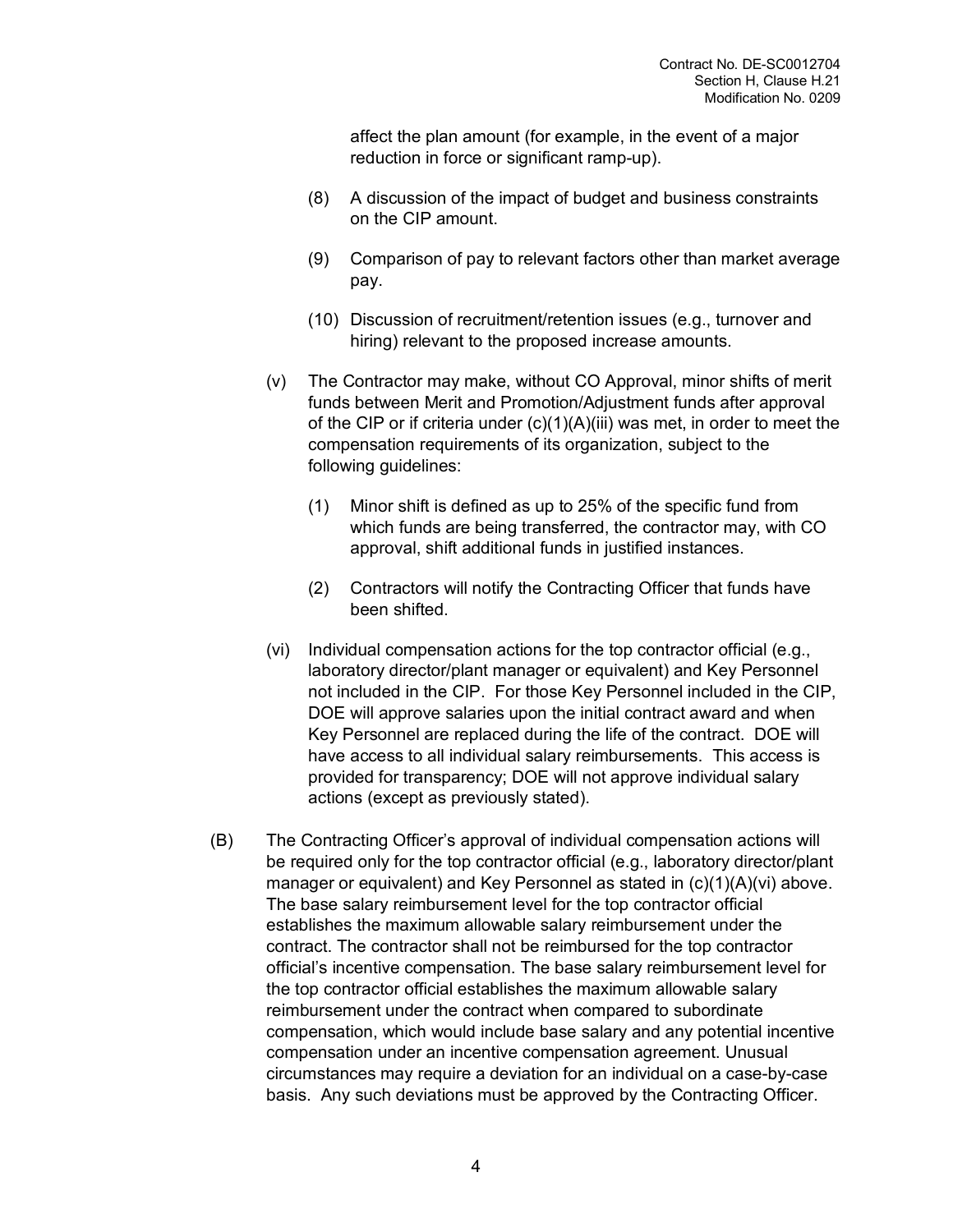affect the plan amount (for example, in the event of a major reduction in force or significant ramp-up).

(8) A discussion of the impact of budget and business constraints on the CIP amount.

(9) Comparison of pay to relevant factors other than market average pay.

(10) Discussion of recruitment/retention issues (e.g., turnover and hiring) relevant to the proposed increase amounts.

(v) The Contractor may make, without CO Approval, minor shifts of merit funds between Merit and Promotion/Adjustment funds after approval of the CIP or if criteria under (c)(1)(A)(iii) was met, in order to meet the compensation requirements of its organization, subject to the following guidelines:

(1) Minor shift is defined as up to 25% of the specific fund from which funds are being transferred, the contractor may, with CO approval, shift additional funds in justified instances.

(2) Contractors will notify the Contracting Officer that funds have been shifted.

(vi) Individual compensation actions for the top contractor official (e.g., laboratory director/plant manager or equivalent) and Key Personnel not included in the CIP. For those Key Personnel included in the CIP, DOE will approve salaries upon the initial contract award and when Key Personnel are replaced during the life of the contract. DOE will have access to all individual salary reimbursements. This access is provided for transparency; DOE will not approve individual salary actions (except as previously stated).

(B) The Contracting Officer's approval of individual compensation actions will be required only for the top contractor official (e.g., laboratory director/plant manager or equivalent) and Key Personnel as stated in (c)(1)(A)(vi) above. The base salary reimbursement level for the top contractor official establishes the maximum allowable salary reimbursement under the contract. The contractor shall not be reimbursed for the top contractor official's incentive compensation. The base salary reimbursement level for the top contractor official establishes the maximum allowable salary reimbursement under the contract when compared to subordinate compensation, which would include base salary and any potential incentive compensation under an incentive compensation agreement. Unusual circumstances may require a deviation for an individual on a case-by-case basis. Any such deviations must be approved by the Contracting Officer.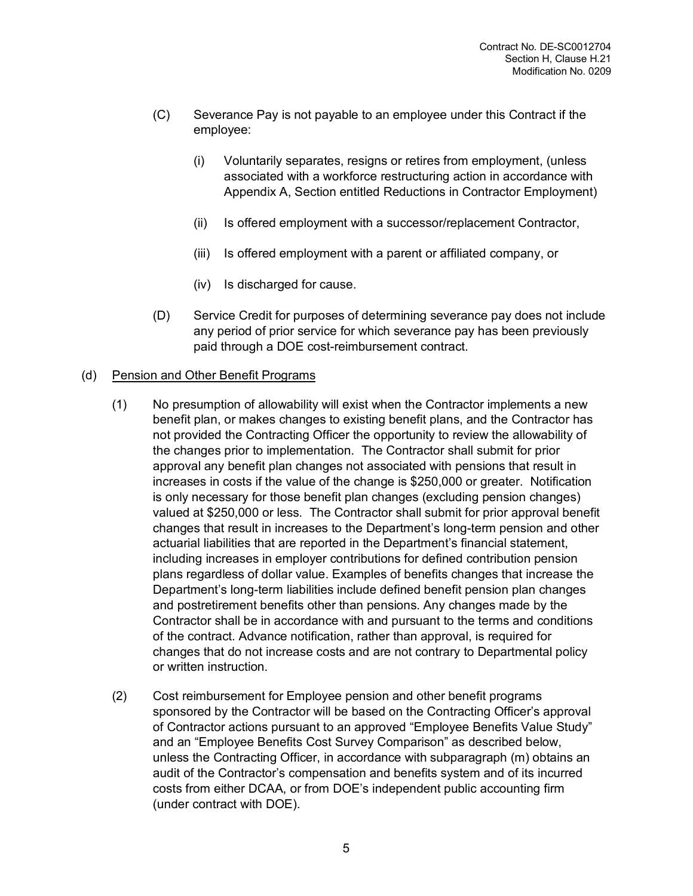(C) Severance Pay is not payable to an employee under this Contract if the employee:

   (i) Voluntarily separates, resigns or retires from employment, (unless associated with a workforce restructuring action in accordance with Appendix A, Section entitled Reductions in Contractor Employment)

   (ii) Is offered employment with a successor/replacement Contractor,

   (iii) Is offered employment with a parent or affiliated company, or

   (iv) Is discharged for cause.

(D) Service Credit for purposes of determining severance pay does not include any period of prior service for which severance pay has been previously paid through a DOE cost-reimbursement contract.

(d) <u>Pension and Other Benefit Programs</u>

(1) No presumption of allowability will exist when the Contractor implements a new benefit plan, or makes changes to existing benefit plans, and the Contractor has not provided the Contracting Officer the opportunity to review the allowability of the changes prior to implementation. The Contractor shall submit for prior approval any benefit plan changes not associated with pensions that result in increases in costs if the value of the change is $250,000 or greater. Notification is only necessary for those benefit plan changes (excluding pension changes) valued at $250,000 or less. The Contractor shall submit for prior approval benefit changes that result in increases to the Department's long-term pension and other actuarial liabilities that are reported in the Department's financial statement, including increases in employer contributions for defined contribution pension plans regardless of dollar value. Examples of benefits changes that increase the Department's long-term liabilities include defined benefit pension plan changes and postretirement benefits other than pensions. Any changes made by the Contractor shall be in accordance with and pursuant to the terms and conditions of the contract. Advance notification, rather than approval, is required for changes that do not increase costs and are not contrary to Departmental policy or written instruction.

(2) Cost reimbursement for Employee pension and other benefit programs sponsored by the Contractor will be based on the Contracting Officer's approval of Contractor actions pursuant to an approved "Employee Benefits Value Study" and an "Employee Benefits Cost Survey Comparison" as described below, unless the Contracting Officer, in accordance with subparagraph (m) obtains an audit of the Contractor's compensation and benefits system and of its incurred costs from either DCAA, or from DOE's independent public accounting firm (under contract with DOE).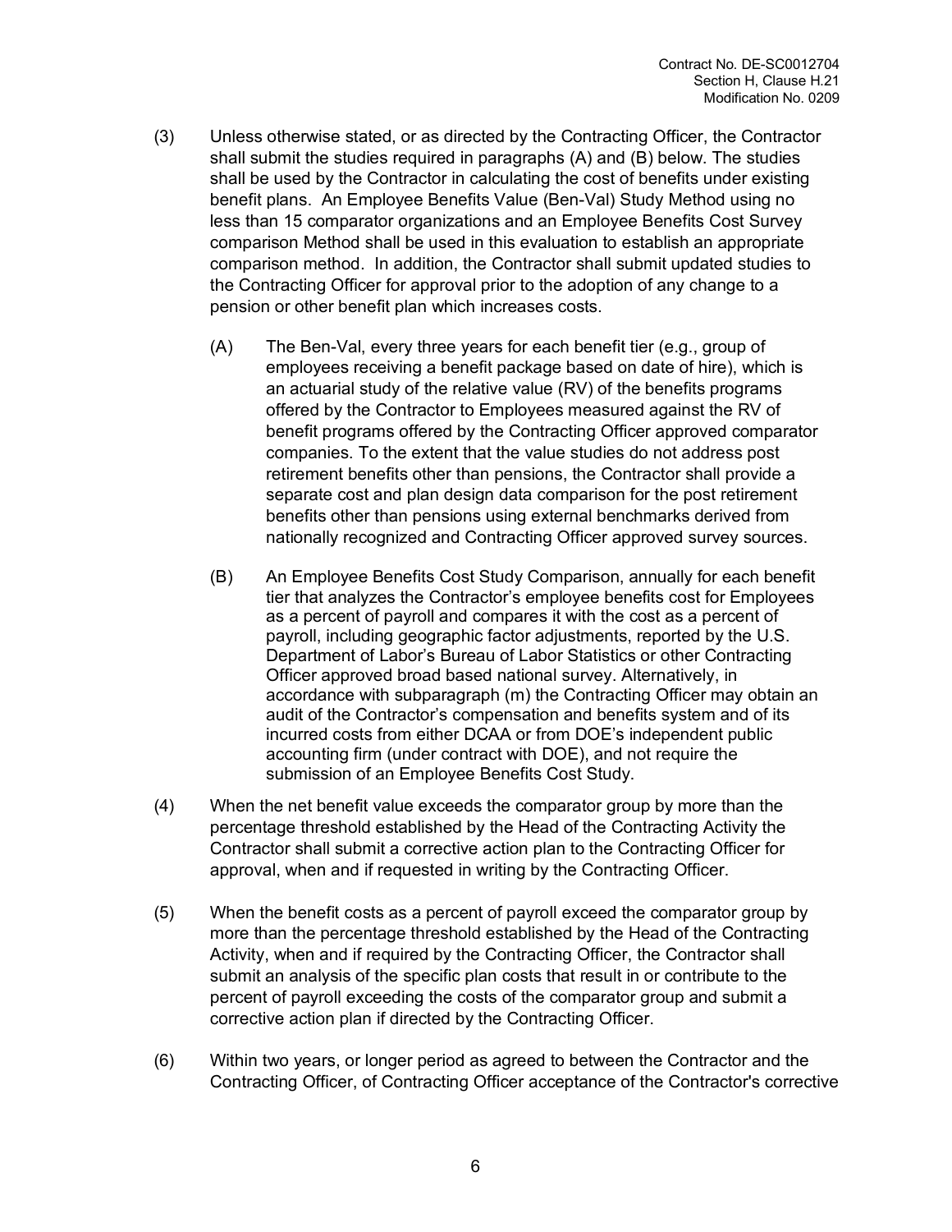(3) Unless otherwise stated, or as directed by the Contracting Officer, the Contractor shall submit the studies required in paragraphs (A) and (B) below. The studies shall be used by the Contractor in calculating the cost of benefits under existing benefit plans. An Employee Benefits Value (Ben-Val) Study Method using no less than 15 comparator organizations and an Employee Benefits Cost Survey comparison Method shall be used in this evaluation to establish an appropriate comparison method. In addition, the Contractor shall submit updated studies to the Contracting Officer for approval prior to the adoption of any change to a pension or other benefit plan which increases costs.

   (A) The Ben-Val, every three years for each benefit tier (e.g., group of employees receiving a benefit package based on date of hire), which is an actuarial study of the relative value (RV) of the benefits programs offered by the Contractor to Employees measured against the RV of benefit programs offered by the Contracting Officer approved comparator companies. To the extent that the value studies do not address post retirement benefits other than pensions, the Contractor shall provide a separate cost and plan design data comparison for the post retirement benefits other than pensions using external benchmarks derived from nationally recognized and Contracting Officer approved survey sources.

   (B) An Employee Benefits Cost Study Comparison, annually for each benefit tier that analyzes the Contractor's employee benefits cost for Employees as a percent of payroll and compares it with the cost as a percent of payroll, including geographic factor adjustments, reported by the U.S. Department of Labor's Bureau of Labor Statistics or other Contracting Officer approved broad based national survey. Alternatively, in accordance with subparagraph (m) the Contracting Officer may obtain an audit of the Contractor's compensation and benefits system and of its incurred costs from either DCAA or from DOE's independent public accounting firm (under contract with DOE), and not require the submission of an Employee Benefits Cost Study.

(4) When the net benefit value exceeds the comparator group by more than the percentage threshold established by the Head of the Contracting Activity the Contractor shall submit a corrective action plan to the Contracting Officer for approval, when and if requested in writing by the Contracting Officer.

(5) When the benefit costs as a percent of payroll exceed the comparator group by more than the percentage threshold established by the Head of the Contracting Activity, when and if required by the Contracting Officer, the Contractor shall submit an analysis of the specific plan costs that result in or contribute to the percent of payroll exceeding the costs of the comparator group and submit a corrective action plan if directed by the Contracting Officer.

(6) Within two years, or longer period as agreed to between the Contractor and the Contracting Officer, of Contracting Officer acceptance of the Contractor's corrective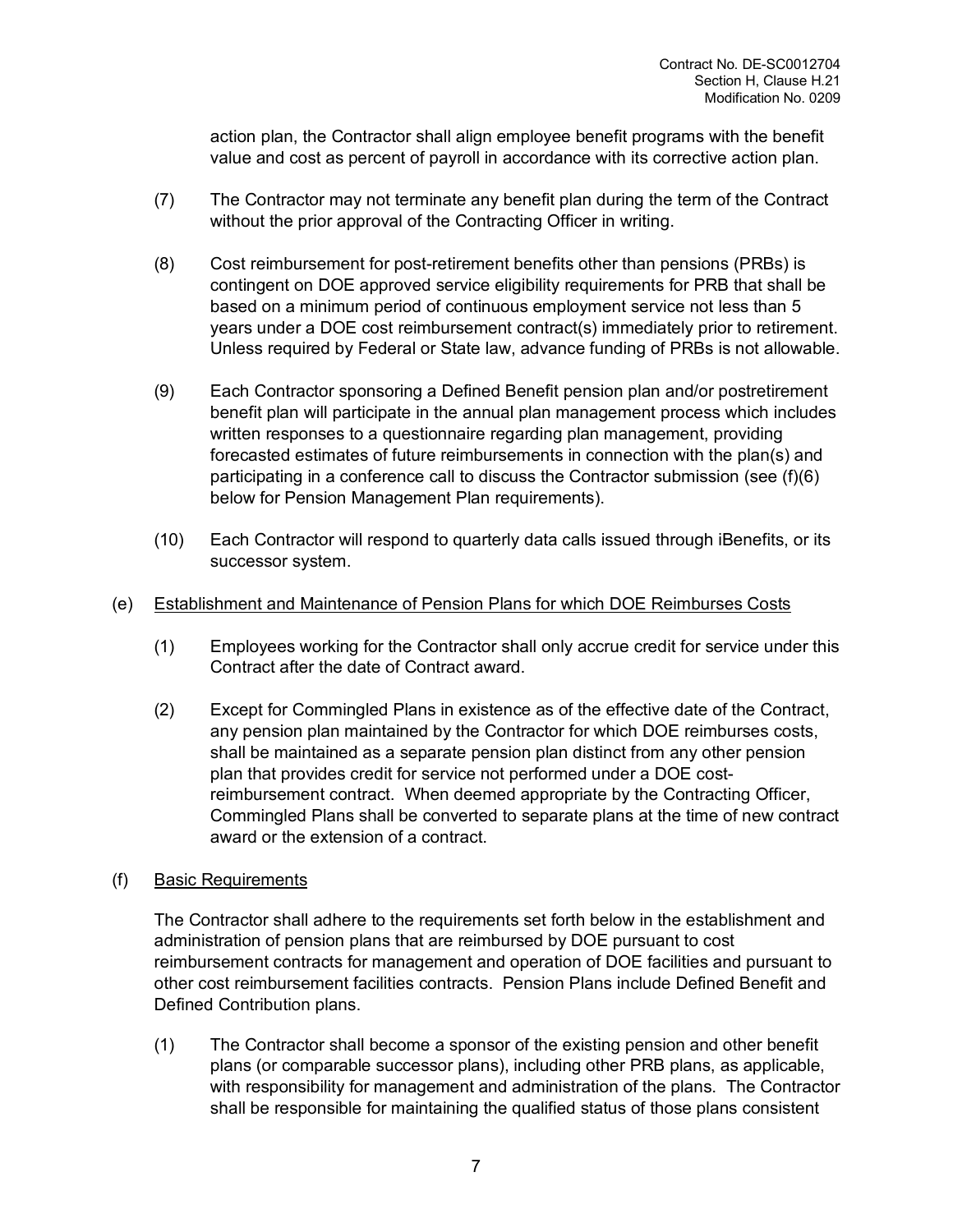action plan, the Contractor shall align employee benefit programs with the benefit value and cost as percent of payroll in accordance with its corrective action plan.

(7) The Contractor may not terminate any benefit plan during the term of the Contract without the prior approval of the Contracting Officer in writing.

(8) Cost reimbursement for post-retirement benefits other than pensions (PRBs) is contingent on DOE approved service eligibility requirements for PRB that shall be based on a minimum period of continuous employment service not less than 5 years under a DOE cost reimbursement contract(s) immediately prior to retirement. Unless required by Federal or State law, advance funding of PRBs is not allowable.

(9) Each Contractor sponsoring a Defined Benefit pension plan and/or postretirement benefit plan will participate in the annual plan management process which includes written responses to a questionnaire regarding plan management, providing forecasted estimates of future reimbursements in connection with the plan(s) and participating in a conference call to discuss the Contractor submission (see (f)(6) below for Pension Management Plan requirements).

(10) Each Contractor will respond to quarterly data calls issued through iBenefits, or its successor system.

(e) Establishment and Maintenance of Pension Plans for which DOE Reimburses Costs

(1) Employees working for the Contractor shall only accrue credit for service under this Contract after the date of Contract award.

(2) Except for Commingled Plans in existence as of the effective date of the Contract, any pension plan maintained by the Contractor for which DOE reimburses costs, shall be maintained as a separate pension plan distinct from any other pension plan that provides credit for service not performed under a DOE cost-reimbursement contract. When deemed appropriate by the Contracting Officer, Commingled Plans shall be converted to separate plans at the time of new contract award or the extension of a contract.

(f) Basic Requirements

The Contractor shall adhere to the requirements set forth below in the establishment and administration of pension plans that are reimbursed by DOE pursuant to cost reimbursement contracts for management and operation of DOE facilities and pursuant to other cost reimbursement facilities contracts. Pension Plans include Defined Benefit and Defined Contribution plans.

(1) The Contractor shall become a sponsor of the existing pension and other benefit plans (or comparable successor plans), including other PRB plans, as applicable, with responsibility for management and administration of the plans. The Contractor shall be responsible for maintaining the qualified status of those plans consistent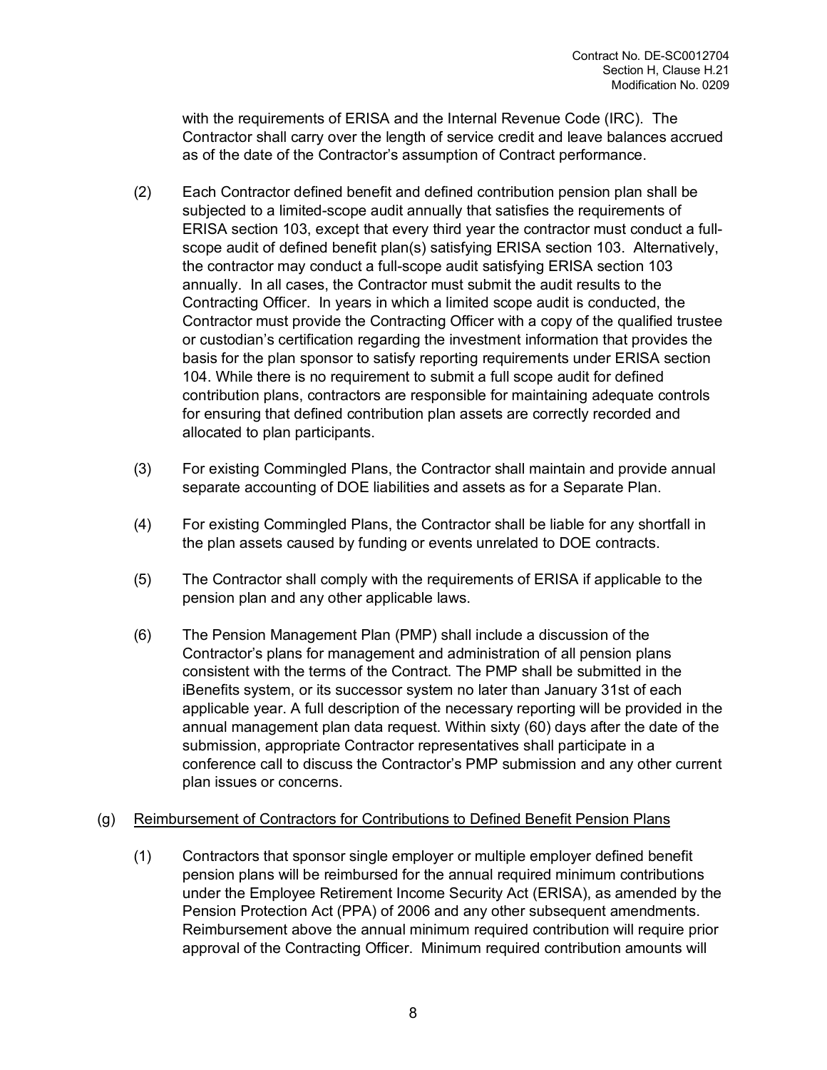with the requirements of ERISA and the Internal Revenue Code (IRC). The Contractor shall carry over the length of service credit and leave balances accrued as of the date of the Contractor's assumption of Contract performance.

(2) Each Contractor defined benefit and defined contribution pension plan shall be subjected to a limited-scope audit annually that satisfies the requirements of ERISA section 103, except that every third year the contractor must conduct a full-scope audit of defined benefit plan(s) satisfying ERISA section 103. Alternatively, the contractor may conduct a full-scope audit satisfying ERISA section 103 annually. In all cases, the Contractor must submit the audit results to the Contracting Officer. In years in which a limited scope audit is conducted, the Contractor must provide the Contracting Officer with a copy of the qualified trustee or custodian's certification regarding the investment information that provides the basis for the plan sponsor to satisfy reporting requirements under ERISA section 104. While there is no requirement to submit a full scope audit for defined contribution plans, contractors are responsible for maintaining adequate controls for ensuring that defined contribution plan assets are correctly recorded and allocated to plan participants.

(3) For existing Commingled Plans, the Contractor shall maintain and provide annual separate accounting of DOE liabilities and assets as for a Separate Plan.

(4) For existing Commingled Plans, the Contractor shall be liable for any shortfall in the plan assets caused by funding or events unrelated to DOE contracts.

(5) The Contractor shall comply with the requirements of ERISA if applicable to the pension plan and any other applicable laws.

(6) The Pension Management Plan (PMP) shall include a discussion of the Contractor's plans for management and administration of all pension plans consistent with the terms of the Contract. The PMP shall be submitted in the iBenefits system, or its successor system no later than January 31st of each applicable year. A full description of the necessary reporting will be provided in the annual management plan data request. Within sixty (60) days after the date of the submission, appropriate Contractor representatives shall participate in a conference call to discuss the Contractor's PMP submission and any other current plan issues or concerns.

(g) Reimbursement of Contractors for Contributions to Defined Benefit Pension Plans

(1) Contractors that sponsor single employer or multiple employer defined benefit pension plans will be reimbursed for the annual required minimum contributions under the Employee Retirement Income Security Act (ERISA), as amended by the Pension Protection Act (PPA) of 2006 and any other subsequent amendments. Reimbursement above the annual minimum required contribution will require prior approval of the Contracting Officer. Minimum required contribution amounts will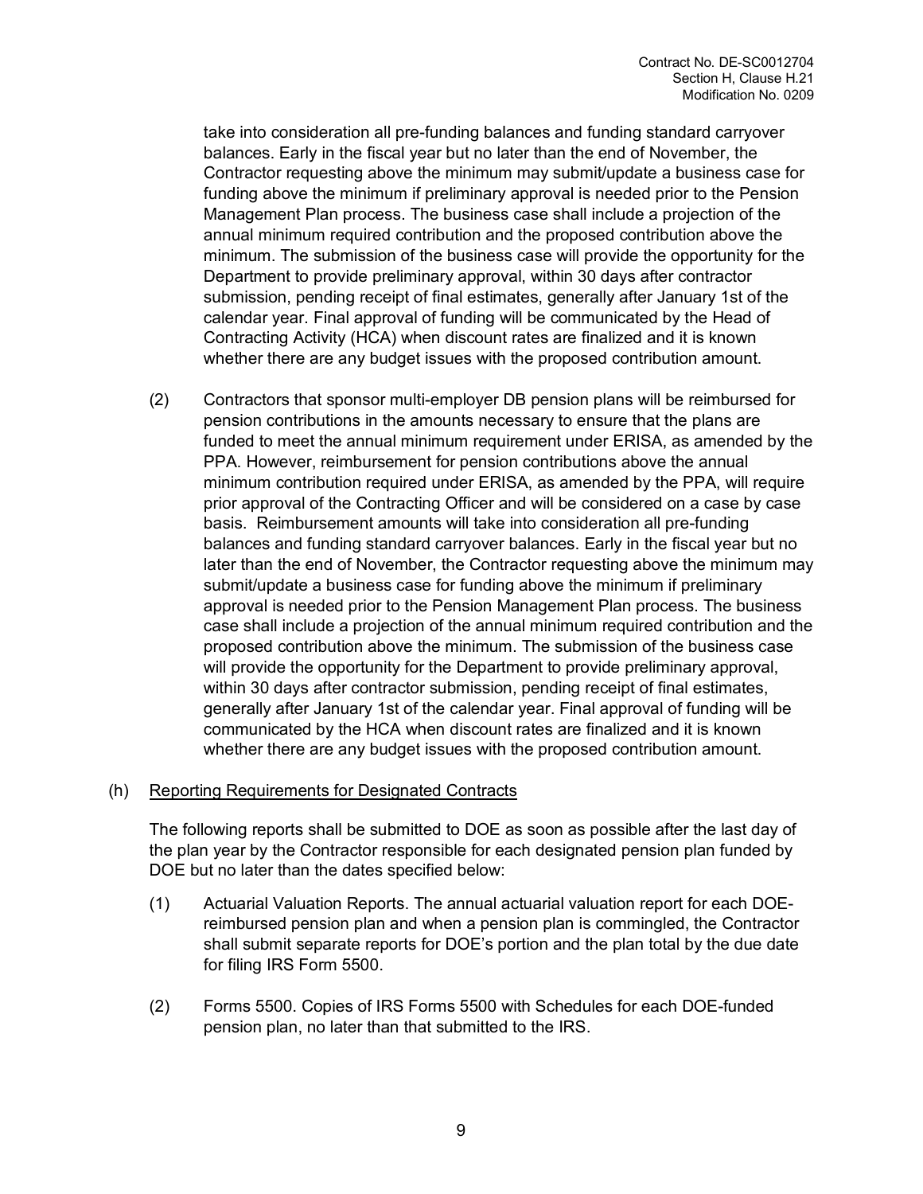take into consideration all pre-funding balances and funding standard carryover balances. Early in the fiscal year but no later than the end of November, the Contractor requesting above the minimum may submit/update a business case for funding above the minimum if preliminary approval is needed prior to the Pension Management Plan process. The business case shall include a projection of the annual minimum required contribution and the proposed contribution above the minimum. The submission of the business case will provide the opportunity for the Department to provide preliminary approval, within 30 days after contractor submission, pending receipt of final estimates, generally after January 1st of the calendar year. Final approval of funding will be communicated by the Head of Contracting Activity (HCA) when discount rates are finalized and it is known whether there are any budget issues with the proposed contribution amount.

(2) Contractors that sponsor multi-employer DB pension plans will be reimbursed for pension contributions in the amounts necessary to ensure that the plans are funded to meet the annual minimum requirement under ERISA, as amended by the PPA. However, reimbursement for pension contributions above the annual minimum contribution required under ERISA, as amended by the PPA, will require prior approval of the Contracting Officer and will be considered on a case by case basis. Reimbursement amounts will take into consideration all pre-funding balances and funding standard carryover balances. Early in the fiscal year but no later than the end of November, the Contractor requesting above the minimum may submit/update a business case for funding above the minimum if preliminary approval is needed prior to the Pension Management Plan process. The business case shall include a projection of the annual minimum required contribution and the proposed contribution above the minimum. The submission of the business case will provide the opportunity for the Department to provide preliminary approval, within 30 days after contractor submission, pending receipt of final estimates, generally after January 1st of the calendar year. Final approval of funding will be communicated by the HCA when discount rates are finalized and it is known whether there are any budget issues with the proposed contribution amount.

(h) Reporting Requirements for Designated Contracts

The following reports shall be submitted to DOE as soon as possible after the last day of the plan year by the Contractor responsible for each designated pension plan funded by DOE but no later than the dates specified below:

(1) Actuarial Valuation Reports. The annual actuarial valuation report for each DOE-reimbursed pension plan and when a pension plan is commingled, the Contractor shall submit separate reports for DOE's portion and the plan total by the due date for filing IRS Form 5500.

(2) Forms 5500. Copies of IRS Forms 5500 with Schedules for each DOE-funded pension plan, no later than that submitted to the IRS.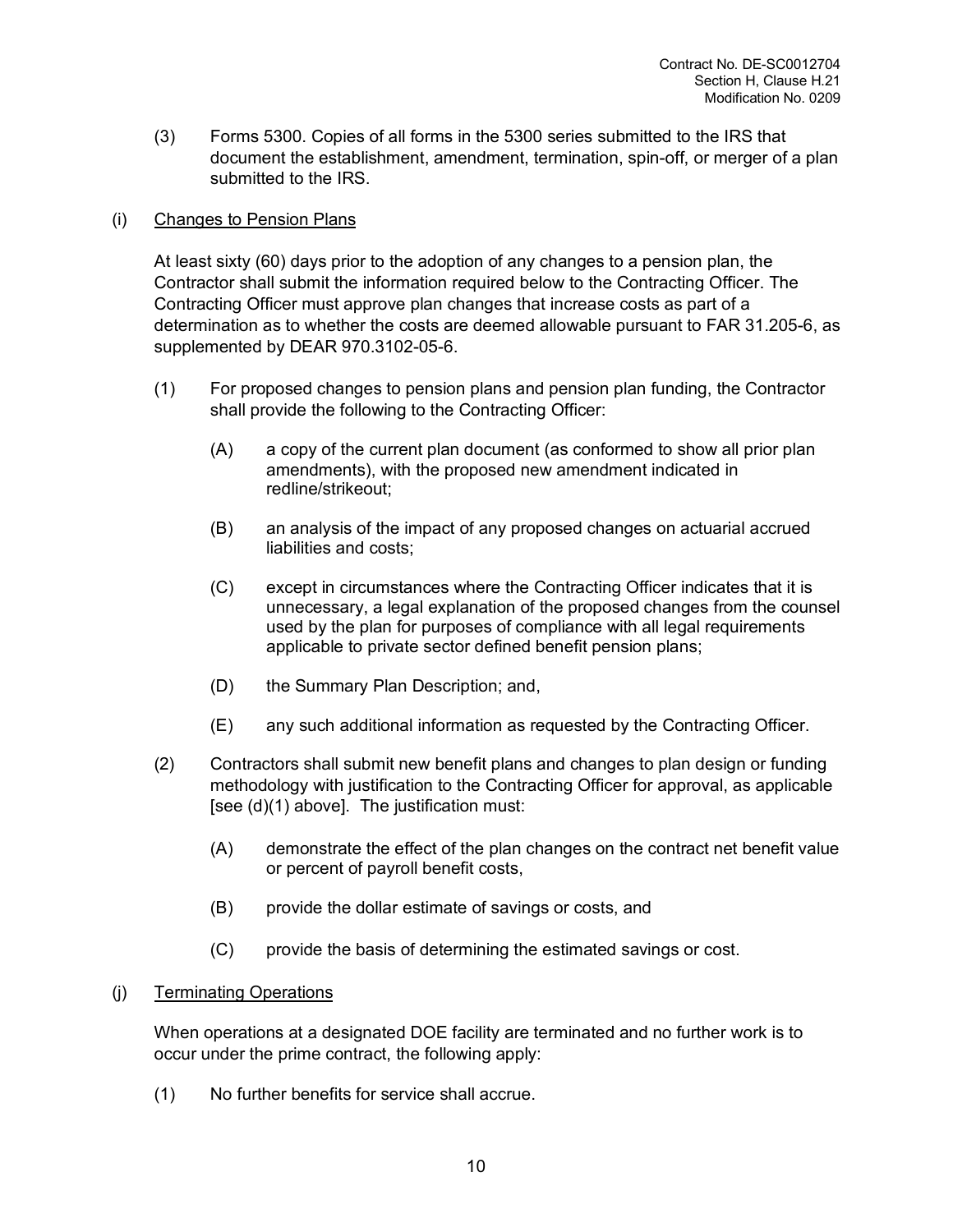(3) Forms 5300. Copies of all forms in the 5300 series submitted to the IRS that document the establishment, amendment, termination, spin-off, or merger of a plan submitted to the IRS.

(i) Changes to Pension Plans

At least sixty (60) days prior to the adoption of any changes to a pension plan, the Contractor shall submit the information required below to the Contracting Officer. The Contracting Officer must approve plan changes that increase costs as part of a determination as to whether the costs are deemed allowable pursuant to FAR 31.205-6, as supplemented by DEAR 970.3102-05-6.

(1) For proposed changes to pension plans and pension plan funding, the Contractor shall provide the following to the Contracting Officer:

(A) a copy of the current plan document (as conformed to show all prior plan amendments), with the proposed new amendment indicated in redline/strikeout;

(B) an analysis of the impact of any proposed changes on actuarial accrued liabilities and costs;

(C) except in circumstances where the Contracting Officer indicates that it is unnecessary, a legal explanation of the proposed changes from the counsel used by the plan for purposes of compliance with all legal requirements applicable to private sector defined benefit pension plans;

(D) the Summary Plan Description; and,

(E) any such additional information as requested by the Contracting Officer.

(2) Contractors shall submit new benefit plans and changes to plan design or funding methodology with justification to the Contracting Officer for approval, as applicable [see (d)(1) above]. The justification must:

(A) demonstrate the effect of the plan changes on the contract net benefit value or percent of payroll benefit costs,

(B) provide the dollar estimate of savings or costs, and

(C) provide the basis of determining the estimated savings or cost.

(j) Terminating Operations

When operations at a designated DOE facility are terminated and no further work is to occur under the prime contract, the following apply:

(1) No further benefits for service shall accrue.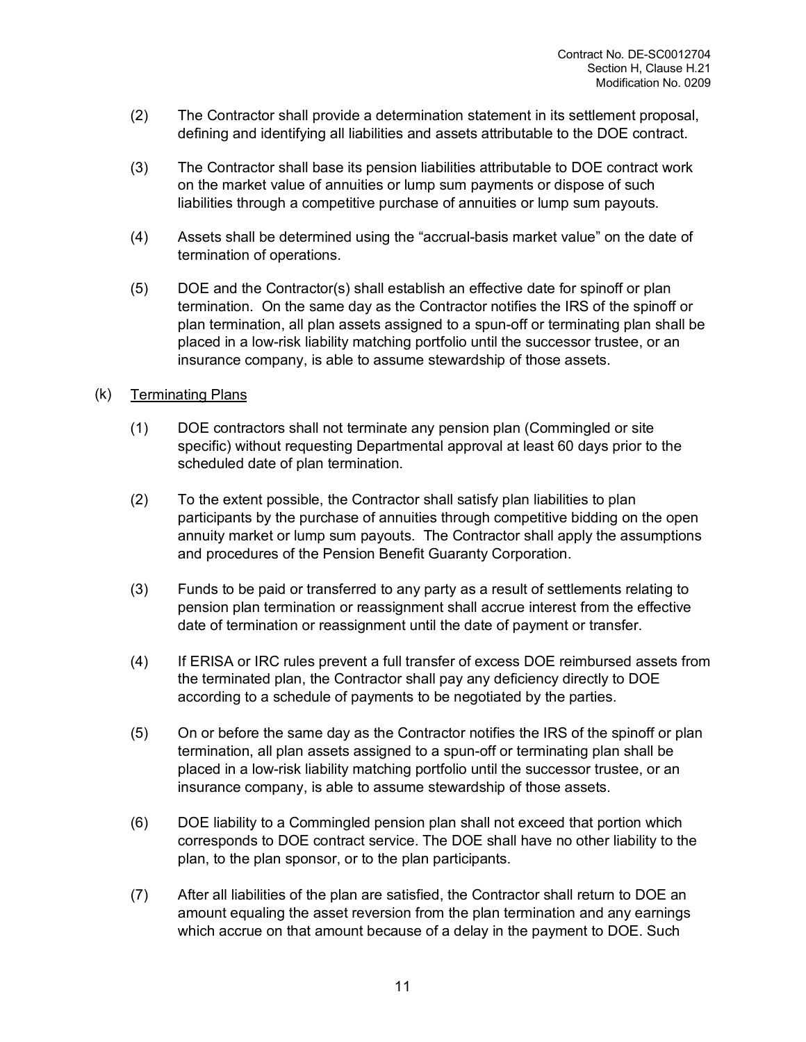(2) The Contractor shall provide a determination statement in its settlement proposal, defining and identifying all liabilities and assets attributable to the DOE contract.

(3) The Contractor shall base its pension liabilities attributable to DOE contract work on the market value of annuities or lump sum payments or dispose of such liabilities through a competitive purchase of annuities or lump sum payouts.

(4) Assets shall be determined using the "accrual-basis market value" on the date of termination of operations.

(5) DOE and the Contractor(s) shall establish an effective date for spinoff or plan termination. On the same day as the Contractor notifies the IRS of the spinoff or plan termination, all plan assets assigned to a spun-off or terminating plan shall be placed in a low-risk liability matching portfolio until the successor trustee, or an insurance company, is able to assume stewardship of those assets.

(k) Terminating Plans

(1) DOE contractors shall not terminate any pension plan (Commingled or site specific) without requesting Departmental approval at least 60 days prior to the scheduled date of plan termination.

(2) To the extent possible, the Contractor shall satisfy plan liabilities to plan participants by the purchase of annuities through competitive bidding on the open annuity market or lump sum payouts. The Contractor shall apply the assumptions and procedures of the Pension Benefit Guaranty Corporation.

(3) Funds to be paid or transferred to any party as a result of settlements relating to pension plan termination or reassignment shall accrue interest from the effective date of termination or reassignment until the date of payment or transfer.

(4) If ERISA or IRC rules prevent a full transfer of excess DOE reimbursed assets from the terminated plan, the Contractor shall pay any deficiency directly to DOE according to a schedule of payments to be negotiated by the parties.

(5) On or before the same day as the Contractor notifies the IRS of the spinoff or plan termination, all plan assets assigned to a spun-off or terminating plan shall be placed in a low-risk liability matching portfolio until the successor trustee, or an insurance company, is able to assume stewardship of those assets.

(6) DOE liability to a Commingled pension plan shall not exceed that portion which corresponds to DOE contract service. The DOE shall have no other liability to the plan, to the plan sponsor, or to the plan participants.

(7) After all liabilities of the plan are satisfied, the Contractor shall return to DOE an amount equaling the asset reversion from the plan termination and any earnings which accrue on that amount because of a delay in the payment to DOE. Such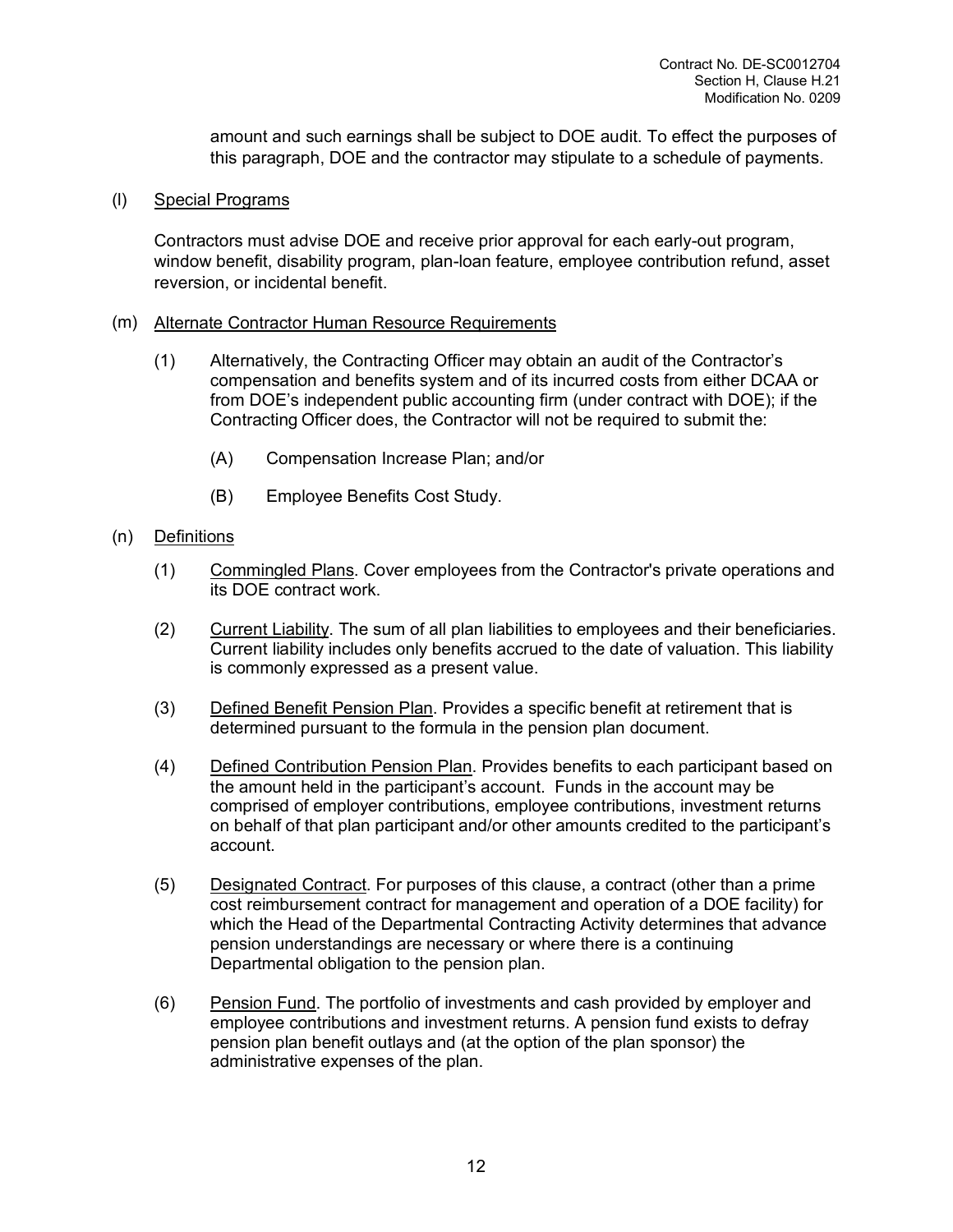amount and such earnings shall be subject to DOE audit. To effect the purposes of this paragraph, DOE and the contractor may stipulate to a schedule of payments.

(l) Special Programs

Contractors must advise DOE and receive prior approval for each early-out program, window benefit, disability program, plan-loan feature, employee contribution refund, asset reversion, or incidental benefit.

(m) Alternate Contractor Human Resource Requirements

(1) Alternatively, the Contracting Officer may obtain an audit of the Contractor's compensation and benefits system and of its incurred costs from either DCAA or from DOE's independent public accounting firm (under contract with DOE); if the Contracting Officer does, the Contractor will not be required to submit the:

(A) Compensation Increase Plan; and/or

(B) Employee Benefits Cost Study.

(n) Definitions

(1) Commingled Plans. Cover employees from the Contractor's private operations and its DOE contract work.

(2) Current Liability. The sum of all plan liabilities to employees and their beneficiaries. Current liability includes only benefits accrued to the date of valuation. This liability is commonly expressed as a present value.

(3) Defined Benefit Pension Plan. Provides a specific benefit at retirement that is determined pursuant to the formula in the pension plan document.

(4) Defined Contribution Pension Plan. Provides benefits to each participant based on the amount held in the participant's account. Funds in the account may be comprised of employer contributions, employee contributions, investment returns on behalf of that plan participant and/or other amounts credited to the participant's account.

(5) Designated Contract. For purposes of this clause, a contract (other than a prime cost reimbursement contract for management and operation of a DOE facility) for which the Head of the Departmental Contracting Activity determines that advance pension understandings are necessary or where there is a continuing Departmental obligation to the pension plan.

(6) Pension Fund. The portfolio of investments and cash provided by employer and employee contributions and investment returns. A pension fund exists to defray pension plan benefit outlays and (at the option of the plan sponsor) the administrative expenses of the plan.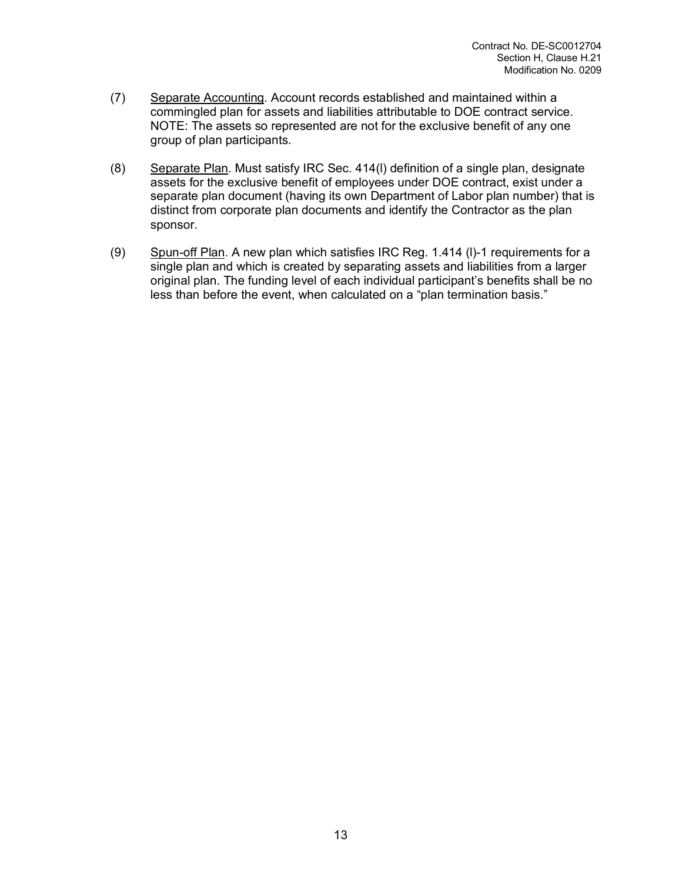(7) Separate Accounting. Account records established and maintained within a commingled plan for assets and liabilities attributable to DOE contract service. NOTE: The assets so represented are not for the exclusive benefit of any one group of plan participants.

(8) Separate Plan. Must satisfy IRC Sec. 414(l) definition of a single plan, designate assets for the exclusive benefit of employees under DOE contract, exist under a separate plan document (having its own Department of Labor plan number) that is distinct from corporate plan documents and identify the Contractor as the plan sponsor.

(9) Spun-off Plan. A new plan which satisfies IRC Reg. 1.414 (l)-1 requirements for a single plan and which is created by separating assets and liabilities from a larger original plan. The funding level of each individual participant's benefits shall be no less than before the event, when calculated on a "plan termination basis."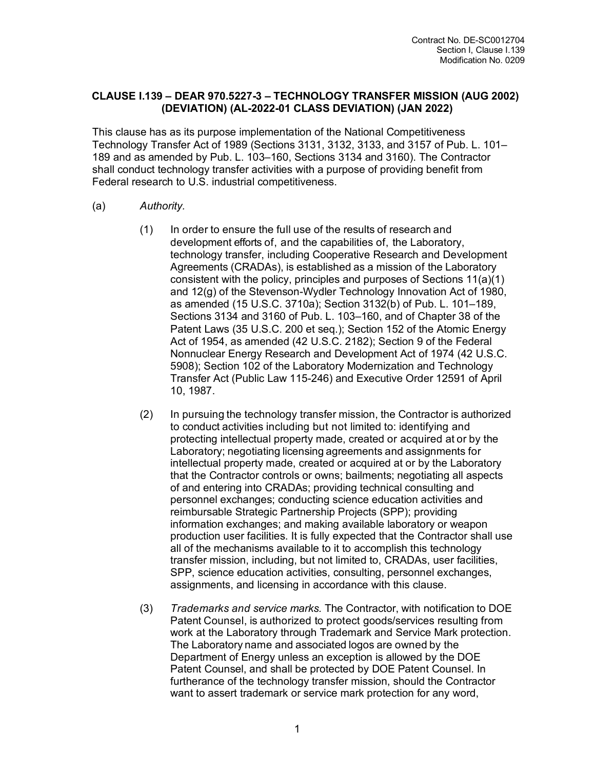**CLAUSE I.139 – DEAR 970.5227-3 – TECHNOLOGY TRANSFER MISSION (AUG 2002) (DEVIATION) (AL-2022-01 CLASS DEVIATION) (JAN 2022)**

This clause has as its purpose implementation of the National Competitiveness Technology Transfer Act of 1989 (Sections 3131, 3132, 3133, and 3157 of Pub. L. 101–189 and as amended by Pub. L. 103–160, Sections 3134 and 3160). The Contractor shall conduct technology transfer activities with a purpose of providing benefit from Federal research to U.S. industrial competitiveness.

(a) *Authority.*

(1) In order to ensure the full use of the results of research and development efforts of, and the capabilities of, the Laboratory, technology transfer, including Cooperative Research and Development Agreements (CRADAs), is established as a mission of the Laboratory consistent with the policy, principles and purposes of Sections 11(a)(1) and 12(g) of the Stevenson-Wydler Technology Innovation Act of 1980, as amended (15 U.S.C. 3710a); Section 3132(b) of Pub. L. 101–189, Sections 3134 and 3160 of Pub. L. 103–160, and of Chapter 38 of the Patent Laws (35 U.S.C. 200 et seq.); Section 152 of the Atomic Energy Act of 1954, as amended (42 U.S.C. 2182); Section 9 of the Federal Nonnuclear Energy Research and Development Act of 1974 (42 U.S.C. 5908); Section 102 of the Laboratory Modernization and Technology Transfer Act (Public Law 115-246) and Executive Order 12591 of April 10, 1987.

(2) In pursuing the technology transfer mission, the Contractor is authorized to conduct activities including but not limited to: identifying and protecting intellectual property made, created or acquired at or by the Laboratory; negotiating licensing agreements and assignments for intellectual property made, created or acquired at or by the Laboratory that the Contractor controls or owns; bailments; negotiating all aspects of and entering into CRADAs; providing technical consulting and personnel exchanges; conducting science education activities and reimbursable Strategic Partnership Projects (SPP); providing information exchanges; and making available laboratory or weapon production user facilities. It is fully expected that the Contractor shall use all of the mechanisms available to it to accomplish this technology transfer mission, including, but not limited to, CRADAs, user facilities, SPP, science education activities, consulting, personnel exchanges, assignments, and licensing in accordance with this clause.

(3) *Trademarks and service marks.* The Contractor, with notification to DOE Patent Counsel, is authorized to protect goods/services resulting from work at the Laboratory through Trademark and Service Mark protection. The Laboratory name and associated logos are owned by the Department of Energy unless an exception is allowed by the DOE Patent Counsel, and shall be protected by DOE Patent Counsel. In furtherance of the technology transfer mission, should the Contractor want to assert trademark or service mark protection for any word,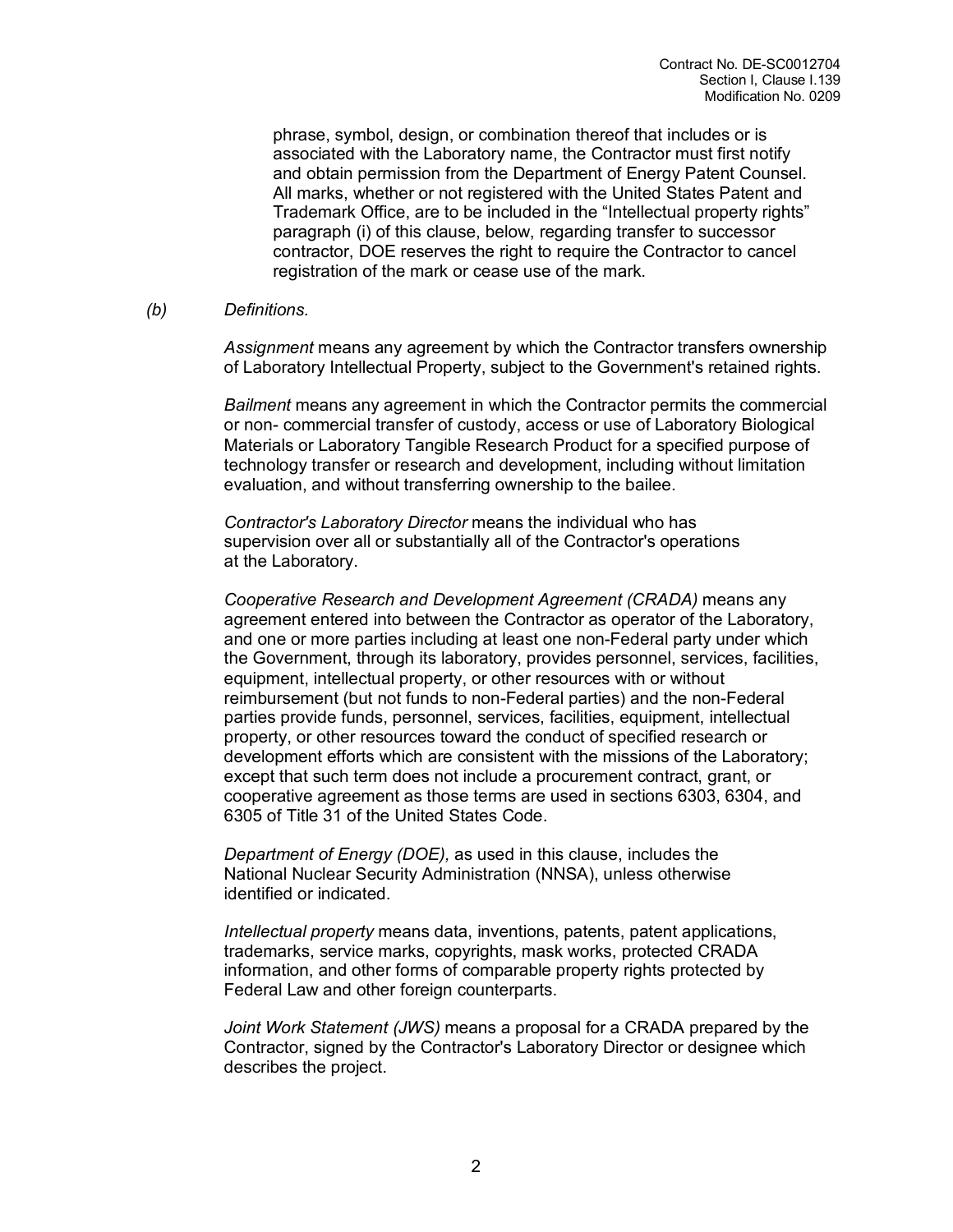phrase, symbol, design, or combination thereof that includes or is associated with the Laboratory name, the Contractor must first notify and obtain permission from the Department of Energy Patent Counsel. All marks, whether or not registered with the United States Patent and Trademark Office, are to be included in the "Intellectual property rights" paragraph (i) of this clause, below, regarding transfer to successor contractor, DOE reserves the right to require the Contractor to cancel registration of the mark or cease use of the mark.

*(b)* *Definitions.*

*Assignment* means any agreement by which the Contractor transfers ownership of Laboratory Intellectual Property, subject to the Government's retained rights.

*Bailment* means any agreement in which the Contractor permits the commercial or non- commercial transfer of custody, access or use of Laboratory Biological Materials or Laboratory Tangible Research Product for a specified purpose of technology transfer or research and development, including without limitation evaluation, and without transferring ownership to the bailee.

*Contractor's Laboratory Director* means the individual who has supervision over all or substantially all of the Contractor's operations at the Laboratory.

*Cooperative Research and Development Agreement (CRADA)* means any agreement entered into between the Contractor as operator of the Laboratory, and one or more parties including at least one non-Federal party under which the Government, through its laboratory, provides personnel, services, facilities, equipment, intellectual property, or other resources with or without reimbursement (but not funds to non-Federal parties) and the non-Federal parties provide funds, personnel, services, facilities, equipment, intellectual property, or other resources toward the conduct of specified research or development efforts which are consistent with the missions of the Laboratory; except that such term does not include a procurement contract, grant, or cooperative agreement as those terms are used in sections 6303, 6304, and 6305 of Title 31 of the United States Code.

*Department of Energy (DOE),* as used in this clause, includes the National Nuclear Security Administration (NNSA), unless otherwise identified or indicated.

*Intellectual property* means data, inventions, patents, patent applications, trademarks, service marks, copyrights, mask works, protected CRADA information, and other forms of comparable property rights protected by Federal Law and other foreign counterparts.

*Joint Work Statement (JWS)* means a proposal for a CRADA prepared by the Contractor, signed by the Contractor's Laboratory Director or designee which describes the project.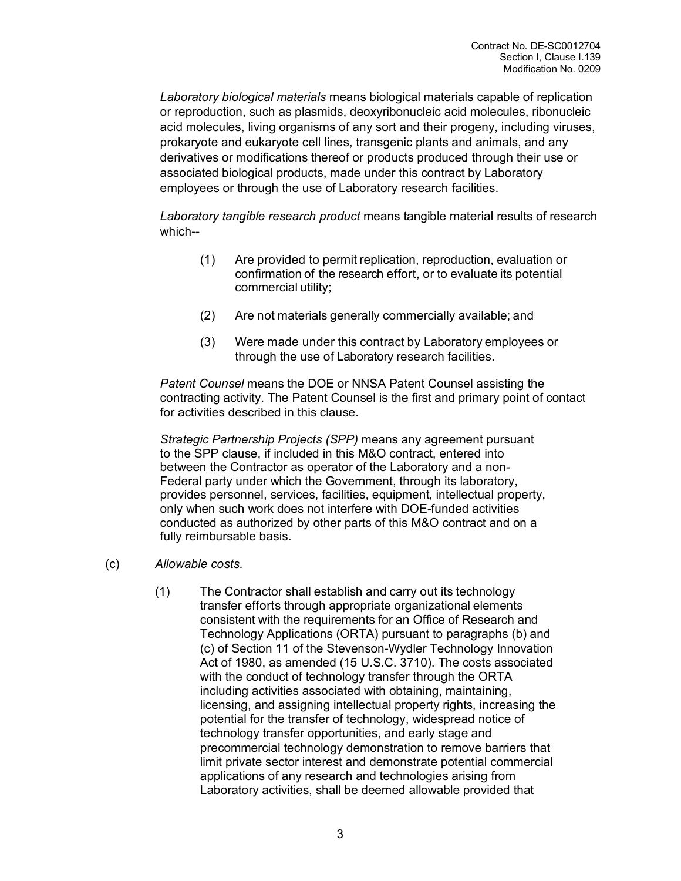*Laboratory biological materials* means biological materials capable of replication or reproduction, such as plasmids, deoxyribonucleic acid molecules, ribonucleic acid molecules, living organisms of any sort and their progeny, including viruses, prokaryote and eukaryote cell lines, transgenic plants and animals, and any derivatives or modifications thereof or products produced through their use or associated biological products, made under this contract by Laboratory employees or through the use of Laboratory research facilities.

*Laboratory tangible research product* means tangible material results of research which--

(1) Are provided to permit replication, reproduction, evaluation or confirmation of the research effort, or to evaluate its potential commercial utility;

(2) Are not materials generally commercially available; and

(3) Were made under this contract by Laboratory employees or through the use of Laboratory research facilities.

*Patent Counsel* means the DOE or NNSA Patent Counsel assisting the contracting activity. The Patent Counsel is the first and primary point of contact for activities described in this clause.

*Strategic Partnership Projects (SPP)* means any agreement pursuant to the SPP clause, if included in this M&O contract, entered into between the Contractor as operator of the Laboratory and a non-Federal party under which the Government, through its laboratory, provides personnel, services, facilities, equipment, intellectual property, only when such work does not interfere with DOE-funded activities conducted as authorized by other parts of this M&O contract and on a fully reimbursable basis.

(c) *Allowable costs*.

(1) The Contractor shall establish and carry out its technology transfer efforts through appropriate organizational elements consistent with the requirements for an Office of Research and Technology Applications (ORTA) pursuant to paragraphs (b) and (c) of Section 11 of the Stevenson-Wydler Technology Innovation Act of 1980, as amended (15 U.S.C. 3710). The costs associated with the conduct of technology transfer through the ORTA including activities associated with obtaining, maintaining, licensing, and assigning intellectual property rights, increasing the potential for the transfer of technology, widespread notice of technology transfer opportunities, and early stage and precommercial technology demonstration to remove barriers that limit private sector interest and demonstrate potential commercial applications of any research and technologies arising from Laboratory activities, shall be deemed allowable provided that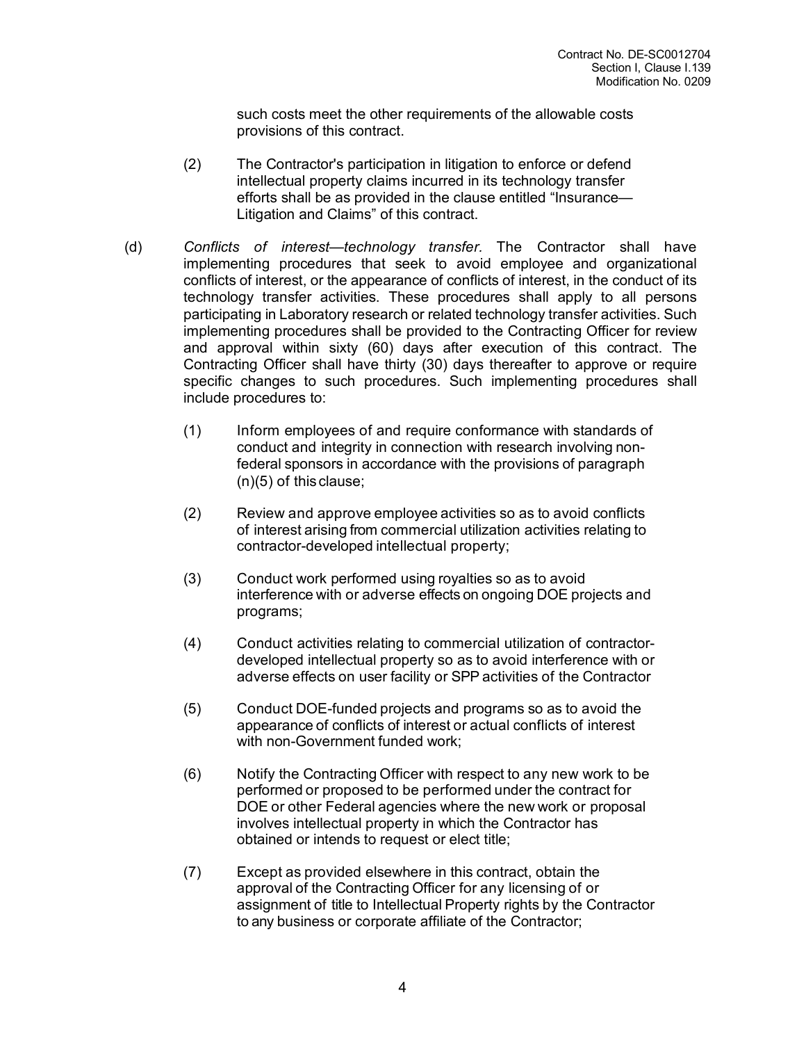such costs meet the other requirements of the allowable costs provisions of this contract.

(2) The Contractor's participation in litigation to enforce or defend intellectual property claims incurred in its technology transfer efforts shall be as provided in the clause entitled "Insurance—Litigation and Claims" of this contract.

(d) *Conflicts of interest—technology transfer.* The Contractor shall have implementing procedures that seek to avoid employee and organizational conflicts of interest, or the appearance of conflicts of interest, in the conduct of its technology transfer activities. These procedures shall apply to all persons participating in Laboratory research or related technology transfer activities. Such implementing procedures shall be provided to the Contracting Officer for review and approval within sixty (60) days after execution of this contract. The Contracting Officer shall have thirty (30) days thereafter to approve or require specific changes to such procedures. Such implementing procedures shall include procedures to:

(1) Inform employees of and require conformance with standards of conduct and integrity in connection with research involving non-federal sponsors in accordance with the provisions of paragraph (n)(5) of this clause;

(2) Review and approve employee activities so as to avoid conflicts of interest arising from commercial utilization activities relating to contractor-developed intellectual property;

(3) Conduct work performed using royalties so as to avoid interference with or adverse effects on ongoing DOE projects and programs;

(4) Conduct activities relating to commercial utilization of contractor-developed intellectual property so as to avoid interference with or adverse effects on user facility or SPP activities of the Contractor

(5) Conduct DOE-funded projects and programs so as to avoid the appearance of conflicts of interest or actual conflicts of interest with non-Government funded work;

(6) Notify the Contracting Officer with respect to any new work to be performed or proposed to be performed under the contract for DOE or other Federal agencies where the new work or proposal involves intellectual property in which the Contractor has obtained or intends to request or elect title;

(7) Except as provided elsewhere in this contract, obtain the approval of the Contracting Officer for any licensing of or assignment of title to Intellectual Property rights by the Contractor to any business or corporate affiliate of the Contractor;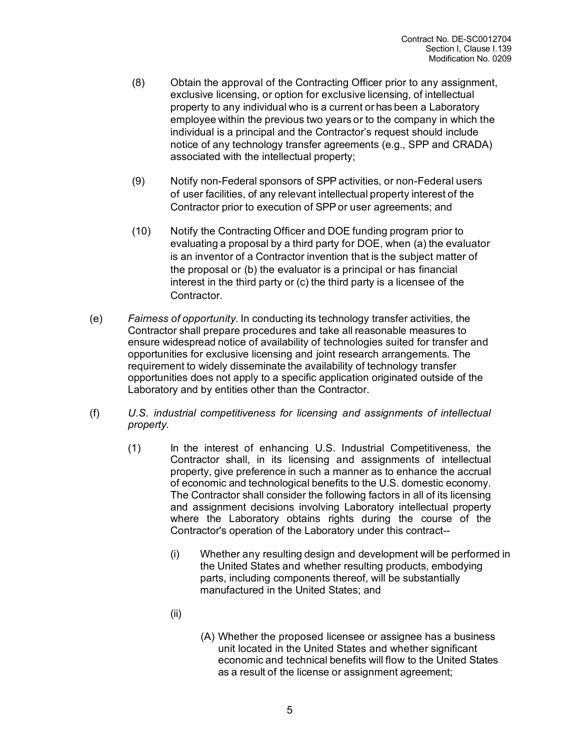(8) Obtain the approval of the Contracting Officer prior to any assignment, exclusive licensing, or option for exclusive licensing, of intellectual property to any individual who is a current or has been a Laboratory employee within the previous two years or to the company in which the individual is a principal and the Contractor's request should include notice of any technology transfer agreements (e.g., SPP and CRADA) associated with the intellectual property;

(9) Notify non-Federal sponsors of SPP activities, or non-Federal users of user facilities, of any relevant intellectual property interest of the Contractor prior to execution of SPP or user agreements; and

(10) Notify the Contracting Officer and DOE funding program prior to evaluating a proposal by a third party for DOE, when (a) the evaluator is an inventor of a Contractor invention that is the subject matter of the proposal or (b) the evaluator is a principal or has financial interest in the third party or (c) the third party is a licensee of the Contractor.

(e) *Fairness of opportunity.* In conducting its technology transfer activities, the Contractor shall prepare procedures and take all reasonable measures to ensure widespread notice of availability of technologies suited for transfer and opportunities for exclusive licensing and joint research arrangements. The requirement to widely disseminate the availability of technology transfer opportunities does not apply to a specific application originated outside of the Laboratory and by entities other than the Contractor.

(f) *U.S. industrial competitiveness for licensing and assignments of intellectual property.*

(1) In the interest of enhancing U.S. Industrial Competitiveness, the Contractor shall, in its licensing and assignments of intellectual property, give preference in such a manner as to enhance the accrual of economic and technological benefits to the U.S. domestic economy. The Contractor shall consider the following factors in all of its licensing and assignment decisions involving Laboratory intellectual property where the Laboratory obtains rights during the course of the Contractor's operation of the Laboratory under this contract--

(i) Whether any resulting design and development will be performed in the United States and whether resulting products, embodying parts, including components thereof, will be substantially manufactured in the United States; and

(ii)

(A) Whether the proposed licensee or assignee has a business unit located in the United States and whether significant economic and technical benefits will flow to the United States as a result of the license or assignment agreement;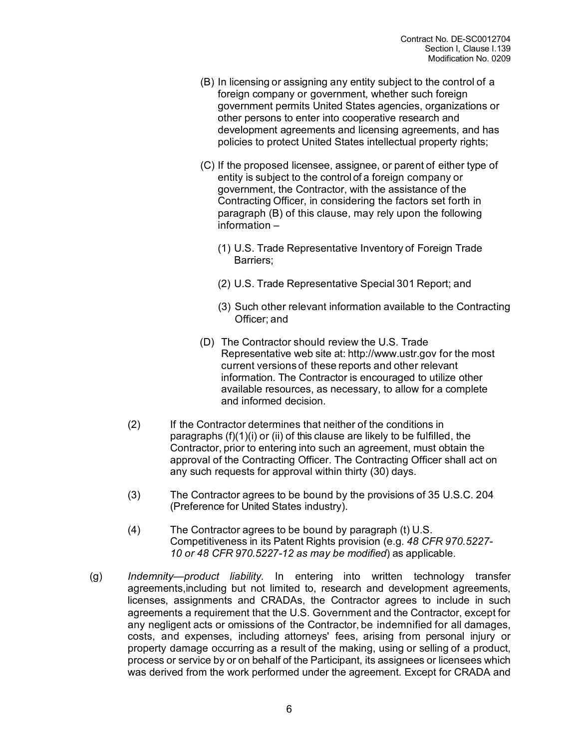(B) In licensing or assigning any entity subject to the control of a foreign company or government, whether such foreign government permits United States agencies, organizations or other persons to enter into cooperative research and development agreements and licensing agreements, and has policies to protect United States intellectual property rights;

(C) If the proposed licensee, assignee, or parent of either type of entity is subject to the control of a foreign company or government, the Contractor, with the assistance of the Contracting Officer, in considering the factors set forth in paragraph (B) of this clause, may rely upon the following information –

(1) U.S. Trade Representative Inventory of Foreign Trade Barriers;

(2) U.S. Trade Representative Special 301 Report; and

(3) Such other relevant information available to the Contracting Officer; and

(D) The Contractor should review the U.S. Trade Representative web site at: http://www.ustr.gov for the most current versions of these reports and other relevant information. The Contractor is encouraged to utilize other available resources, as necessary, to allow for a complete and informed decision.

(2) If the Contractor determines that neither of the conditions in paragraphs (f)(1)(i) or (ii) of this clause are likely to be fulfilled, the Contractor, prior to entering into such an agreement, must obtain the approval of the Contracting Officer. The Contracting Officer shall act on any such requests for approval within thirty (30) days.

(3) The Contractor agrees to be bound by the provisions of 35 U.S.C. 204 (Preference for United States industry).

(4) The Contractor agrees to be bound by paragraph (t) U.S. Competitiveness in its Patent Rights provision (e.g. *48 CFR 970.5227-10 or 48 CFR 970.5227-12 as may be modified*) as applicable.

(g) *Indemnity—product liability.* In entering into written technology transfer agreements,including but not limited to, research and development agreements, licenses, assignments and CRADAs, the Contractor agrees to include in such agreements a requirement that the U.S. Government and the Contractor, except for any negligent acts or omissions of the Contractor, be indemnified for all damages, costs, and expenses, including attorneys' fees, arising from personal injury or property damage occurring as a result of the making, using or selling of a product, process or service by or on behalf of the Participant, its assignees or licensees which was derived from the work performed under the agreement. Except for CRADA and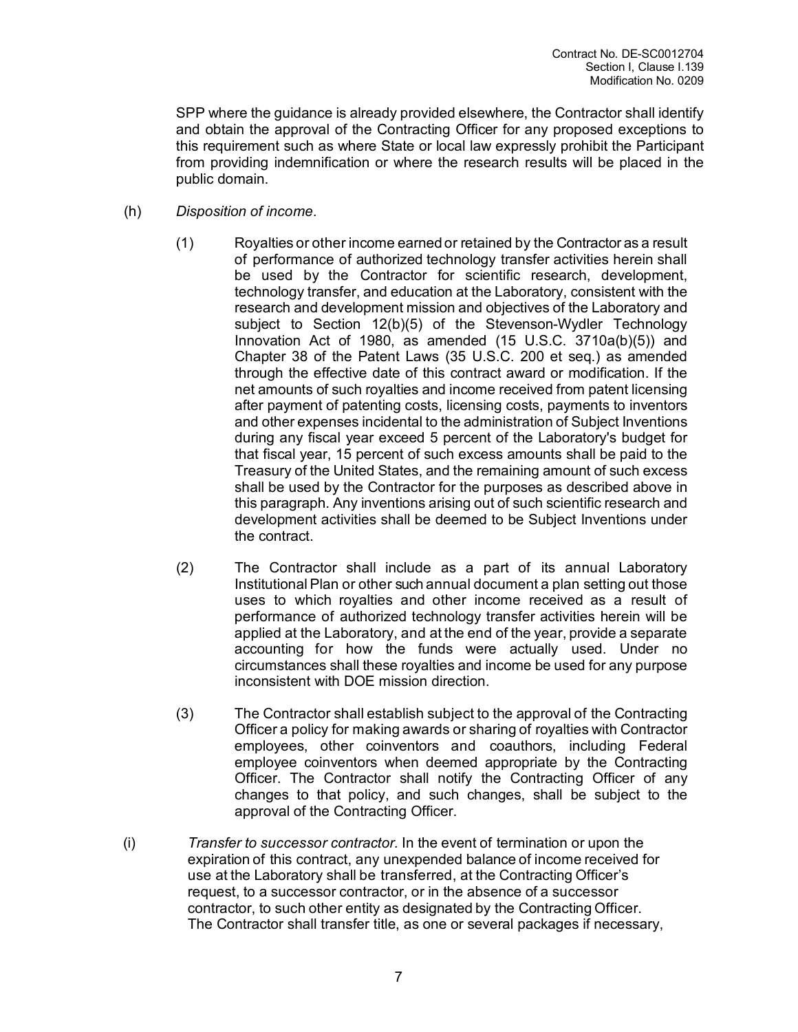SPP where the guidance is already provided elsewhere, the Contractor shall identify and obtain the approval of the Contracting Officer for any proposed exceptions to this requirement such as where State or local law expressly prohibit the Participant from providing indemnification or where the research results will be placed in the public domain.

(h) *Disposition of income.*

(1) Royalties or other income earned or retained by the Contractor as a result of performance of authorized technology transfer activities herein shall be used by the Contractor for scientific research, development, technology transfer, and education at the Laboratory, consistent with the research and development mission and objectives of the Laboratory and subject to Section 12(b)(5) of the Stevenson-Wydler Technology Innovation Act of 1980, as amended (15 U.S.C. 3710a(b)(5)) and Chapter 38 of the Patent Laws (35 U.S.C. 200 et seq.) as amended through the effective date of this contract award or modification. If the net amounts of such royalties and income received from patent licensing after payment of patenting costs, licensing costs, payments to inventors and other expenses incidental to the administration of Subject Inventions during any fiscal year exceed 5 percent of the Laboratory's budget for that fiscal year, 15 percent of such excess amounts shall be paid to the Treasury of the United States, and the remaining amount of such excess shall be used by the Contractor for the purposes as described above in this paragraph. Any inventions arising out of such scientific research and development activities shall be deemed to be Subject Inventions under the contract.

(2) The Contractor shall include as a part of its annual Laboratory Institutional Plan or other such annual document a plan setting out those uses to which royalties and other income received as a result of performance of authorized technology transfer activities herein will be applied at the Laboratory, and at the end of the year, provide a separate accounting for how the funds were actually used. Under no circumstances shall these royalties and income be used for any purpose inconsistent with DOE mission direction.

(3) The Contractor shall establish subject to the approval of the Contracting Officer a policy for making awards or sharing of royalties with Contractor employees, other coinventors and coauthors, including Federal employee coinventors when deemed appropriate by the Contracting Officer. The Contractor shall notify the Contracting Officer of any changes to that policy, and such changes, shall be subject to the approval of the Contracting Officer.

(i) *Transfer to successor contractor.* In the event of termination or upon the expiration of this contract, any unexpended balance of income received for use at the Laboratory shall be transferred, at the Contracting Officer's request, to a successor contractor, or in the absence of a successor contractor, to such other entity as designated by the Contracting Officer. The Contractor shall transfer title, as one or several packages if necessary,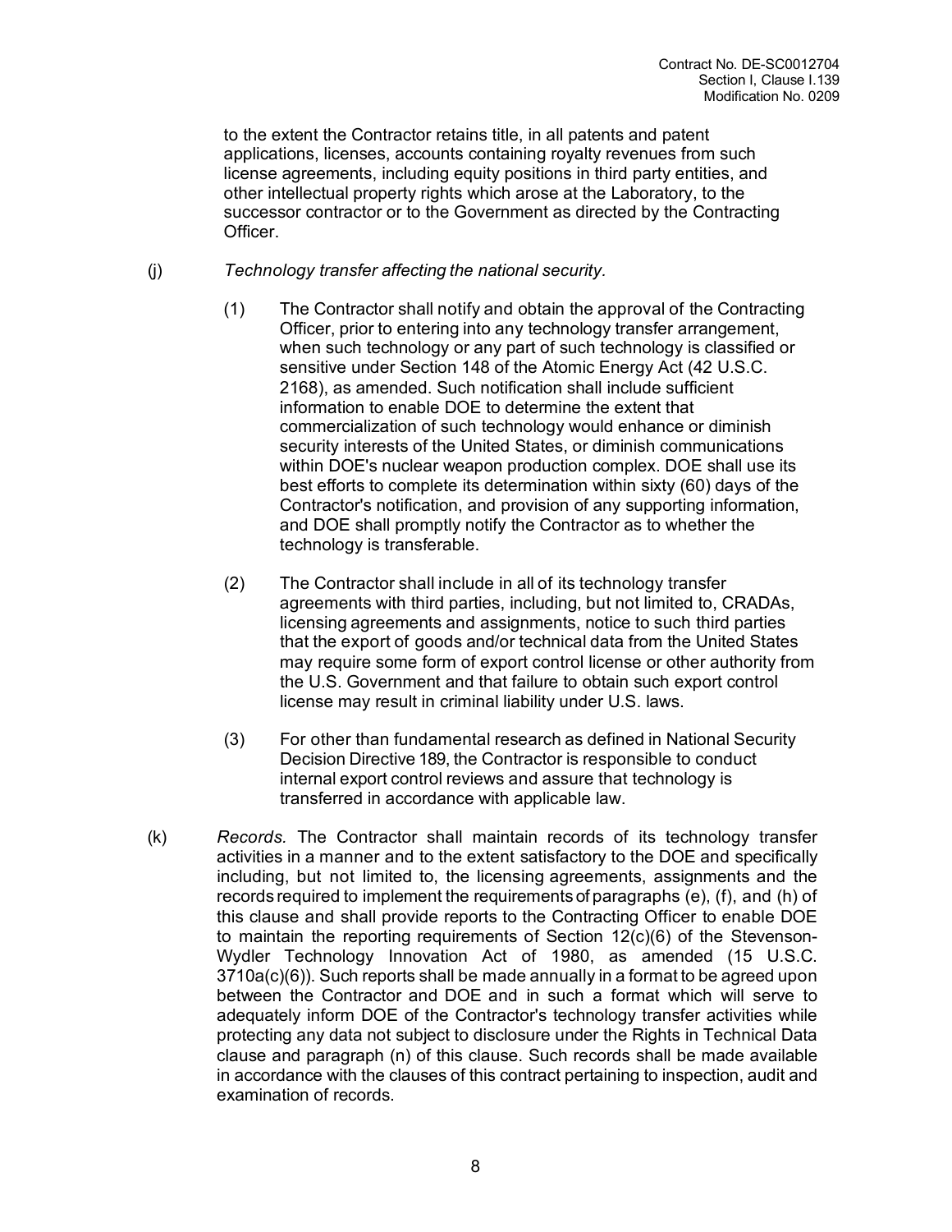to the extent the Contractor retains title, in all patents and patent applications, licenses, accounts containing royalty revenues from such license agreements, including equity positions in third party entities, and other intellectual property rights which arose at the Laboratory, to the successor contractor or to the Government as directed by the Contracting Officer.

(j) *Technology transfer affecting the national security.*

(1) The Contractor shall notify and obtain the approval of the Contracting Officer, prior to entering into any technology transfer arrangement, when such technology or any part of such technology is classified or sensitive under Section 148 of the Atomic Energy Act (42 U.S.C. 2168), as amended. Such notification shall include sufficient information to enable DOE to determine the extent that commercialization of such technology would enhance or diminish security interests of the United States, or diminish communications within DOE's nuclear weapon production complex. DOE shall use its best efforts to complete its determination within sixty (60) days of the Contractor's notification, and provision of any supporting information, and DOE shall promptly notify the Contractor as to whether the technology is transferable.

(2) The Contractor shall include in all of its technology transfer agreements with third parties, including, but not limited to, CRADAs, licensing agreements and assignments, notice to such third parties that the export of goods and/or technical data from the United States may require some form of export control license or other authority from the U.S. Government and that failure to obtain such export control license may result in criminal liability under U.S. laws.

(3) For other than fundamental research as defined in National Security Decision Directive 189, the Contractor is responsible to conduct internal export control reviews and assure that technology is transferred in accordance with applicable law.

(k) *Records.* The Contractor shall maintain records of its technology transfer activities in a manner and to the extent satisfactory to the DOE and specifically including, but not limited to, the licensing agreements, assignments and the records required to implement the requirements of paragraphs (e), (f), and (h) of this clause and shall provide reports to the Contracting Officer to enable DOE to maintain the reporting requirements of Section 12(c)(6) of the Stevenson-Wydler Technology Innovation Act of 1980, as amended (15 U.S.C. 3710a(c)(6)). Such reports shall be made annually in a format to be agreed upon between the Contractor and DOE and in such a format which will serve to adequately inform DOE of the Contractor's technology transfer activities while protecting any data not subject to disclosure under the Rights in Technical Data clause and paragraph (n) of this clause. Such records shall be made available in accordance with the clauses of this contract pertaining to inspection, audit and examination of records.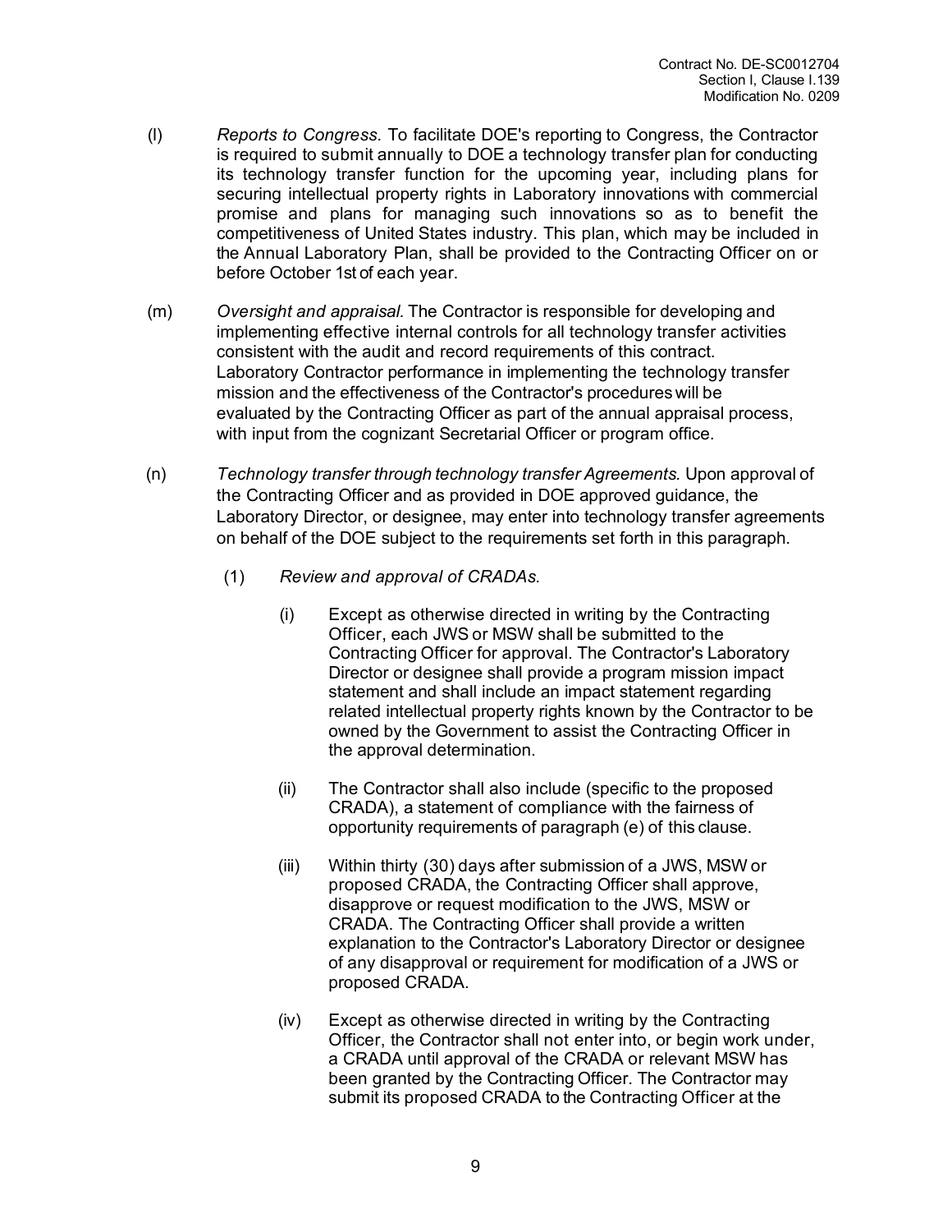(l) *Reports to Congress.* To facilitate DOE's reporting to Congress, the Contractor is required to submit annually to DOE a technology transfer plan for conducting its technology transfer function for the upcoming year, including plans for securing intellectual property rights in Laboratory innovations with commercial promise and plans for managing such innovations so as to benefit the competitiveness of United States industry. This plan, which may be included in the Annual Laboratory Plan, shall be provided to the Contracting Officer on or before October 1st of each year.

(m) *Oversight and appraisal.* The Contractor is responsible for developing and implementing effective internal controls for all technology transfer activities consistent with the audit and record requirements of this contract. Laboratory Contractor performance in implementing the technology transfer mission and the effectiveness of the Contractor's procedures will be evaluated by the Contracting Officer as part of the annual appraisal process, with input from the cognizant Secretarial Officer or program office.

(n) *Technology transfer through technology transfer Agreements.* Upon approval of the Contracting Officer and as provided in DOE approved guidance, the Laboratory Director, or designee, may enter into technology transfer agreements on behalf of the DOE subject to the requirements set forth in this paragraph.

(1) *Review and approval of CRADAs.*

(i) Except as otherwise directed in writing by the Contracting Officer, each JWS or MSW shall be submitted to the Contracting Officer for approval. The Contractor's Laboratory Director or designee shall provide a program mission impact statement and shall include an impact statement regarding related intellectual property rights known by the Contractor to be owned by the Government to assist the Contracting Officer in the approval determination.

(ii) The Contractor shall also include (specific to the proposed CRADA), a statement of compliance with the fairness of opportunity requirements of paragraph (e) of this clause.

(iii) Within thirty (30) days after submission of a JWS, MSW or proposed CRADA, the Contracting Officer shall approve, disapprove or request modification to the JWS, MSW or CRADA. The Contracting Officer shall provide a written explanation to the Contractor's Laboratory Director or designee of any disapproval or requirement for modification of a JWS or proposed CRADA.

(iv) Except as otherwise directed in writing by the Contracting Officer, the Contractor shall not enter into, or begin work under, a CRADA until approval of the CRADA or relevant MSW has been granted by the Contracting Officer. The Contractor may submit its proposed CRADA to the Contracting Officer at the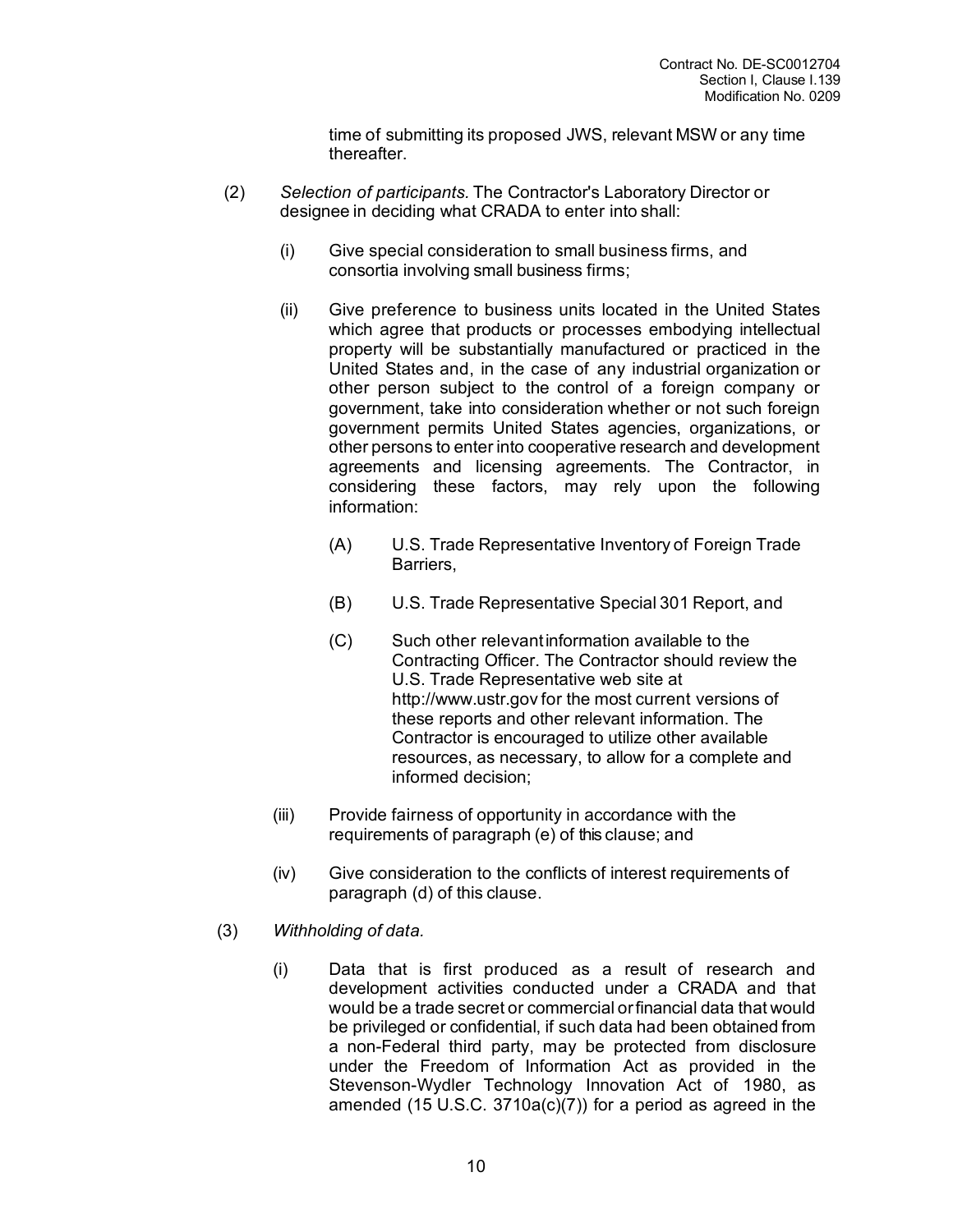time of submitting its proposed JWS, relevant MSW or any time thereafter.

(2) *Selection of participants.* The Contractor's Laboratory Director or designee in deciding what CRADA to enter into shall:

(i) Give special consideration to small business firms, and consortia involving small business firms;

(ii) Give preference to business units located in the United States which agree that products or processes embodying intellectual property will be substantially manufactured or practiced in the United States and, in the case of any industrial organization or other person subject to the control of a foreign company or government, take into consideration whether or not such foreign government permits United States agencies, organizations, or other persons to enter into cooperative research and development agreements and licensing agreements. The Contractor, in considering these factors, may rely upon the following information:

(A) U.S. Trade Representative Inventory of Foreign Trade Barriers,

(B) U.S. Trade Representative Special 301 Report, and

(C) Such other relevant information available to the Contracting Officer. The Contractor should review the U.S. Trade Representative web site at http://www.ustr.gov for the most current versions of these reports and other relevant information. The Contractor is encouraged to utilize other available resources, as necessary, to allow for a complete and informed decision;

(iii) Provide fairness of opportunity in accordance with the requirements of paragraph (e) of this clause; and

(iv) Give consideration to the conflicts of interest requirements of paragraph (d) of this clause.

(3) *Withholding of data.*

(i) Data that is first produced as a result of research and development activities conducted under a CRADA and that would be a trade secret or commercial or financial data that would be privileged or confidential, if such data had been obtained from a non-Federal third party, may be protected from disclosure under the Freedom of Information Act as provided in the Stevenson-Wydler Technology Innovation Act of 1980, as amended (15 U.S.C. 3710a(c)(7)) for a period as agreed in the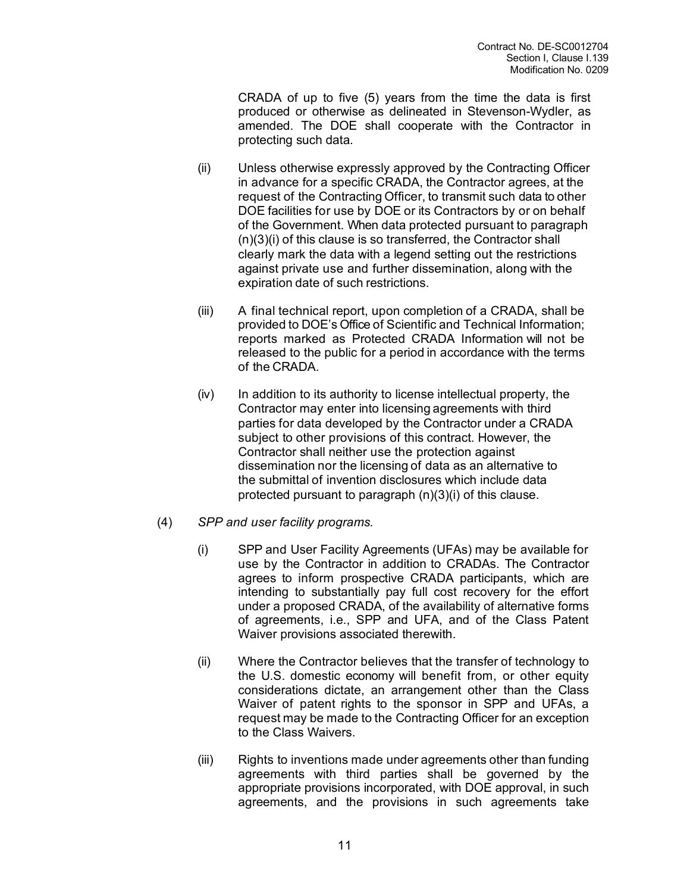CRADA of up to five (5) years from the time the data is first produced or otherwise as delineated in Stevenson-Wydler, as amended. The DOE shall cooperate with the Contractor in protecting such data.

(ii) Unless otherwise expressly approved by the Contracting Officer in advance for a specific CRADA, the Contractor agrees, at the request of the Contracting Officer, to transmit such data to other DOE facilities for use by DOE or its Contractors by or on behalf of the Government. When data protected pursuant to paragraph (n)(3)(i) of this clause is so transferred, the Contractor shall clearly mark the data with a legend setting out the restrictions against private use and further dissemination, along with the expiration date of such restrictions.

(iii) A final technical report, upon completion of a CRADA, shall be provided to DOE's Office of Scientific and Technical Information; reports marked as Protected CRADA Information will not be released to the public for a period in accordance with the terms of the CRADA.

(iv) In addition to its authority to license intellectual property, the Contractor may enter into licensing agreements with third parties for data developed by the Contractor under a CRADA subject to other provisions of this contract. However, the Contractor shall neither use the protection against dissemination nor the licensing of data as an alternative to the submittal of invention disclosures which include data protected pursuant to paragraph (n)(3)(i) of this clause.

(4) *SPP and user facility programs.*

(i) SPP and User Facility Agreements (UFAs) may be available for use by the Contractor in addition to CRADAs. The Contractor agrees to inform prospective CRADA participants, which are intending to substantially pay full cost recovery for the effort under a proposed CRADA, of the availability of alternative forms of agreements, i.e., SPP and UFA, and of the Class Patent Waiver provisions associated therewith.

(ii) Where the Contractor believes that the transfer of technology to the U.S. domestic economy will benefit from, or other equity considerations dictate, an arrangement other than the Class Waiver of patent rights to the sponsor in SPP and UFAs, a request may be made to the Contracting Officer for an exception to the Class Waivers.

(iii) Rights to inventions made under agreements other than funding agreements with third parties shall be governed by the appropriate provisions incorporated, with DOE approval, in such agreements, and the provisions in such agreements take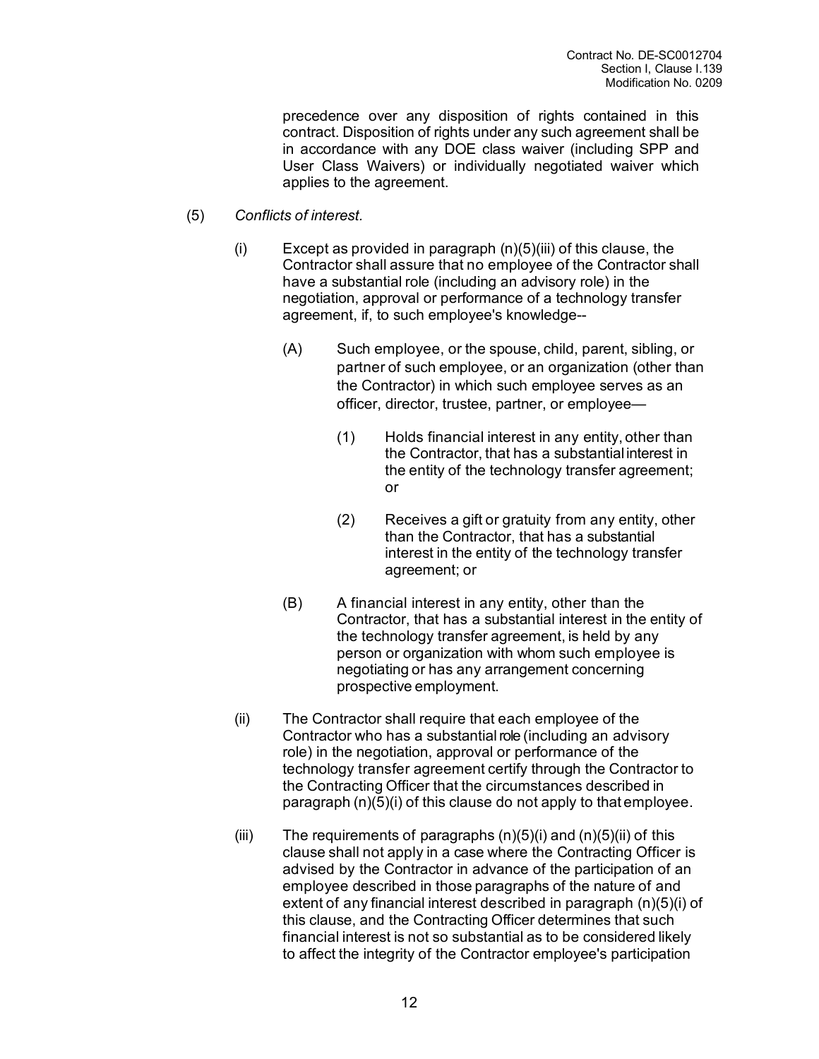precedence over any disposition of rights contained in this contract. Disposition of rights under any such agreement shall be in accordance with any DOE class waiver (including SPP and User Class Waivers) or individually negotiated waiver which applies to the agreement.

(5) *Conflicts of interest*.

(i) Except as provided in paragraph (n)(5)(iii) of this clause, the Contractor shall assure that no employee of the Contractor shall have a substantial role (including an advisory role) in the negotiation, approval or performance of a technology transfer agreement, if, to such employee's knowledge--

(A) Such employee, or the spouse, child, parent, sibling, or partner of such employee, or an organization (other than the Contractor) in which such employee serves as an officer, director, trustee, partner, or employee—

(1) Holds financial interest in any entity, other than the Contractor, that has a substantial interest in the entity of the technology transfer agreement; or

(2) Receives a gift or gratuity from any entity, other than the Contractor, that has a substantial interest in the entity of the technology transfer agreement; or

(B) A financial interest in any entity, other than the Contractor, that has a substantial interest in the entity of the technology transfer agreement, is held by any person or organization with whom such employee is negotiating or has any arrangement concerning prospective employment.

(ii) The Contractor shall require that each employee of the Contractor who has a substantial role (including an advisory role) in the negotiation, approval or performance of the technology transfer agreement certify through the Contractor to the Contracting Officer that the circumstances described in paragraph (n)(5)(i) of this clause do not apply to that employee.

(iii) The requirements of paragraphs (n)(5)(i) and (n)(5)(ii) of this clause shall not apply in a case where the Contracting Officer is advised by the Contractor in advance of the participation of an employee described in those paragraphs of the nature of and extent of any financial interest described in paragraph (n)(5)(i) of this clause, and the Contracting Officer determines that such financial interest is not so substantial as to be considered likely to affect the integrity of the Contractor employee's participation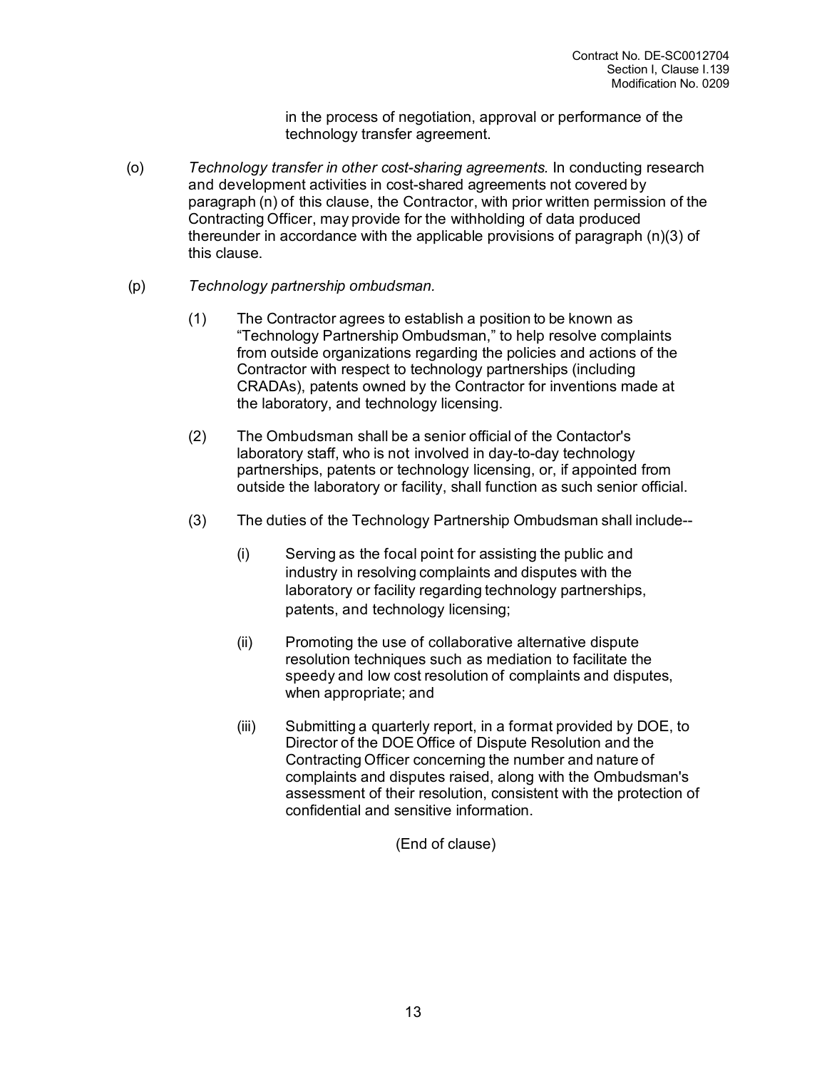in the process of negotiation, approval or performance of the technology transfer agreement.

(o) *Technology transfer in other cost-sharing agreements.* In conducting research and development activities in cost-shared agreements not covered by paragraph (n) of this clause, the Contractor, with prior written permission of the Contracting Officer, may provide for the withholding of data produced thereunder in accordance with the applicable provisions of paragraph (n)(3) of this clause.

(p) *Technology partnership ombudsman.*

(1) The Contractor agrees to establish a position to be known as "Technology Partnership Ombudsman," to help resolve complaints from outside organizations regarding the policies and actions of the Contractor with respect to technology partnerships (including CRADAs), patents owned by the Contractor for inventions made at the laboratory, and technology licensing.

(2) The Ombudsman shall be a senior official of the Contactor's laboratory staff, who is not involved in day-to-day technology partnerships, patents or technology licensing, or, if appointed from outside the laboratory or facility, shall function as such senior official.

(3) The duties of the Technology Partnership Ombudsman shall include--

(i) Serving as the focal point for assisting the public and industry in resolving complaints and disputes with the laboratory or facility regarding technology partnerships, patents, and technology licensing;

(ii) Promoting the use of collaborative alternative dispute resolution techniques such as mediation to facilitate the speedy and low cost resolution of complaints and disputes, when appropriate; and

(iii) Submitting a quarterly report, in a format provided by DOE, to Director of the DOE Office of Dispute Resolution and the Contracting Officer concerning the number and nature of complaints and disputes raised, along with the Ombudsman's assessment of their resolution, consistent with the protection of confidential and sensitive information.

(End of clause)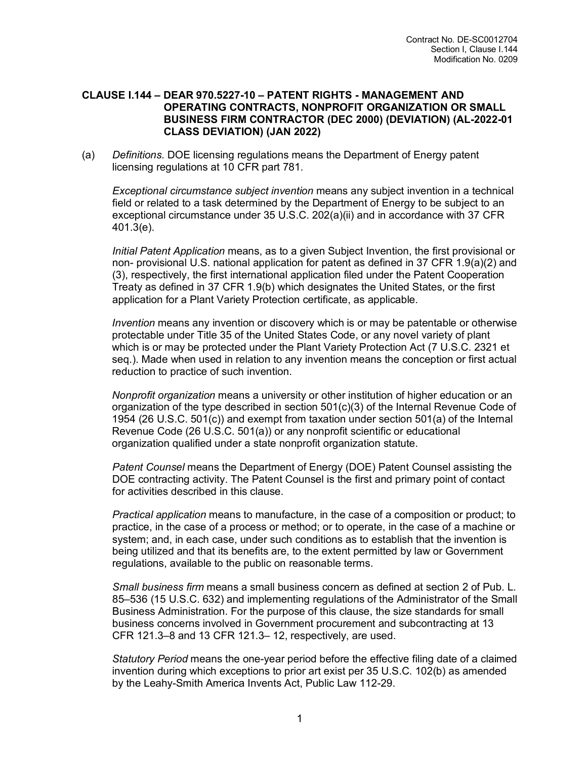## CLAUSE I.144 – DEAR 970.5227-10 – PATENT RIGHTS - MANAGEMENT AND OPERATING CONTRACTS, NONPROFIT ORGANIZATION OR SMALL BUSINESS FIRM CONTRACTOR (DEC 2000) (DEVIATION) (AL-2022-01 CLASS DEVIATION) (JAN 2022)

(a) *Definitions.* DOE licensing regulations means the Department of Energy patent licensing regulations at 10 CFR part 781.

*Exceptional circumstance subject invention* means any subject invention in a technical field or related to a task determined by the Department of Energy to be subject to an exceptional circumstance under 35 U.S.C. 202(a)(ii) and in accordance with 37 CFR 401.3(e).

*Initial Patent Application* means, as to a given Subject Invention, the first provisional or non- provisional U.S. national application for patent as defined in 37 CFR 1.9(a)(2) and (3), respectively, the first international application filed under the Patent Cooperation Treaty as defined in 37 CFR 1.9(b) which designates the United States, or the first application for a Plant Variety Protection certificate, as applicable.

*Invention* means any invention or discovery which is or may be patentable or otherwise protectable under Title 35 of the United States Code, or any novel variety of plant which is or may be protected under the Plant Variety Protection Act (7 U.S.C. 2321 et seq.). Made when used in relation to any invention means the conception or first actual reduction to practice of such invention.

*Nonprofit organization* means a university or other institution of higher education or an organization of the type described in section 501(c)(3) of the Internal Revenue Code of 1954 (26 U.S.C. 501(c)) and exempt from taxation under section 501(a) of the Internal Revenue Code (26 U.S.C. 501(a)) or any nonprofit scientific or educational organization qualified under a state nonprofit organization statute.

*Patent Counsel* means the Department of Energy (DOE) Patent Counsel assisting the DOE contracting activity. The Patent Counsel is the first and primary point of contact for activities described in this clause.

*Practical application* means to manufacture, in the case of a composition or product; to practice, in the case of a process or method; or to operate, in the case of a machine or system; and, in each case, under such conditions as to establish that the invention is being utilized and that its benefits are, to the extent permitted by law or Government regulations, available to the public on reasonable terms.

*Small business firm* means a small business concern as defined at section 2 of Pub. L. 85–536 (15 U.S.C. 632) and implementing regulations of the Administrator of the Small Business Administration. For the purpose of this clause, the size standards for small business concerns involved in Government procurement and subcontracting at 13 CFR 121.3–8 and 13 CFR 121.3– 12, respectively, are used.

*Statutory Period* means the one-year period before the effective filing date of a claimed invention during which exceptions to prior art exist per 35 U.S.C. 102(b) as amended by the Leahy-Smith America Invents Act, Public Law 112-29.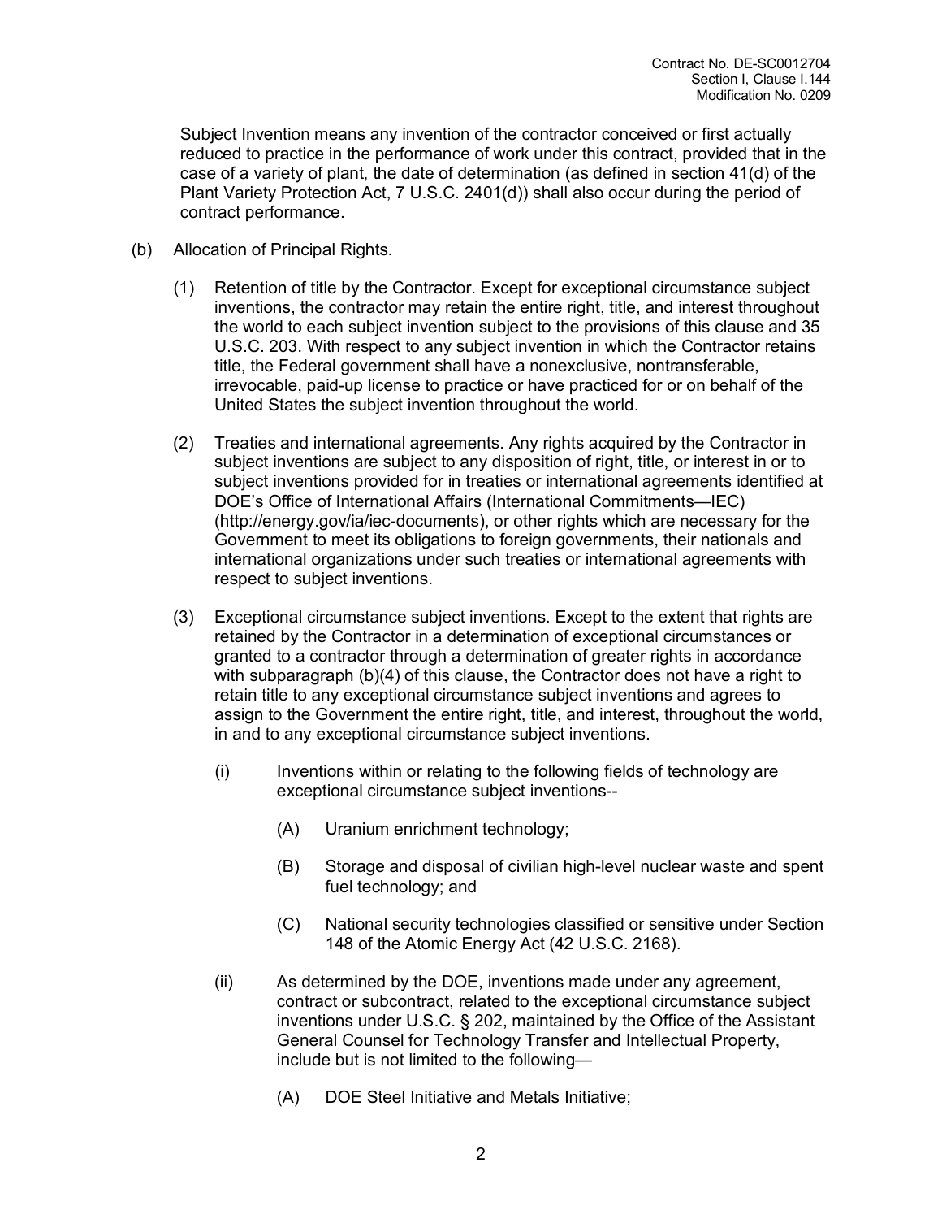Subject Invention means any invention of the contractor conceived or first actually reduced to practice in the performance of work under this contract, provided that in the case of a variety of plant, the date of determination (as defined in section 41(d) of the Plant Variety Protection Act, 7 U.S.C. 2401(d)) shall also occur during the period of contract performance.

(b) Allocation of Principal Rights.

(1) Retention of title by the Contractor. Except for exceptional circumstance subject inventions, the contractor may retain the entire right, title, and interest throughout the world to each subject invention subject to the provisions of this clause and 35 U.S.C. 203. With respect to any subject invention in which the Contractor retains title, the Federal government shall have a nonexclusive, nontransferable, irrevocable, paid-up license to practice or have practiced for or on behalf of the United States the subject invention throughout the world.

(2) Treaties and international agreements. Any rights acquired by the Contractor in subject inventions are subject to any disposition of right, title, or interest in or to subject inventions provided for in treaties or international agreements identified at DOE's Office of International Affairs (International Commitments—IEC) (http://energy.gov/ia/iec-documents), or other rights which are necessary for the Government to meet its obligations to foreign governments, their nationals and international organizations under such treaties or international agreements with respect to subject inventions.

(3) Exceptional circumstance subject inventions. Except to the extent that rights are retained by the Contractor in a determination of exceptional circumstances or granted to a contractor through a determination of greater rights in accordance with subparagraph (b)(4) of this clause, the Contractor does not have a right to retain title to any exceptional circumstance subject inventions and agrees to assign to the Government the entire right, title, and interest, throughout the world, in and to any exceptional circumstance subject inventions.

(i) Inventions within or relating to the following fields of technology are exceptional circumstance subject inventions--

(A) Uranium enrichment technology;

(B) Storage and disposal of civilian high-level nuclear waste and spent fuel technology; and

(C) National security technologies classified or sensitive under Section 148 of the Atomic Energy Act (42 U.S.C. 2168).

(ii) As determined by the DOE, inventions made under any agreement, contract or subcontract, related to the exceptional circumstance subject inventions under U.S.C. § 202, maintained by the Office of the Assistant General Counsel for Technology Transfer and Intellectual Property, include but is not limited to the following—

(A) DOE Steel Initiative and Metals Initiative;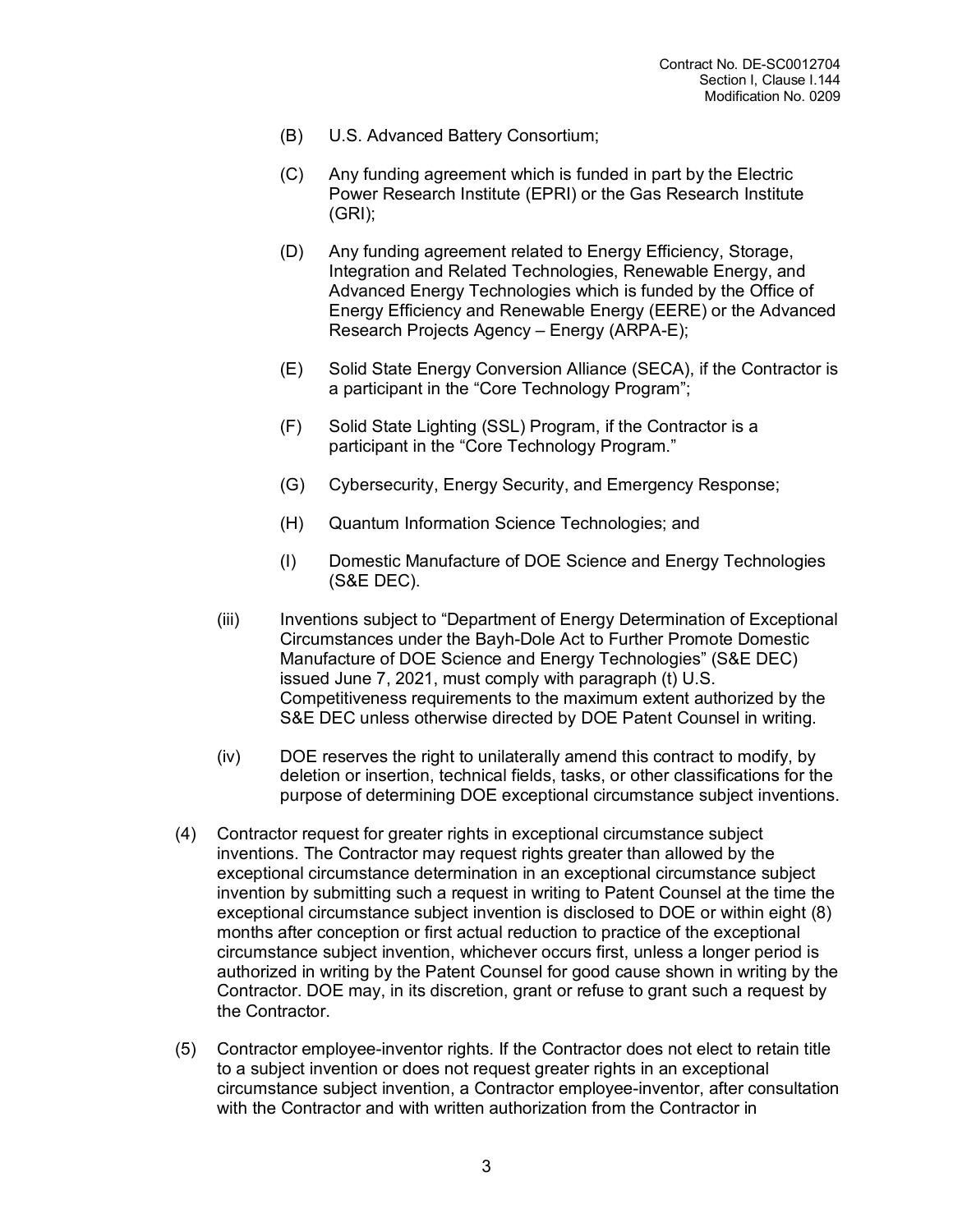(B) U.S. Advanced Battery Consortium;

(C) Any funding agreement which is funded in part by the Electric Power Research Institute (EPRI) or the Gas Research Institute (GRI);

(D) Any funding agreement related to Energy Efficiency, Storage, Integration and Related Technologies, Renewable Energy, and Advanced Energy Technologies which is funded by the Office of Energy Efficiency and Renewable Energy (EERE) or the Advanced Research Projects Agency – Energy (ARPA-E);

(E) Solid State Energy Conversion Alliance (SECA), if the Contractor is a participant in the "Core Technology Program";

(F) Solid State Lighting (SSL) Program, if the Contractor is a participant in the "Core Technology Program."

(G) Cybersecurity, Energy Security, and Emergency Response;

(H) Quantum Information Science Technologies; and

(I) Domestic Manufacture of DOE Science and Energy Technologies (S&E DEC).

(iii) Inventions subject to "Department of Energy Determination of Exceptional Circumstances under the Bayh-Dole Act to Further Promote Domestic Manufacture of DOE Science and Energy Technologies" (S&E DEC) issued June 7, 2021, must comply with paragraph (t) U.S. Competitiveness requirements to the maximum extent authorized by the S&E DEC unless otherwise directed by DOE Patent Counsel in writing.

(iv) DOE reserves the right to unilaterally amend this contract to modify, by deletion or insertion, technical fields, tasks, or other classifications for the purpose of determining DOE exceptional circumstance subject inventions.

(4) Contractor request for greater rights in exceptional circumstance subject inventions. The Contractor may request rights greater than allowed by the exceptional circumstance determination in an exceptional circumstance subject invention by submitting such a request in writing to Patent Counsel at the time the exceptional circumstance subject invention is disclosed to DOE or within eight (8) months after conception or first actual reduction to practice of the exceptional circumstance subject invention, whichever occurs first, unless a longer period is authorized in writing by the Patent Counsel for good cause shown in writing by the Contractor. DOE may, in its discretion, grant or refuse to grant such a request by the Contractor.

(5) Contractor employee-inventor rights. If the Contractor does not elect to retain title to a subject invention or does not request greater rights in an exceptional circumstance subject invention, a Contractor employee-inventor, after consultation with the Contractor and with written authorization from the Contractor in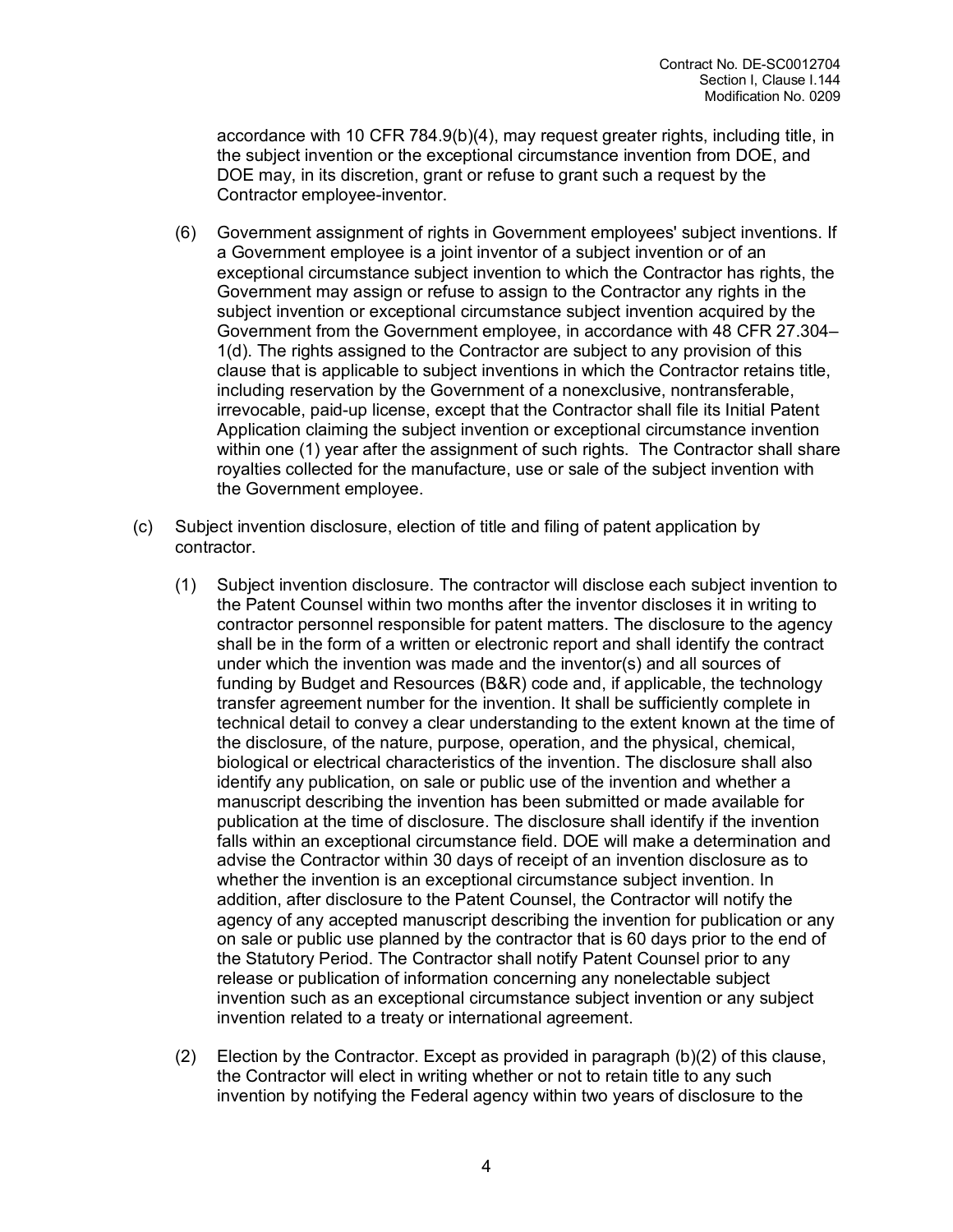accordance with 10 CFR 784.9(b)(4), may request greater rights, including title, in the subject invention or the exceptional circumstance invention from DOE, and DOE may, in its discretion, grant or refuse to grant such a request by the Contractor employee-inventor.

(6) Government assignment of rights in Government employees' subject inventions. If a Government employee is a joint inventor of a subject invention or of an exceptional circumstance subject invention to which the Contractor has rights, the Government may assign or refuse to assign to the Contractor any rights in the subject invention or exceptional circumstance subject invention acquired by the Government from the Government employee, in accordance with 48 CFR 27.304–1(d). The rights assigned to the Contractor are subject to any provision of this clause that is applicable to subject inventions in which the Contractor retains title, including reservation by the Government of a nonexclusive, nontransferable, irrevocable, paid-up license, except that the Contractor shall file its Initial Patent Application claiming the subject invention or exceptional circumstance invention within one (1) year after the assignment of such rights. The Contractor shall share royalties collected for the manufacture, use or sale of the subject invention with the Government employee.

(c) Subject invention disclosure, election of title and filing of patent application by contractor.

(1) Subject invention disclosure. The contractor will disclose each subject invention to the Patent Counsel within two months after the inventor discloses it in writing to contractor personnel responsible for patent matters. The disclosure to the agency shall be in the form of a written or electronic report and shall identify the contract under which the invention was made and the inventor(s) and all sources of funding by Budget and Resources (B&R) code and, if applicable, the technology transfer agreement number for the invention. It shall be sufficiently complete in technical detail to convey a clear understanding to the extent known at the time of the disclosure, of the nature, purpose, operation, and the physical, chemical, biological or electrical characteristics of the invention. The disclosure shall also identify any publication, on sale or public use of the invention and whether a manuscript describing the invention has been submitted or made available for publication at the time of disclosure. The disclosure shall identify if the invention falls within an exceptional circumstance field. DOE will make a determination and advise the Contractor within 30 days of receipt of an invention disclosure as to whether the invention is an exceptional circumstance subject invention. In addition, after disclosure to the Patent Counsel, the Contractor will notify the agency of any accepted manuscript describing the invention for publication or any on sale or public use planned by the contractor that is 60 days prior to the end of the Statutory Period. The Contractor shall notify Patent Counsel prior to any release or publication of information concerning any nonelectable subject invention such as an exceptional circumstance subject invention or any subject invention related to a treaty or international agreement.

(2) Election by the Contractor. Except as provided in paragraph (b)(2) of this clause, the Contractor will elect in writing whether or not to retain title to any such invention by notifying the Federal agency within two years of disclosure to the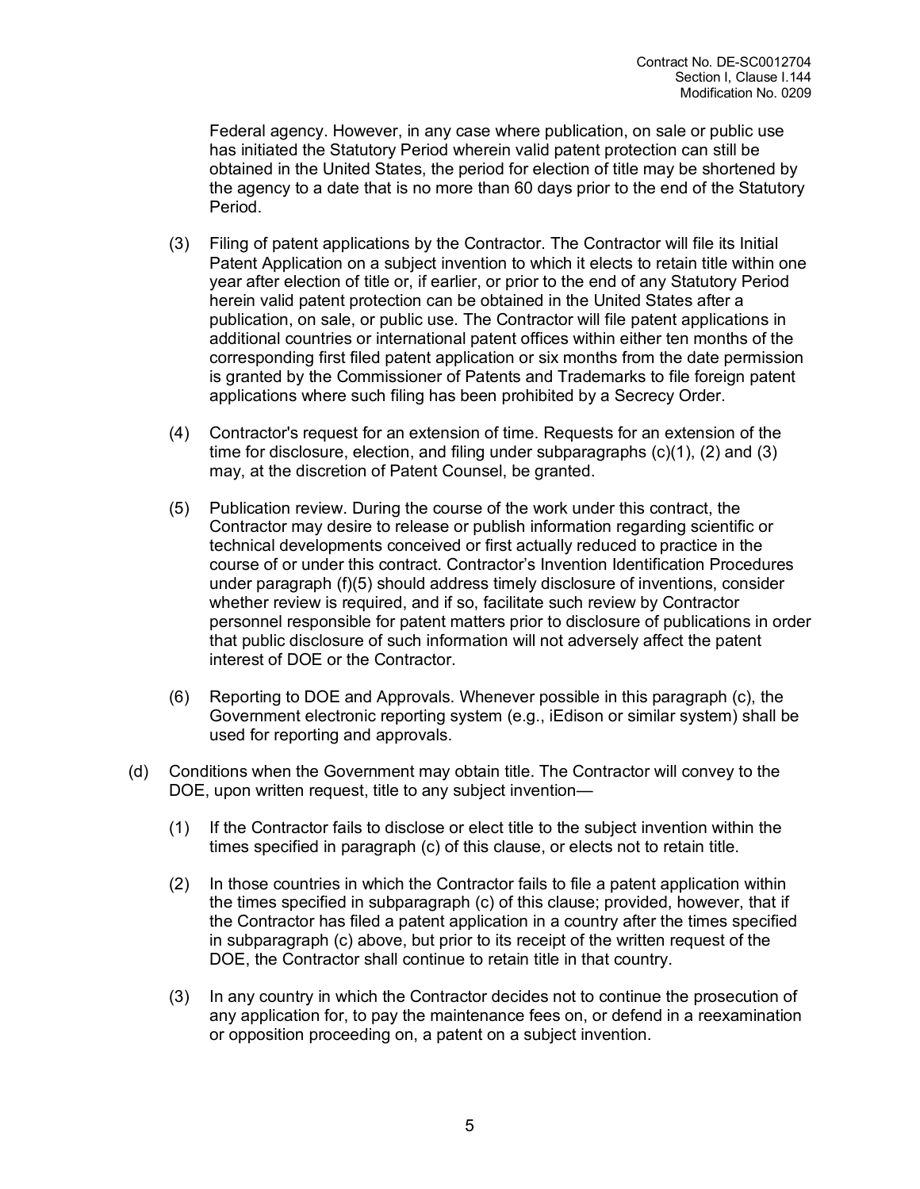Federal agency. However, in any case where publication, on sale or public use has initiated the Statutory Period wherein valid patent protection can still be obtained in the United States, the period for election of title may be shortened by the agency to a date that is no more than 60 days prior to the end of the Statutory Period.

(3) Filing of patent applications by the Contractor. The Contractor will file its Initial Patent Application on a subject invention to which it elects to retain title within one year after election of title or, if earlier, or prior to the end of any Statutory Period herein valid patent protection can be obtained in the United States after a publication, on sale, or public use. The Contractor will file patent applications in additional countries or international patent offices within either ten months of the corresponding first filed patent application or six months from the date permission is granted by the Commissioner of Patents and Trademarks to file foreign patent applications where such filing has been prohibited by a Secrecy Order.

(4) Contractor's request for an extension of time. Requests for an extension of the time for disclosure, election, and filing under subparagraphs (c)(1), (2) and (3) may, at the discretion of Patent Counsel, be granted.

(5) Publication review. During the course of the work under this contract, the Contractor may desire to release or publish information regarding scientific or technical developments conceived or first actually reduced to practice in the course of or under this contract. Contractor's Invention Identification Procedures under paragraph (f)(5) should address timely disclosure of inventions, consider whether review is required, and if so, facilitate such review by Contractor personnel responsible for patent matters prior to disclosure of publications in order that public disclosure of such information will not adversely affect the patent interest of DOE or the Contractor.

(6) Reporting to DOE and Approvals. Whenever possible in this paragraph (c), the Government electronic reporting system (e.g., iEdison or similar system) shall be used for reporting and approvals.

(d) Conditions when the Government may obtain title. The Contractor will convey to the DOE, upon written request, title to any subject invention—

(1) If the Contractor fails to disclose or elect title to the subject invention within the times specified in paragraph (c) of this clause, or elects not to retain title.

(2) In those countries in which the Contractor fails to file a patent application within the times specified in subparagraph (c) of this clause; provided, however, that if the Contractor has filed a patent application in a country after the times specified in subparagraph (c) above, but prior to its receipt of the written request of the DOE, the Contractor shall continue to retain title in that country.

(3) In any country in which the Contractor decides not to continue the prosecution of any application for, to pay the maintenance fees on, or defend in a reexamination or opposition proceeding on, a patent on a subject invention.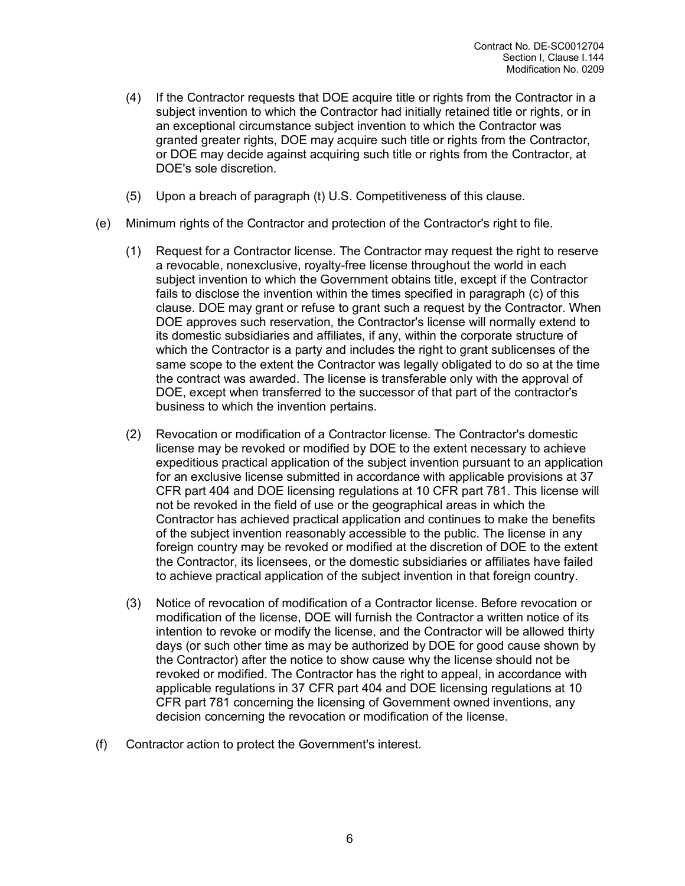(4) If the Contractor requests that DOE acquire title or rights from the Contractor in a subject invention to which the Contractor had initially retained title or rights, or in an exceptional circumstance subject invention to which the Contractor was granted greater rights, DOE may acquire such title or rights from the Contractor, or DOE may decide against acquiring such title or rights from the Contractor, at DOE's sole discretion.

(5) Upon a breach of paragraph (t) U.S. Competitiveness of this clause.

(e) Minimum rights of the Contractor and protection of the Contractor's right to file.

(1) Request for a Contractor license. The Contractor may request the right to reserve a revocable, nonexclusive, royalty-free license throughout the world in each subject invention to which the Government obtains title, except if the Contractor fails to disclose the invention within the times specified in paragraph (c) of this clause. DOE may grant or refuse to grant such a request by the Contractor. When DOE approves such reservation, the Contractor's license will normally extend to its domestic subsidiaries and affiliates, if any, within the corporate structure of which the Contractor is a party and includes the right to grant sublicenses of the same scope to the extent the Contractor was legally obligated to do so at the time the contract was awarded. The license is transferable only with the approval of DOE, except when transferred to the successor of that part of the contractor's business to which the invention pertains.

(2) Revocation or modification of a Contractor license. The Contractor's domestic license may be revoked or modified by DOE to the extent necessary to achieve expeditious practical application of the subject invention pursuant to an application for an exclusive license submitted in accordance with applicable provisions at 37 CFR part 404 and DOE licensing regulations at 10 CFR part 781. This license will not be revoked in the field of use or the geographical areas in which the Contractor has achieved practical application and continues to make the benefits of the subject invention reasonably accessible to the public. The license in any foreign country may be revoked or modified at the discretion of DOE to the extent the Contractor, its licensees, or the domestic subsidiaries or affiliates have failed to achieve practical application of the subject invention in that foreign country.

(3) Notice of revocation of modification of a Contractor license. Before revocation or modification of the license, DOE will furnish the Contractor a written notice of its intention to revoke or modify the license, and the Contractor will be allowed thirty days (or such other time as may be authorized by DOE for good cause shown by the Contractor) after the notice to show cause why the license should not be revoked or modified. The Contractor has the right to appeal, in accordance with applicable regulations in 37 CFR part 404 and DOE licensing regulations at 10 CFR part 781 concerning the licensing of Government owned inventions, any decision concerning the revocation or modification of the license.

(f) Contractor action to protect the Government's interest.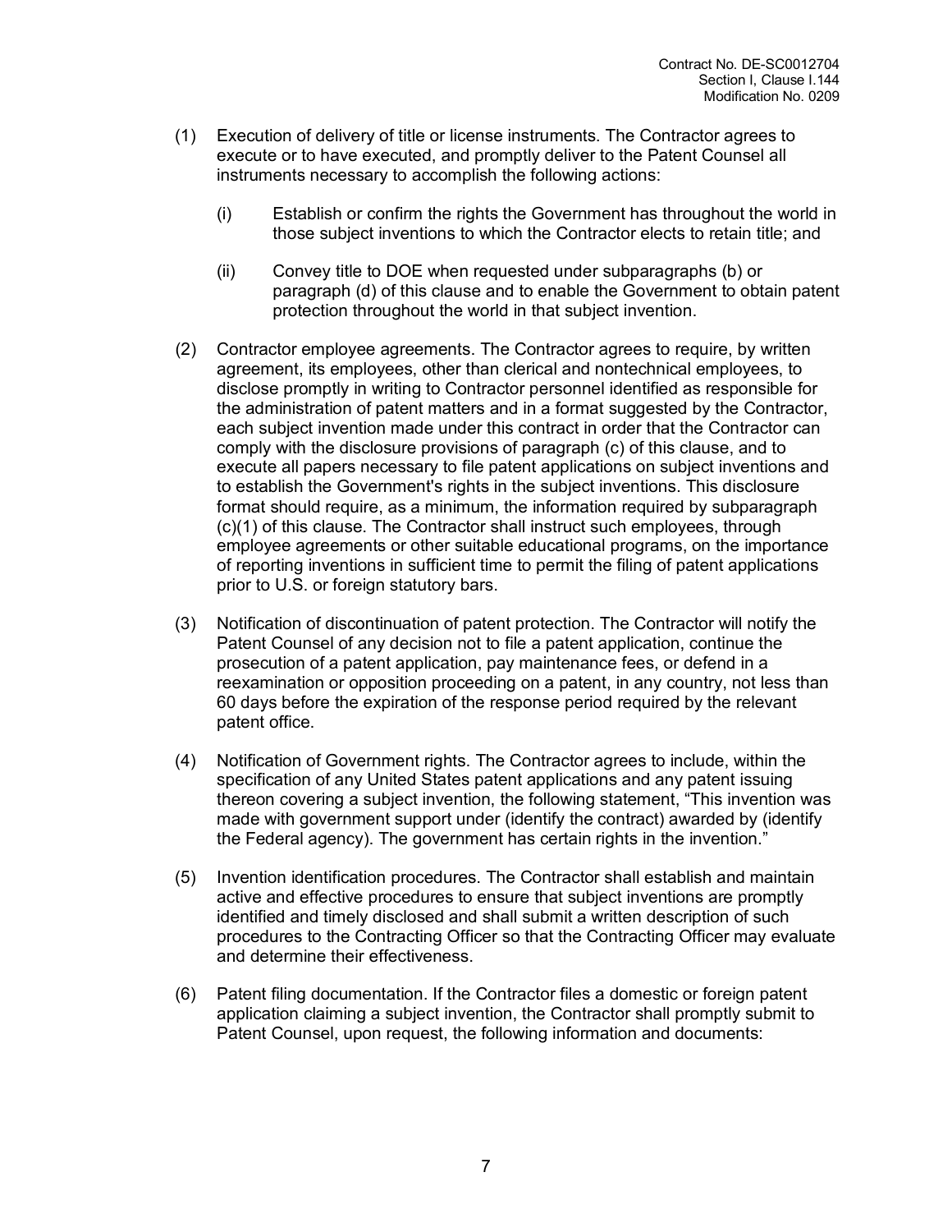(1) Execution of delivery of title or license instruments. The Contractor agrees to execute or to have executed, and promptly deliver to the Patent Counsel all instruments necessary to accomplish the following actions:

   (i) Establish or confirm the rights the Government has throughout the world in those subject inventions to which the Contractor elects to retain title; and

   (ii) Convey title to DOE when requested under subparagraphs (b) or paragraph (d) of this clause and to enable the Government to obtain patent protection throughout the world in that subject invention.

(2) Contractor employee agreements. The Contractor agrees to require, by written agreement, its employees, other than clerical and nontechnical employees, to disclose promptly in writing to Contractor personnel identified as responsible for the administration of patent matters and in a format suggested by the Contractor, each subject invention made under this contract in order that the Contractor can comply with the disclosure provisions of paragraph (c) of this clause, and to execute all papers necessary to file patent applications on subject inventions and to establish the Government's rights in the subject inventions. This disclosure format should require, as a minimum, the information required by subparagraph (c)(1) of this clause. The Contractor shall instruct such employees, through employee agreements or other suitable educational programs, on the importance of reporting inventions in sufficient time to permit the filing of patent applications prior to U.S. or foreign statutory bars.

(3) Notification of discontinuation of patent protection. The Contractor will notify the Patent Counsel of any decision not to file a patent application, continue the prosecution of a patent application, pay maintenance fees, or defend in a reexamination or opposition proceeding on a patent, in any country, not less than 60 days before the expiration of the response period required by the relevant patent office.

(4) Notification of Government rights. The Contractor agrees to include, within the specification of any United States patent applications and any patent issuing thereon covering a subject invention, the following statement, "This invention was made with government support under (identify the contract) awarded by (identify the Federal agency). The government has certain rights in the invention."

(5) Invention identification procedures. The Contractor shall establish and maintain active and effective procedures to ensure that subject inventions are promptly identified and timely disclosed and shall submit a written description of such procedures to the Contracting Officer so that the Contracting Officer may evaluate and determine their effectiveness.

(6) Patent filing documentation. If the Contractor files a domestic or foreign patent application claiming a subject invention, the Contractor shall promptly submit to Patent Counsel, upon request, the following information and documents: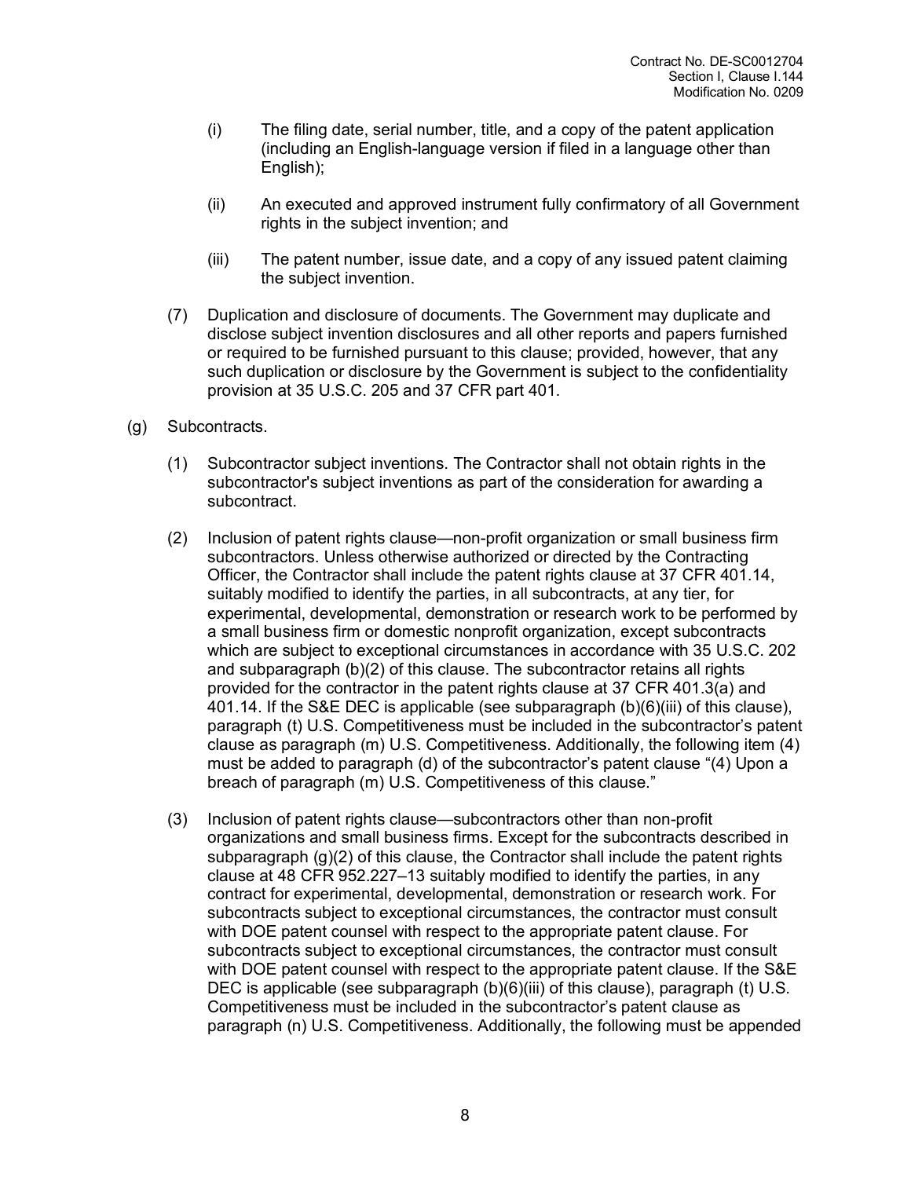(i) The filing date, serial number, title, and a copy of the patent application (including an English-language version if filed in a language other than English);

(ii) An executed and approved instrument fully confirmatory of all Government rights in the subject invention; and

(iii) The patent number, issue date, and a copy of any issued patent claiming the subject invention.

(7) Duplication and disclosure of documents. The Government may duplicate and disclose subject invention disclosures and all other reports and papers furnished or required to be furnished pursuant to this clause; provided, however, that any such duplication or disclosure by the Government is subject to the confidentiality provision at 35 U.S.C. 205 and 37 CFR part 401.

(g) Subcontracts.

(1) Subcontractor subject inventions. The Contractor shall not obtain rights in the subcontractor's subject inventions as part of the consideration for awarding a subcontract.

(2) Inclusion of patent rights clause—non-profit organization or small business firm subcontractors. Unless otherwise authorized or directed by the Contracting Officer, the Contractor shall include the patent rights clause at 37 CFR 401.14, suitably modified to identify the parties, in all subcontracts, at any tier, for experimental, developmental, demonstration or research work to be performed by a small business firm or domestic nonprofit organization, except subcontracts which are subject to exceptional circumstances in accordance with 35 U.S.C. 202 and subparagraph (b)(2) of this clause. The subcontractor retains all rights provided for the contractor in the patent rights clause at 37 CFR 401.3(a) and 401.14. If the S&E DEC is applicable (see subparagraph (b)(6)(iii) of this clause), paragraph (t) U.S. Competitiveness must be included in the subcontractor's patent clause as paragraph (m) U.S. Competitiveness. Additionally, the following item (4) must be added to paragraph (d) of the subcontractor's patent clause "(4) Upon a breach of paragraph (m) U.S. Competitiveness of this clause."

(3) Inclusion of patent rights clause—subcontractors other than non-profit organizations and small business firms. Except for the subcontracts described in subparagraph (g)(2) of this clause, the Contractor shall include the patent rights clause at 48 CFR 952.227–13 suitably modified to identify the parties, in any contract for experimental, developmental, demonstration or research work. For subcontracts subject to exceptional circumstances, the contractor must consult with DOE patent counsel with respect to the appropriate patent clause. For subcontracts subject to exceptional circumstances, the contractor must consult with DOE patent counsel with respect to the appropriate patent clause. If the S&E DEC is applicable (see subparagraph (b)(6)(iii) of this clause), paragraph (t) U.S. Competitiveness must be included in the subcontractor's patent clause as paragraph (n) U.S. Competitiveness. Additionally, the following must be appended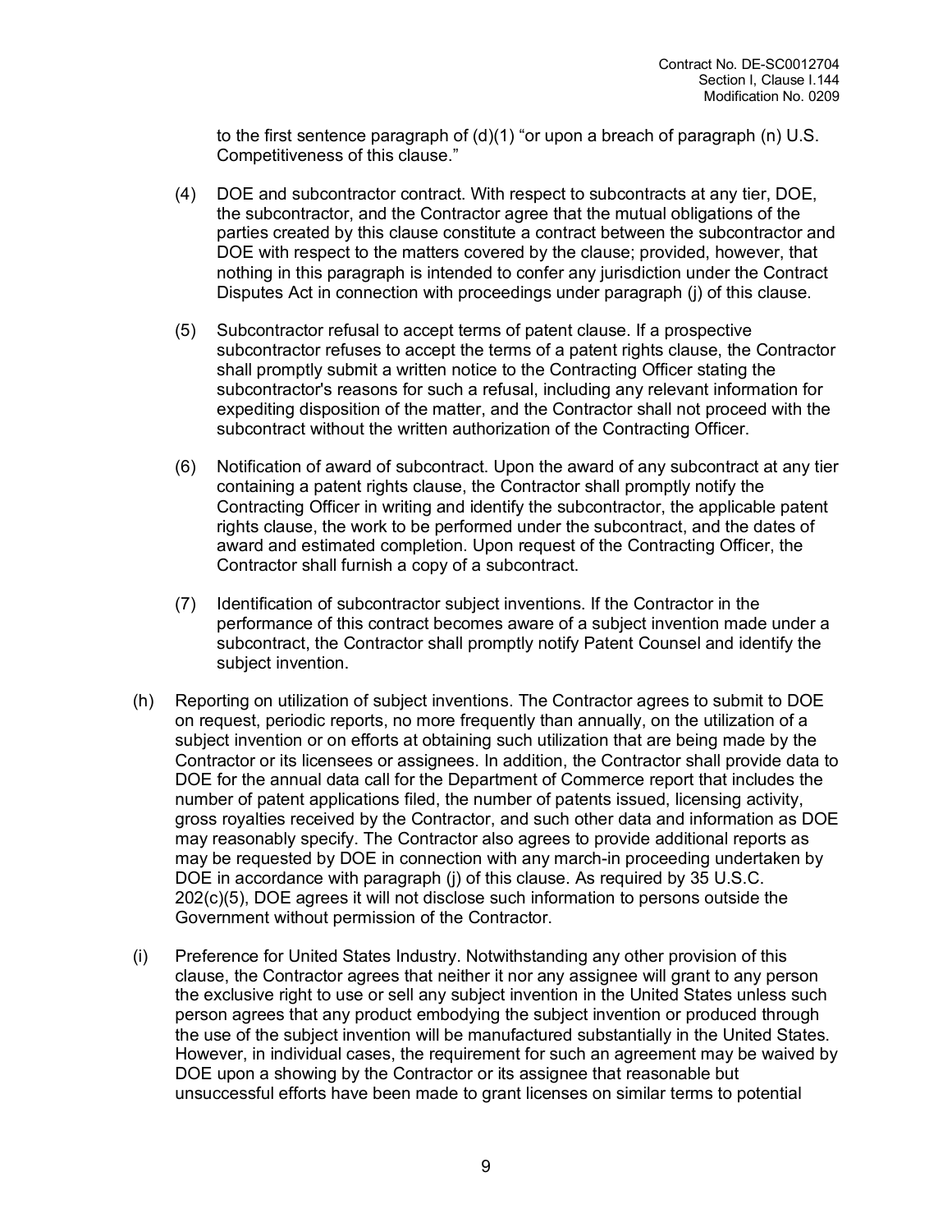to the first sentence paragraph of (d)(1) "or upon a breach of paragraph (n) U.S. Competitiveness of this clause."

(4) DOE and subcontractor contract. With respect to subcontracts at any tier, DOE, the subcontractor, and the Contractor agree that the mutual obligations of the parties created by this clause constitute a contract between the subcontractor and DOE with respect to the matters covered by the clause; provided, however, that nothing in this paragraph is intended to confer any jurisdiction under the Contract Disputes Act in connection with proceedings under paragraph (j) of this clause.

(5) Subcontractor refusal to accept terms of patent clause. If a prospective subcontractor refuses to accept the terms of a patent rights clause, the Contractor shall promptly submit a written notice to the Contracting Officer stating the subcontractor's reasons for such a refusal, including any relevant information for expediting disposition of the matter, and the Contractor shall not proceed with the subcontract without the written authorization of the Contracting Officer.

(6) Notification of award of subcontract. Upon the award of any subcontract at any tier containing a patent rights clause, the Contractor shall promptly notify the Contracting Officer in writing and identify the subcontractor, the applicable patent rights clause, the work to be performed under the subcontract, and the dates of award and estimated completion. Upon request of the Contracting Officer, the Contractor shall furnish a copy of a subcontract.

(7) Identification of subcontractor subject inventions. If the Contractor in the performance of this contract becomes aware of a subject invention made under a subcontract, the Contractor shall promptly notify Patent Counsel and identify the subject invention.

(h) Reporting on utilization of subject inventions. The Contractor agrees to submit to DOE on request, periodic reports, no more frequently than annually, on the utilization of a subject invention or on efforts at obtaining such utilization that are being made by the Contractor or its licensees or assignees. In addition, the Contractor shall provide data to DOE for the annual data call for the Department of Commerce report that includes the number of patent applications filed, the number of patents issued, licensing activity, gross royalties received by the Contractor, and such other data and information as DOE may reasonably specify. The Contractor also agrees to provide additional reports as may be requested by DOE in connection with any march-in proceeding undertaken by DOE in accordance with paragraph (j) of this clause. As required by 35 U.S.C. 202(c)(5), DOE agrees it will not disclose such information to persons outside the Government without permission of the Contractor.

(i) Preference for United States Industry. Notwithstanding any other provision of this clause, the Contractor agrees that neither it nor any assignee will grant to any person the exclusive right to use or sell any subject invention in the United States unless such person agrees that any product embodying the subject invention or produced through the use of the subject invention will be manufactured substantially in the United States. However, in individual cases, the requirement for such an agreement may be waived by DOE upon a showing by the Contractor or its assignee that reasonable but unsuccessful efforts have been made to grant licenses on similar terms to potential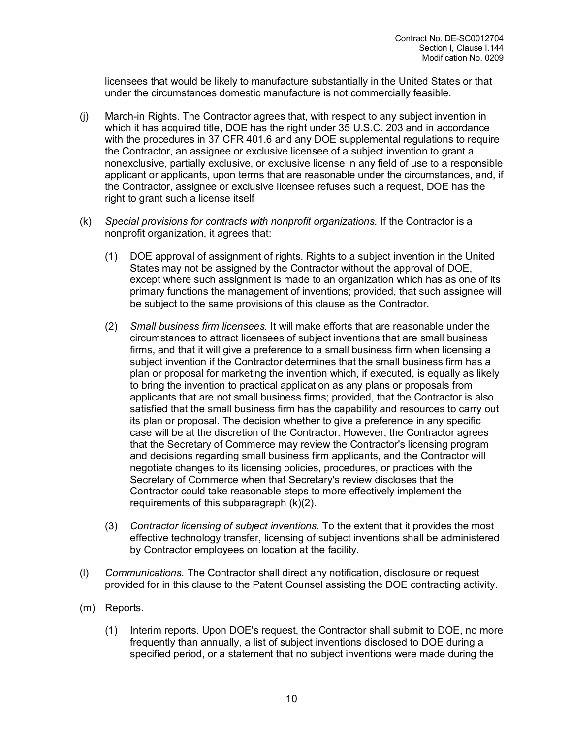licensees that would be likely to manufacture substantially in the United States or that under the circumstances domestic manufacture is not commercially feasible.

(j) March-in Rights. The Contractor agrees that, with respect to any subject invention in which it has acquired title, DOE has the right under 35 U.S.C. 203 and in accordance with the procedures in 37 CFR 401.6 and any DOE supplemental regulations to require the Contractor, an assignee or exclusive licensee of a subject invention to grant a nonexclusive, partially exclusive, or exclusive license in any field of use to a responsible applicant or applicants, upon terms that are reasonable under the circumstances, and, if the Contractor, assignee or exclusive licensee refuses such a request, DOE has the right to grant such a license itself

(k) *Special provisions for contracts with nonprofit organizations.* If the Contractor is a nonprofit organization, it agrees that:

(1) DOE approval of assignment of rights. Rights to a subject invention in the United States may not be assigned by the Contractor without the approval of DOE, except where such assignment is made to an organization which has as one of its primary functions the management of inventions; provided, that such assignee will be subject to the same provisions of this clause as the Contractor.

(2) *Small business firm licensees.* It will make efforts that are reasonable under the circumstances to attract licensees of subject inventions that are small business firms, and that it will give a preference to a small business firm when licensing a subject invention if the Contractor determines that the small business firm has a plan or proposal for marketing the invention which, if executed, is equally as likely to bring the invention to practical application as any plans or proposals from applicants that are not small business firms; provided, that the Contractor is also satisfied that the small business firm has the capability and resources to carry out its plan or proposal. The decision whether to give a preference in any specific case will be at the discretion of the Contractor. However, the Contractor agrees that the Secretary of Commerce may review the Contractor's licensing program and decisions regarding small business firm applicants, and the Contractor will negotiate changes to its licensing policies, procedures, or practices with the Secretary of Commerce when that Secretary's review discloses that the Contractor could take reasonable steps to more effectively implement the requirements of this subparagraph (k)(2).

(3) *Contractor licensing of subject inventions.* To the extent that it provides the most effective technology transfer, licensing of subject inventions shall be administered by Contractor employees on location at the facility.

(l) *Communications.* The Contractor shall direct any notification, disclosure or request provided for in this clause to the Patent Counsel assisting the DOE contracting activity.

(m) Reports.

(1) Interim reports. Upon DOE's request, the Contractor shall submit to DOE, no more frequently than annually, a list of subject inventions disclosed to DOE during a specified period, or a statement that no subject inventions were made during the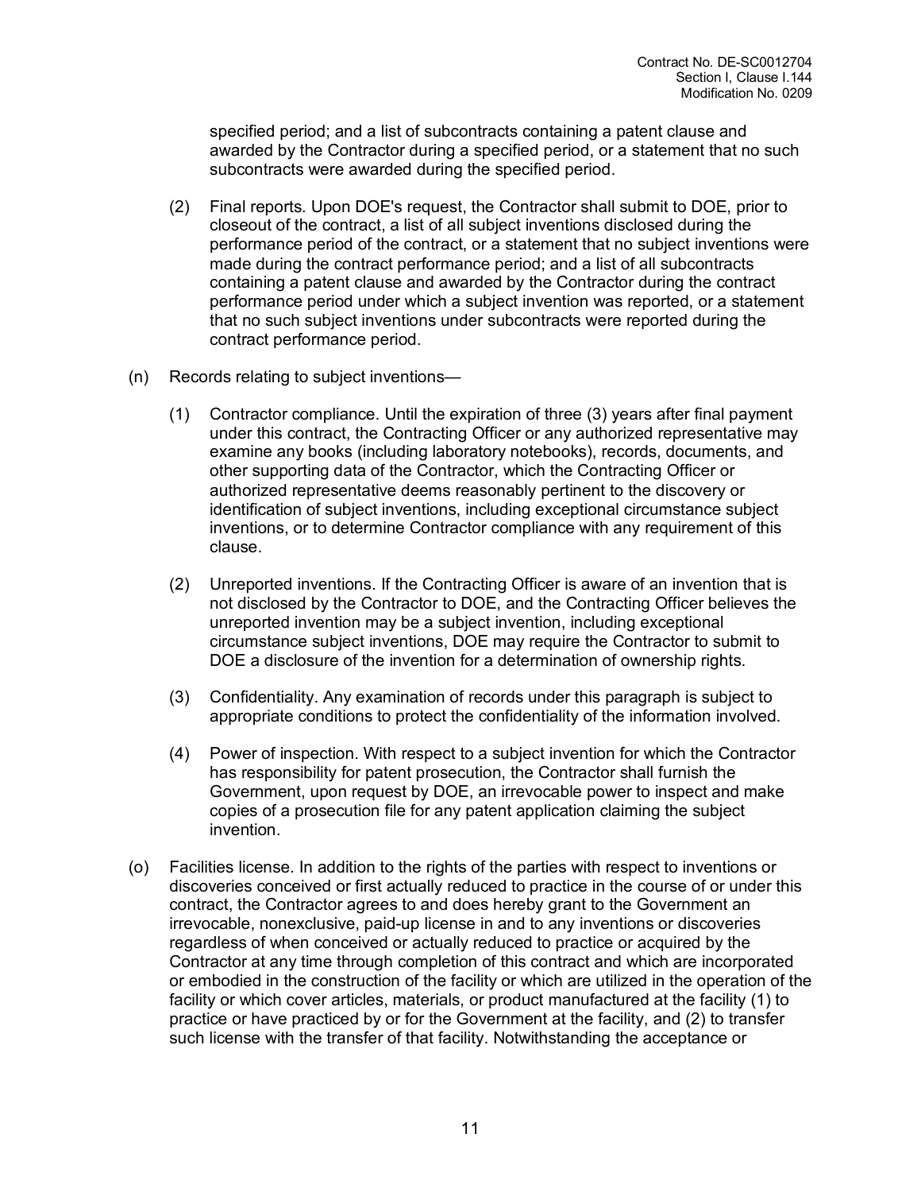specified period; and a list of subcontracts containing a patent clause and awarded by the Contractor during a specified period, or a statement that no such subcontracts were awarded during the specified period.

(2) Final reports. Upon DOE's request, the Contractor shall submit to DOE, prior to closeout of the contract, a list of all subject inventions disclosed during the performance period of the contract, or a statement that no subject inventions were made during the contract performance period; and a list of all subcontracts containing a patent clause and awarded by the Contractor during the contract performance period under which a subject invention was reported, or a statement that no such subject inventions under subcontracts were reported during the contract performance period.

(n) Records relating to subject inventions—

(1) Contractor compliance. Until the expiration of three (3) years after final payment under this contract, the Contracting Officer or any authorized representative may examine any books (including laboratory notebooks), records, documents, and other supporting data of the Contractor, which the Contracting Officer or authorized representative deems reasonably pertinent to the discovery or identification of subject inventions, including exceptional circumstance subject inventions, or to determine Contractor compliance with any requirement of this clause.

(2) Unreported inventions. If the Contracting Officer is aware of an invention that is not disclosed by the Contractor to DOE, and the Contracting Officer believes the unreported invention may be a subject invention, including exceptional circumstance subject inventions, DOE may require the Contractor to submit to DOE a disclosure of the invention for a determination of ownership rights.

(3) Confidentiality. Any examination of records under this paragraph is subject to appropriate conditions to protect the confidentiality of the information involved.

(4) Power of inspection. With respect to a subject invention for which the Contractor has responsibility for patent prosecution, the Contractor shall furnish the Government, upon request by DOE, an irrevocable power to inspect and make copies of a prosecution file for any patent application claiming the subject invention.

(o) Facilities license. In addition to the rights of the parties with respect to inventions or discoveries conceived or first actually reduced to practice in the course of or under this contract, the Contractor agrees to and does hereby grant to the Government an irrevocable, nonexclusive, paid-up license in and to any inventions or discoveries regardless of when conceived or actually reduced to practice or acquired by the Contractor at any time through completion of this contract and which are incorporated or embodied in the construction of the facility or which are utilized in the operation of the facility or which cover articles, materials, or product manufactured at the facility (1) to practice or have practiced by or for the Government at the facility, and (2) to transfer such license with the transfer of that facility. Notwithstanding the acceptance or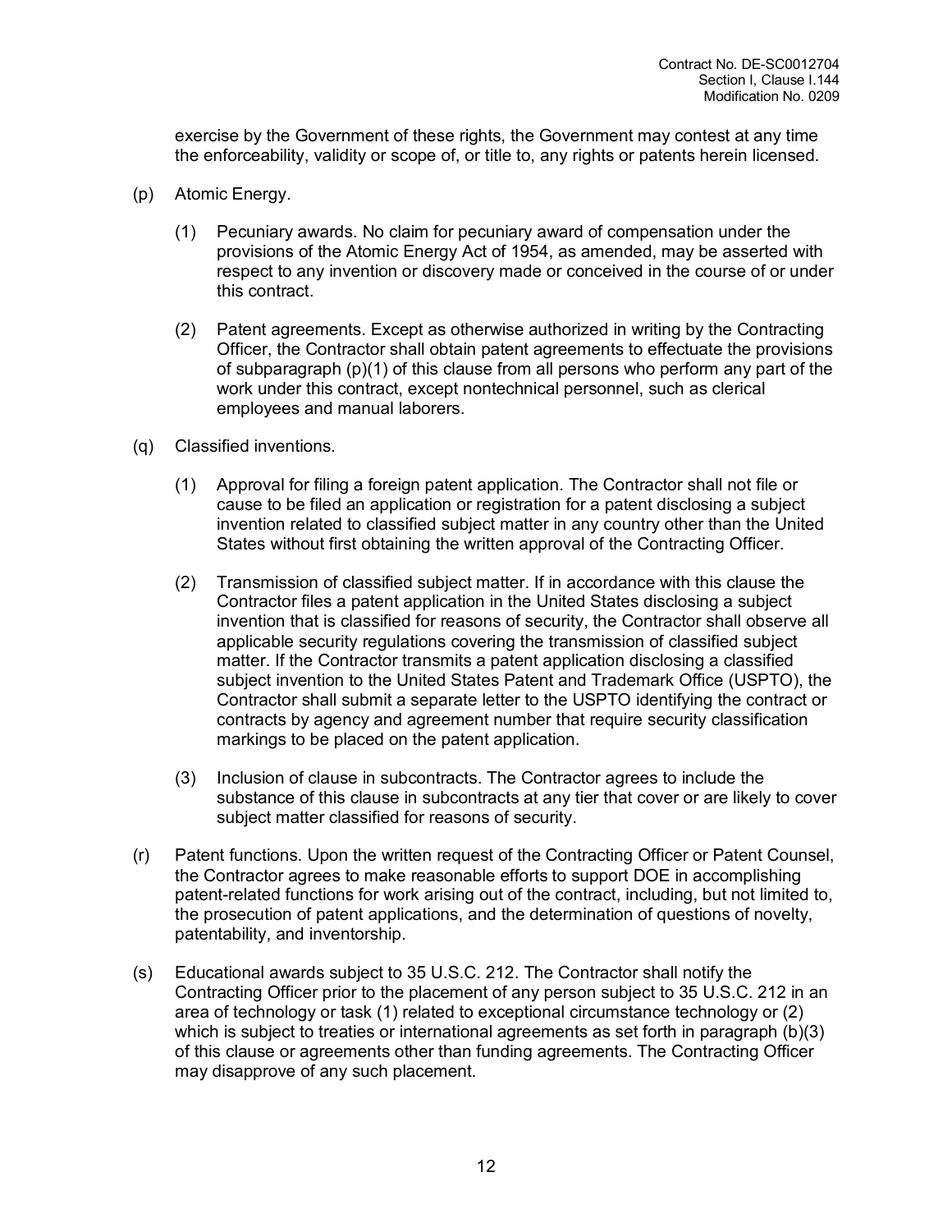exercise by the Government of these rights, the Government may contest at any time the enforceability, validity or scope of, or title to, any rights or patents herein licensed.

(p) Atomic Energy.

(1) Pecuniary awards. No claim for pecuniary award of compensation under the provisions of the Atomic Energy Act of 1954, as amended, may be asserted with respect to any invention or discovery made or conceived in the course of or under this contract.

(2) Patent agreements. Except as otherwise authorized in writing by the Contracting Officer, the Contractor shall obtain patent agreements to effectuate the provisions of subparagraph (p)(1) of this clause from all persons who perform any part of the work under this contract, except nontechnical personnel, such as clerical employees and manual laborers.

(q) Classified inventions.

(1) Approval for filing a foreign patent application. The Contractor shall not file or cause to be filed an application or registration for a patent disclosing a subject invention related to classified subject matter in any country other than the United States without first obtaining the written approval of the Contracting Officer.

(2) Transmission of classified subject matter. If in accordance with this clause the Contractor files a patent application in the United States disclosing a subject invention that is classified for reasons of security, the Contractor shall observe all applicable security regulations covering the transmission of classified subject matter. If the Contractor transmits a patent application disclosing a classified subject invention to the United States Patent and Trademark Office (USPTO), the Contractor shall submit a separate letter to the USPTO identifying the contract or contracts by agency and agreement number that require security classification markings to be placed on the patent application.

(3) Inclusion of clause in subcontracts. The Contractor agrees to include the substance of this clause in subcontracts at any tier that cover or are likely to cover subject matter classified for reasons of security.

(r) Patent functions. Upon the written request of the Contracting Officer or Patent Counsel, the Contractor agrees to make reasonable efforts to support DOE in accomplishing patent-related functions for work arising out of the contract, including, but not limited to, the prosecution of patent applications, and the determination of questions of novelty, patentability, and inventorship.

(s) Educational awards subject to 35 U.S.C. 212. The Contractor shall notify the Contracting Officer prior to the placement of any person subject to 35 U.S.C. 212 in an area of technology or task (1) related to exceptional circumstance technology or (2) which is subject to treaties or international agreements as set forth in paragraph (b)(3) of this clause or agreements other than funding agreements. The Contracting Officer may disapprove of any such placement.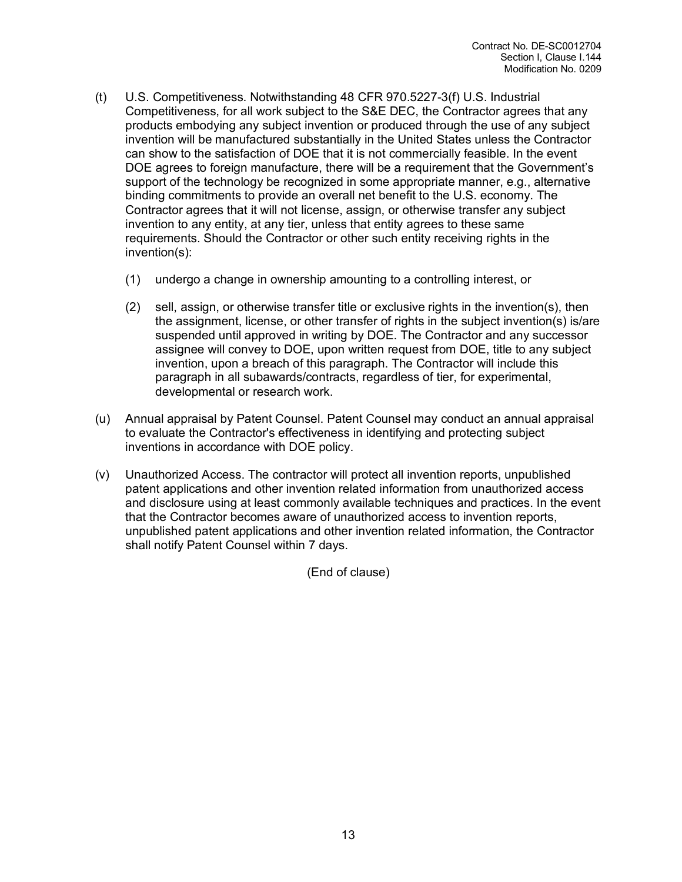(t) U.S. Competitiveness. Notwithstanding 48 CFR 970.5227-3(f) U.S. Industrial Competitiveness, for all work subject to the S&E DEC, the Contractor agrees that any products embodying any subject invention or produced through the use of any subject invention will be manufactured substantially in the United States unless the Contractor can show to the satisfaction of DOE that it is not commercially feasible. In the event DOE agrees to foreign manufacture, there will be a requirement that the Government's support of the technology be recognized in some appropriate manner, e.g., alternative binding commitments to provide an overall net benefit to the U.S. economy. The Contractor agrees that it will not license, assign, or otherwise transfer any subject invention to any entity, at any tier, unless that entity agrees to these same requirements. Should the Contractor or other such entity receiving rights in the invention(s):

   (1) undergo a change in ownership amounting to a controlling interest, or

   (2) sell, assign, or otherwise transfer title or exclusive rights in the invention(s), then the assignment, license, or other transfer of rights in the subject invention(s) is/are suspended until approved in writing by DOE. The Contractor and any successor assignee will convey to DOE, upon written request from DOE, title to any subject invention, upon a breach of this paragraph. The Contractor will include this paragraph in all subawards/contracts, regardless of tier, for experimental, developmental or research work.

(u) Annual appraisal by Patent Counsel. Patent Counsel may conduct an annual appraisal to evaluate the Contractor's effectiveness in identifying and protecting subject inventions in accordance with DOE policy.

(v) Unauthorized Access. The contractor will protect all invention reports, unpublished patent applications and other invention related information from unauthorized access and disclosure using at least commonly available techniques and practices. In the event that the Contractor becomes aware of unauthorized access to invention reports, unpublished patent applications and other invention related information, the Contractor shall notify Patent Counsel within 7 days.

(End of clause)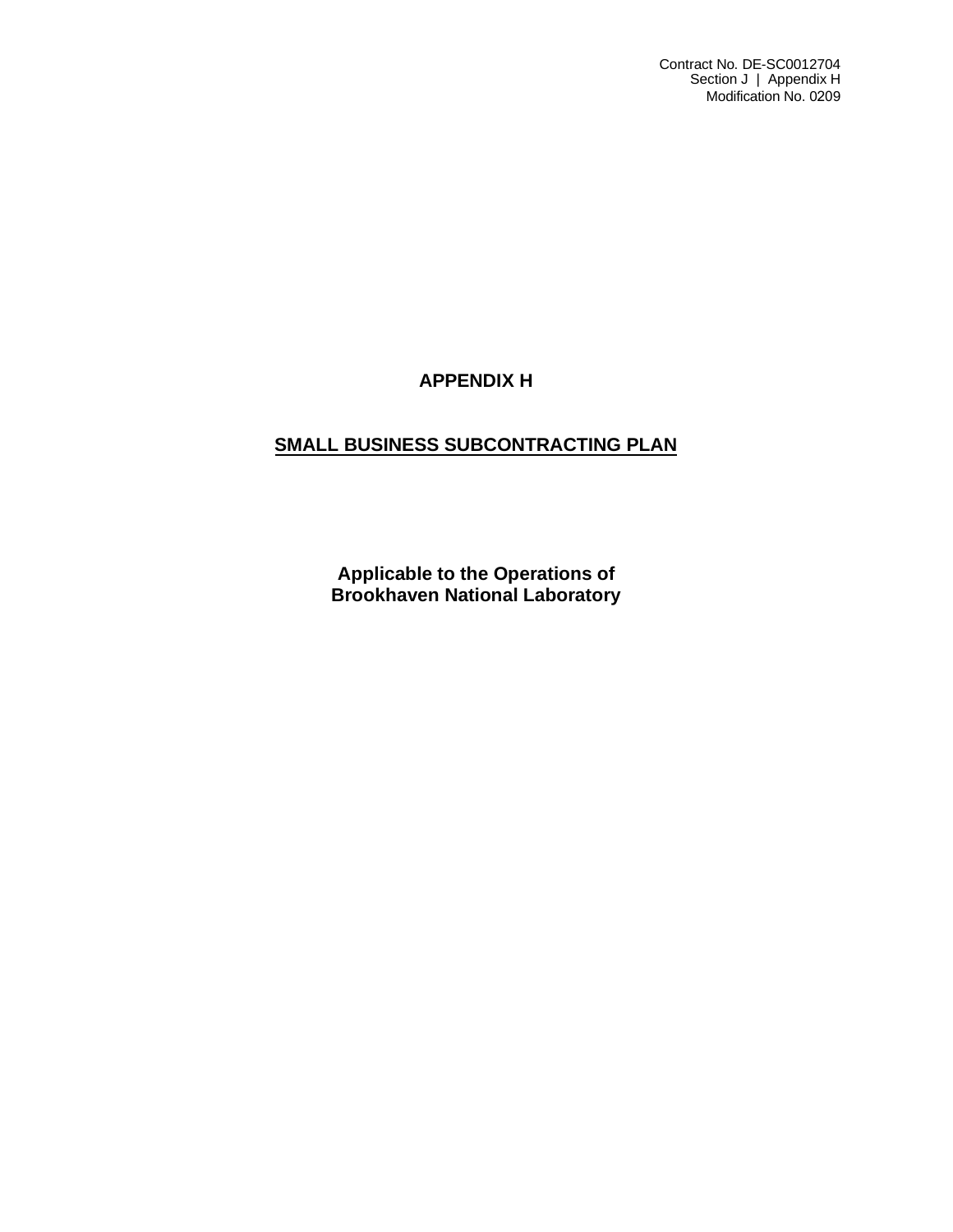# APPENDIX H

## SMALL BUSINESS SUBCONTRACTING PLAN

**Applicable to the Operations of**
**Brookhaven National Laboratory**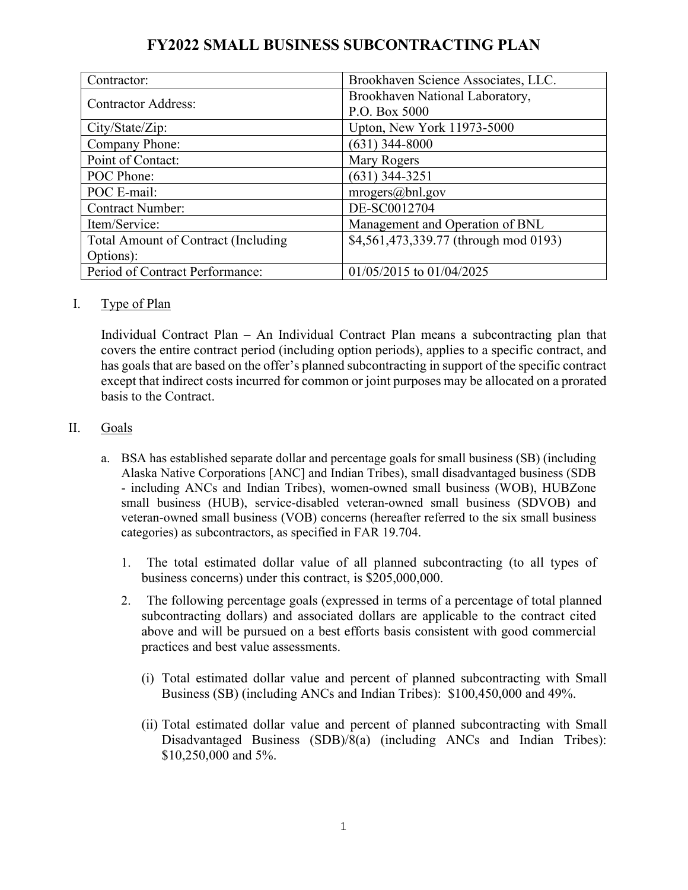# FY2022 SMALL BUSINESS SUBCONTRACTING PLAN

| | |
|---|---|
| Contractor: | Brookhaven Science Associates, LLC. |
| Contractor Address: | Brookhaven National Laboratory, P.O. Box 5000 |
| City/State/Zip: | Upton, New York 11973-5000 |
| Company Phone: | (631) 344-8000 |
| Point of Contact: | Mary Rogers |
| POC Phone: | (631) 344-3251 |
| POC E-mail: | mrogers@bnl.gov |
| Contract Number: | DE-SC0012704 |
| Item/Service: | Management and Operation of BNL |
| Total Amount of Contract (Including Options): | $4,561,473,339.77 (through mod 0193) |
| Period of Contract Performance: | 01/05/2015 to 01/04/2025 |

I. Type of Plan

Individual Contract Plan – An Individual Contract Plan means a subcontracting plan that covers the entire contract period (including option periods), applies to a specific contract, and has goals that are based on the offer's planned subcontracting in support of the specific contract except that indirect costs incurred for common or joint purposes may be allocated on a prorated basis to the Contract.

II. Goals

a. BSA has established separate dollar and percentage goals for small business (SB) (including Alaska Native Corporations [ANC] and Indian Tribes), small disadvantaged business (SDB - including ANCs and Indian Tribes), women-owned small business (WOB), HUBZone small business (HUB), service-disabled veteran-owned small business (SDVOB) and veteran-owned small business (VOB) concerns (hereafter referred to the six small business categories) as subcontractors, as specified in FAR 19.704.

   1. The total estimated dollar value of all planned subcontracting (to all types of business concerns) under this contract, is $205,000,000.

   2. The following percentage goals (expressed in terms of a percentage of total planned subcontracting dollars) and associated dollars are applicable to the contract cited above and will be pursued on a best efforts basis consistent with good commercial practices and best value assessments.

      (i) Total estimated dollar value and percent of planned subcontracting with Small Business (SB) (including ANCs and Indian Tribes): $100,450,000 and 49%.

      (ii) Total estimated dollar value and percent of planned subcontracting with Small Disadvantaged Business (SDB)/8(a) (including ANCs and Indian Tribes): $10,250,000 and 5%.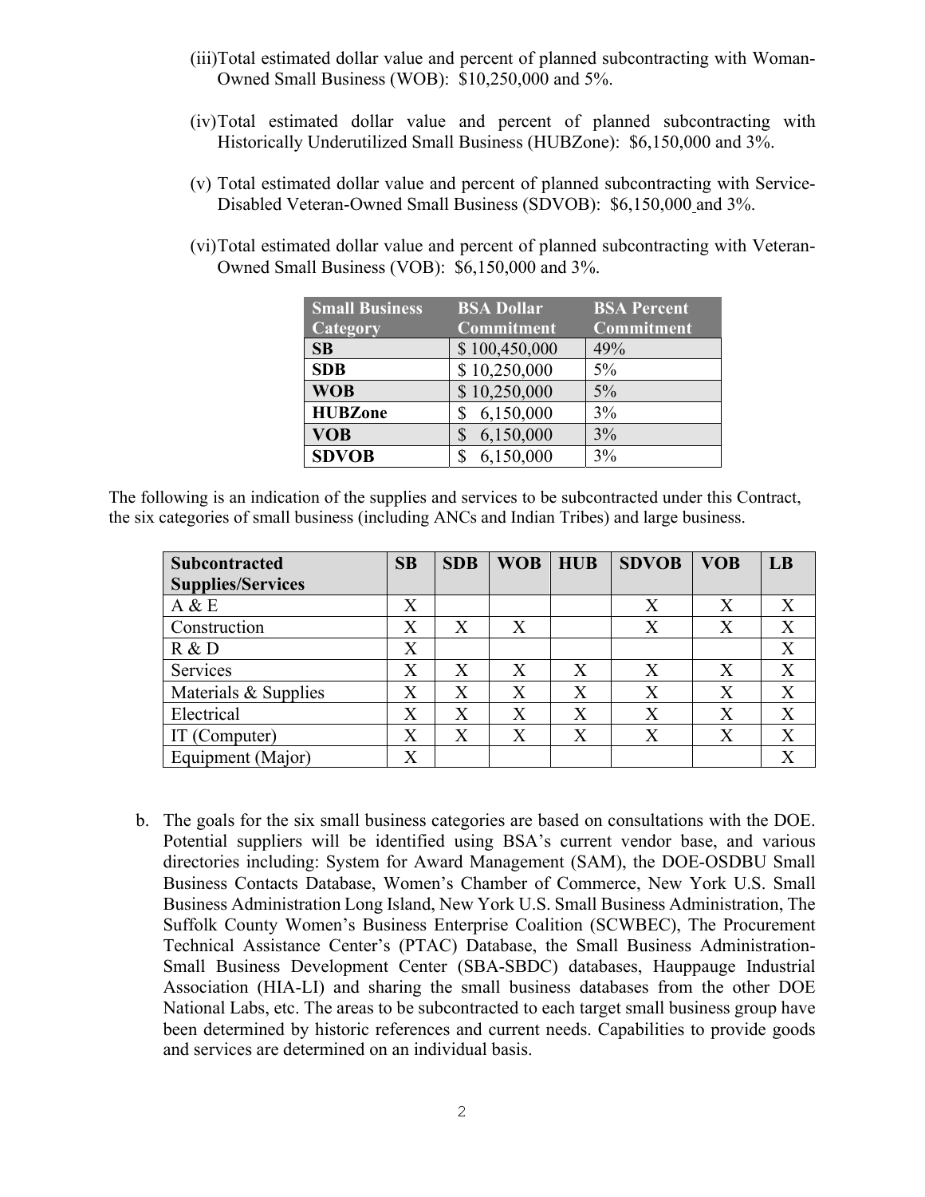(iii) Total estimated dollar value and percent of planned subcontracting with Woman-Owned Small Business (WOB): $10,250,000 and 5%.

(iv) Total estimated dollar value and percent of planned subcontracting with Historically Underutilized Small Business (HUBZone): $6,150,000 and 3%.

(v) Total estimated dollar value and percent of planned subcontracting with Service-Disabled Veteran-Owned Small Business (SDVOB): $6,150,000 and 3%.

(vi) Total estimated dollar value and percent of planned subcontracting with Veteran-Owned Small Business (VOB): $6,150,000 and 3%.

| Small Business Category | BSA Dollar Commitment | BSA Percent Commitment |
|---|---|---|
| **SB** | $ 100,450,000 | 49% |
| **SDB** | $ 10,250,000 | 5% |
| **WOB** | $ 10,250,000 | 5% |
| **HUBZone** | $ 6,150,000 | 3% |
| **VOB** | $ 6,150,000 | 3% |
| **SDVOB** | $ 6,150,000 | 3% |

The following is an indication of the supplies and services to be subcontracted under this Contract, the six categories of small business (including ANCs and Indian Tribes) and large business.

| Subcontracted Supplies/Services | SB | SDB | WOB | HUB | SDVOB | VOB | LB |
|---|---|---|---|---|---|---|---|
| A & E | X | | | | X | X | X |
| Construction | X | X | X | | X | X | X |
| R & D | X | | | | | | X |
| Services | X | X | X | X | X | X | X |
| Materials & Supplies | X | X | X | X | X | X | X |
| Electrical | X | X | X | X | X | X | X |
| IT (Computer) | X | X | X | X | X | X | X |
| Equipment (Major) | X | | | | | | X |

b. The goals for the six small business categories are based on consultations with the DOE. Potential suppliers will be identified using BSA's current vendor base, and various directories including: System for Award Management (SAM), the DOE-OSDBU Small Business Contacts Database, Women's Chamber of Commerce, New York U.S. Small Business Administration Long Island, New York U.S. Small Business Administration, The Suffolk County Women's Business Enterprise Coalition (SCWBEC), The Procurement Technical Assistance Center's (PTAC) Database, the Small Business Administration-Small Business Development Center (SBA-SBDC) databases, Hauppauge Industrial Association (HIA-LI) and sharing the small business databases from the other DOE National Labs, etc. The areas to be subcontracted to each target small business group have been determined by historic references and current needs. Capabilities to provide goods and services are determined on an individual basis.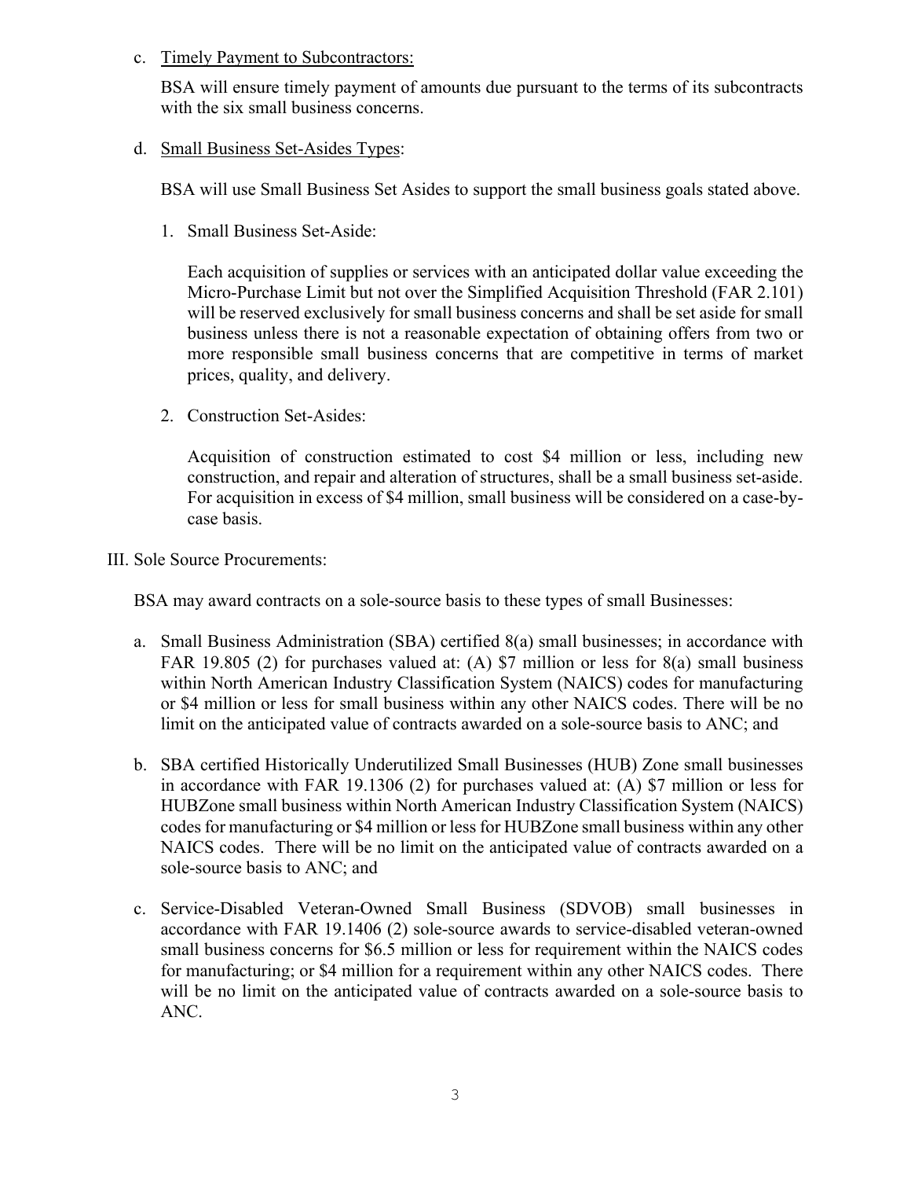c. <u>Timely Payment to Subcontractors:</u>

   BSA will ensure timely payment of amounts due pursuant to the terms of its subcontracts with the six small business concerns.

d. <u>Small Business Set-Asides Types</u>:

   BSA will use Small Business Set Asides to support the small business goals stated above.

   1. Small Business Set-Aside:

      Each acquisition of supplies or services with an anticipated dollar value exceeding the Micro-Purchase Limit but not over the Simplified Acquisition Threshold (FAR 2.101) will be reserved exclusively for small business concerns and shall be set aside for small business unless there is not a reasonable expectation of obtaining offers from two or more responsible small business concerns that are competitive in terms of market prices, quality, and delivery.

   2. Construction Set-Asides:

      Acquisition of construction estimated to cost $4 million or less, including new construction, and repair and alteration of structures, shall be a small business set-aside. For acquisition in excess of $4 million, small business will be considered on a case-by-case basis.

III. Sole Source Procurements:

BSA may award contracts on a sole-source basis to these types of small Businesses:

a. Small Business Administration (SBA) certified 8(a) small businesses; in accordance with FAR 19.805 (2) for purchases valued at: (A) $7 million or less for 8(a) small business within North American Industry Classification System (NAICS) codes for manufacturing or $4 million or less for small business within any other NAICS codes. There will be no limit on the anticipated value of contracts awarded on a sole-source basis to ANC; and

b. SBA certified Historically Underutilized Small Businesses (HUB) Zone small businesses in accordance with FAR 19.1306 (2) for purchases valued at: (A) $7 million or less for HUBZone small business within North American Industry Classification System (NAICS) codes for manufacturing or $4 million or less for HUBZone small business within any other NAICS codes. There will be no limit on the anticipated value of contracts awarded on a sole-source basis to ANC; and

c. Service-Disabled Veteran-Owned Small Business (SDVOB) small businesses in accordance with FAR 19.1406 (2) sole-source awards to service-disabled veteran-owned small business concerns for $6.5 million or less for requirement within the NAICS codes for manufacturing; or $4 million for a requirement within any other NAICS codes. There will be no limit on the anticipated value of contracts awarded on a sole-source basis to ANC.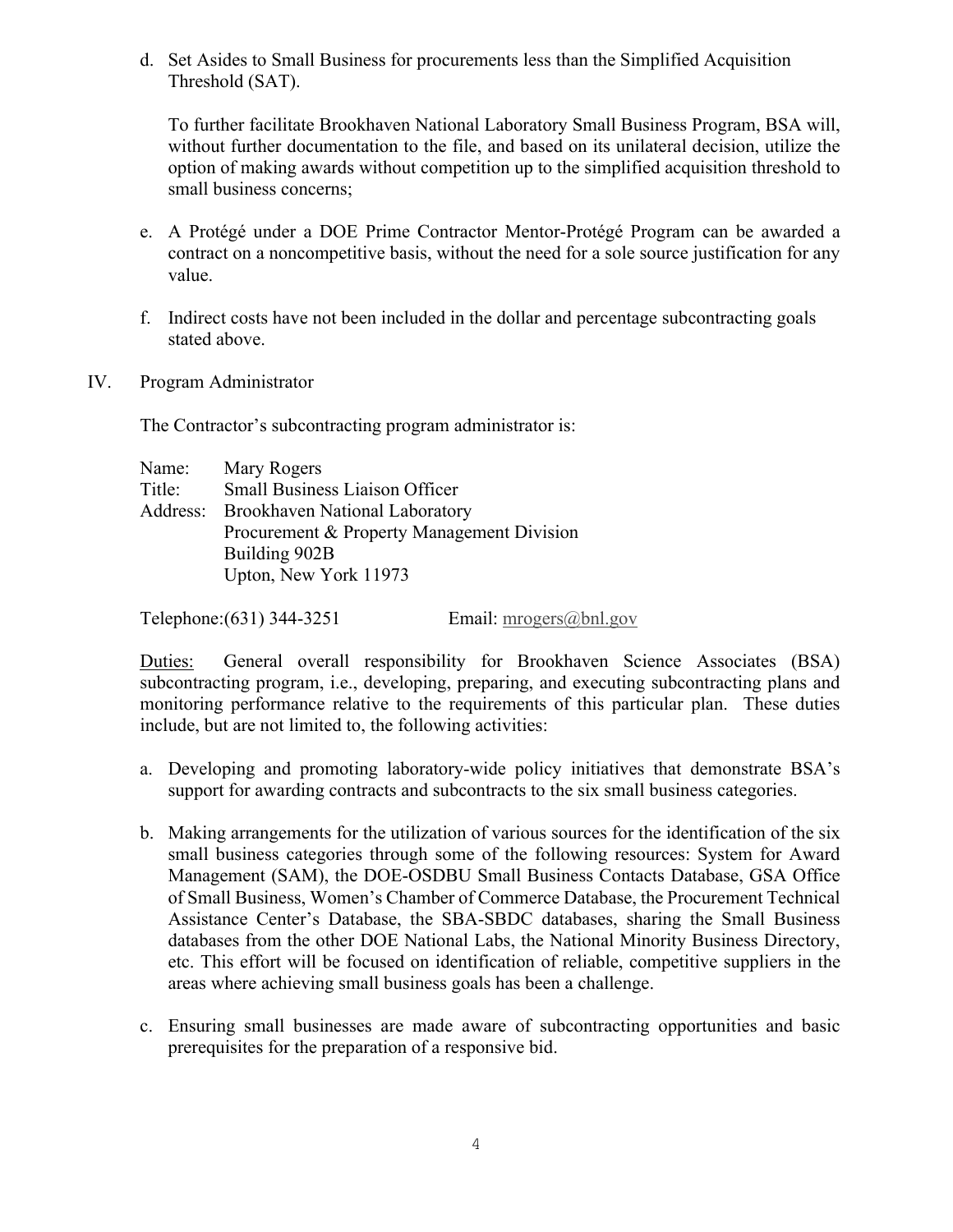d. Set Asides to Small Business for procurements less than the Simplified Acquisition Threshold (SAT).

   To further facilitate Brookhaven National Laboratory Small Business Program, BSA will, without further documentation to the file, and based on its unilateral decision, utilize the option of making awards without competition up to the simplified acquisition threshold to small business concerns;

e. A Protégé under a DOE Prime Contractor Mentor-Protégé Program can be awarded a contract on a noncompetitive basis, without the need for a sole source justification for any value.

f. Indirect costs have not been included in the dollar and percentage subcontracting goals stated above.

IV. Program Administrator

The Contractor's subcontracting program administrator is:

Name: Mary Rogers
Title: Small Business Liaison Officer
Address: Brookhaven National Laboratory
Procurement & Property Management Division
Building 902B
Upton, New York 11973

Telephone:(631) 344-3251 Email: mrogers@bnl.gov

Duties: General overall responsibility for Brookhaven Science Associates (BSA) subcontracting program, i.e., developing, preparing, and executing subcontracting plans and monitoring performance relative to the requirements of this particular plan. These duties include, but are not limited to, the following activities:

a. Developing and promoting laboratory-wide policy initiatives that demonstrate BSA's support for awarding contracts and subcontracts to the six small business categories.

b. Making arrangements for the utilization of various sources for the identification of the six small business categories through some of the following resources: System for Award Management (SAM), the DOE-OSDBU Small Business Contacts Database, GSA Office of Small Business, Women's Chamber of Commerce Database, the Procurement Technical Assistance Center's Database, the SBA-SBDC databases, sharing the Small Business databases from the other DOE National Labs, the National Minority Business Directory, etc. This effort will be focused on identification of reliable, competitive suppliers in the areas where achieving small business goals has been a challenge.

c. Ensuring small businesses are made aware of subcontracting opportunities and basic prerequisites for the preparation of a responsive bid.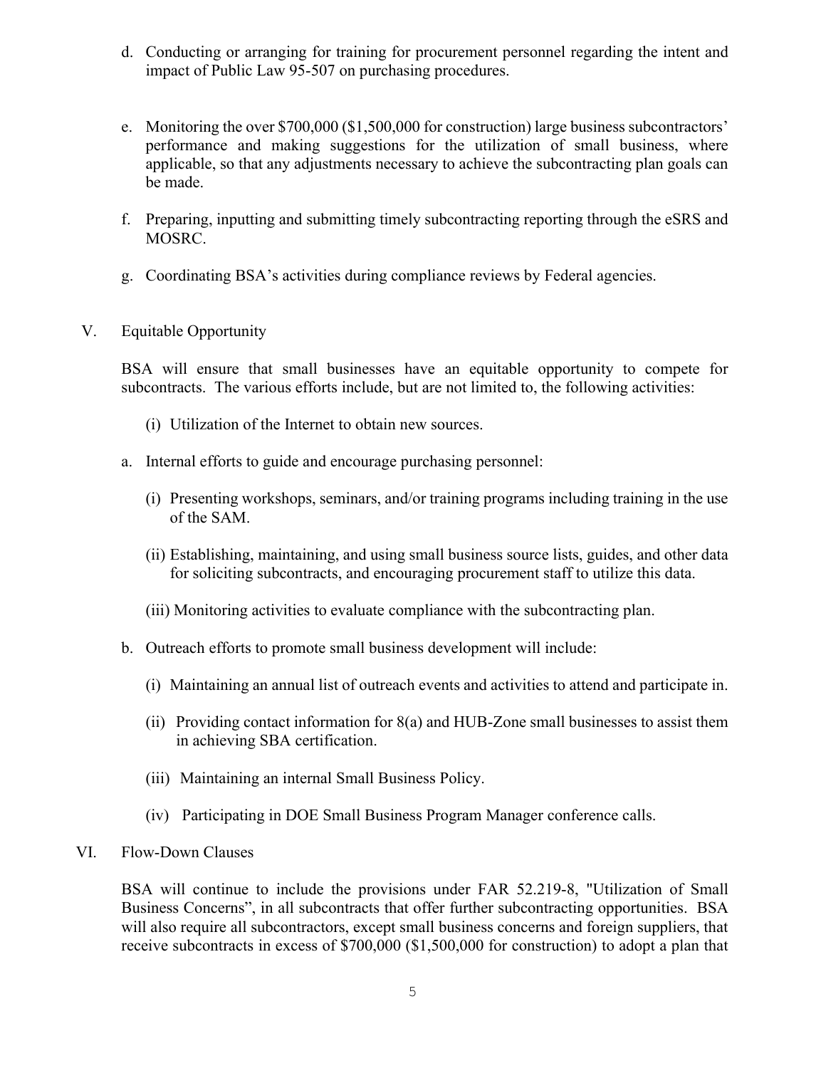d. Conducting or arranging for training for procurement personnel regarding the intent and impact of Public Law 95-507 on purchasing procedures.

e. Monitoring the over $700,000 ($1,500,000 for construction) large business subcontractors' performance and making suggestions for the utilization of small business, where applicable, so that any adjustments necessary to achieve the subcontracting plan goals can be made.

f. Preparing, inputting and submitting timely subcontracting reporting through the eSRS and MOSRC.

g. Coordinating BSA's activities during compliance reviews by Federal agencies.

V. Equitable Opportunity

BSA will ensure that small businesses have an equitable opportunity to compete for subcontracts. The various efforts include, but are not limited to, the following activities:

(i) Utilization of the Internet to obtain new sources.

a. Internal efforts to guide and encourage purchasing personnel:

(i) Presenting workshops, seminars, and/or training programs including training in the use of the SAM.

(ii) Establishing, maintaining, and using small business source lists, guides, and other data for soliciting subcontracts, and encouraging procurement staff to utilize this data.

(iii) Monitoring activities to evaluate compliance with the subcontracting plan.

b. Outreach efforts to promote small business development will include:

(i) Maintaining an annual list of outreach events and activities to attend and participate in.

(ii) Providing contact information for 8(a) and HUB-Zone small businesses to assist them in achieving SBA certification.

(iii) Maintaining an internal Small Business Policy.

(iv) Participating in DOE Small Business Program Manager conference calls.

VI. Flow-Down Clauses

BSA will continue to include the provisions under FAR 52.219-8, "Utilization of Small Business Concerns", in all subcontracts that offer further subcontracting opportunities. BSA will also require all subcontractors, except small business concerns and foreign suppliers, that receive subcontracts in excess of $700,000 ($1,500,000 for construction) to adopt a plan that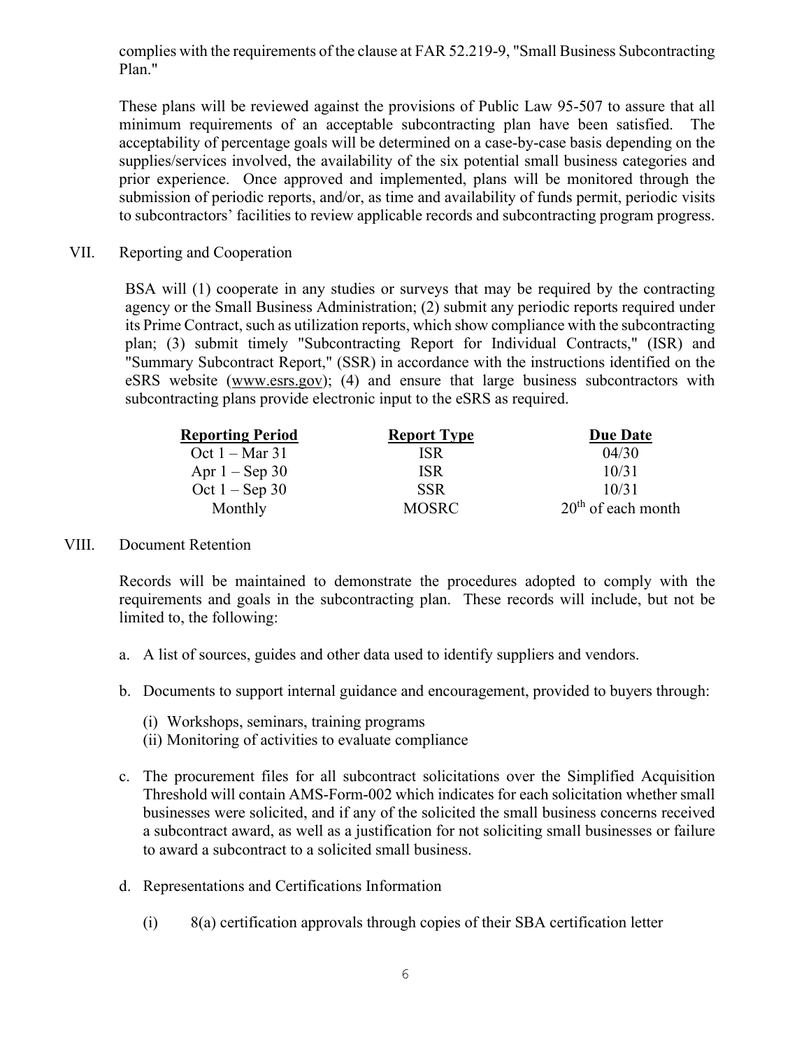complies with the requirements of the clause at FAR 52.219-9, "Small Business Subcontracting Plan."

These plans will be reviewed against the provisions of Public Law 95-507 to assure that all minimum requirements of an acceptable subcontracting plan have been satisfied. The acceptability of percentage goals will be determined on a case-by-case basis depending on the supplies/services involved, the availability of the six potential small business categories and prior experience. Once approved and implemented, plans will be monitored through the submission of periodic reports, and/or, as time and availability of funds permit, periodic visits to subcontractors' facilities to review applicable records and subcontracting program progress.

VII. Reporting and Cooperation

BSA will (1) cooperate in any studies or surveys that may be required by the contracting agency or the Small Business Administration; (2) submit any periodic reports required under its Prime Contract, such as utilization reports, which show compliance with the subcontracting plan; (3) submit timely "Subcontracting Report for Individual Contracts," (ISR) and "Summary Subcontract Report," (SSR) in accordance with the instructions identified on the eSRS website (www.esrs.gov); (4) and ensure that large business subcontractors with subcontracting plans provide electronic input to the eSRS as required.

| Reporting Period | Report Type | Due Date |
|---|---|---|
| Oct 1 – Mar 31 | ISR | 04/30 |
| Apr 1 – Sep 30 | ISR | 10/31 |
| Oct 1 – Sep 30 | SSR | 10/31 |
| Monthly | MOSRC | 20th of each month |

VIII. Document Retention

Records will be maintained to demonstrate the procedures adopted to comply with the requirements and goals in the subcontracting plan. These records will include, but not be limited to, the following:

a. A list of sources, guides and other data used to identify suppliers and vendors.

b. Documents to support internal guidance and encouragement, provided to buyers through:

   (i) Workshops, seminars, training programs
   (ii) Monitoring of activities to evaluate compliance

c. The procurement files for all subcontract solicitations over the Simplified Acquisition Threshold will contain AMS-Form-002 which indicates for each solicitation whether small businesses were solicited, and if any of the solicited the small business concerns received a subcontract award, as well as a justification for not soliciting small businesses or failure to award a subcontract to a solicited small business.

d. Representations and Certifications Information

   (i) 8(a) certification approvals through copies of their SBA certification letter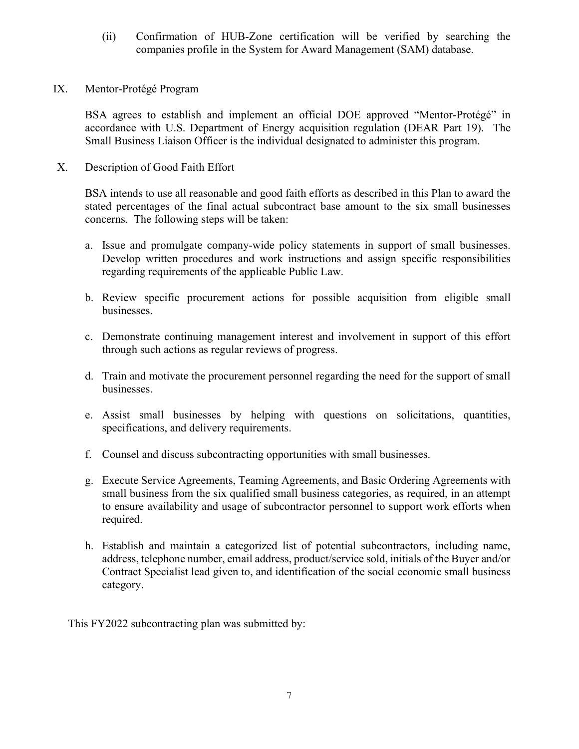(ii) Confirmation of HUB-Zone certification will be verified by searching the companies profile in the System for Award Management (SAM) database.

## IX. Mentor-Protégé Program

BSA agrees to establish and implement an official DOE approved "Mentor-Protégé" in accordance with U.S. Department of Energy acquisition regulation (DEAR Part 19). The Small Business Liaison Officer is the individual designated to administer this program.

## X. Description of Good Faith Effort

BSA intends to use all reasonable and good faith efforts as described in this Plan to award the stated percentages of the final actual subcontract base amount to the six small businesses concerns. The following steps will be taken:

a. Issue and promulgate company-wide policy statements in support of small businesses. Develop written procedures and work instructions and assign specific responsibilities regarding requirements of the applicable Public Law.

b. Review specific procurement actions for possible acquisition from eligible small businesses.

c. Demonstrate continuing management interest and involvement in support of this effort through such actions as regular reviews of progress.

d. Train and motivate the procurement personnel regarding the need for the support of small businesses.

e. Assist small businesses by helping with questions on solicitations, quantities, specifications, and delivery requirements.

f. Counsel and discuss subcontracting opportunities with small businesses.

g. Execute Service Agreements, Teaming Agreements, and Basic Ordering Agreements with small business from the six qualified small business categories, as required, in an attempt to ensure availability and usage of subcontractor personnel to support work efforts when required.

h. Establish and maintain a categorized list of potential subcontractors, including name, address, telephone number, email address, product/service sold, initials of the Buyer and/or Contract Specialist lead given to, and identification of the social economic small business category.

This FY2022 subcontracting plan was submitted by: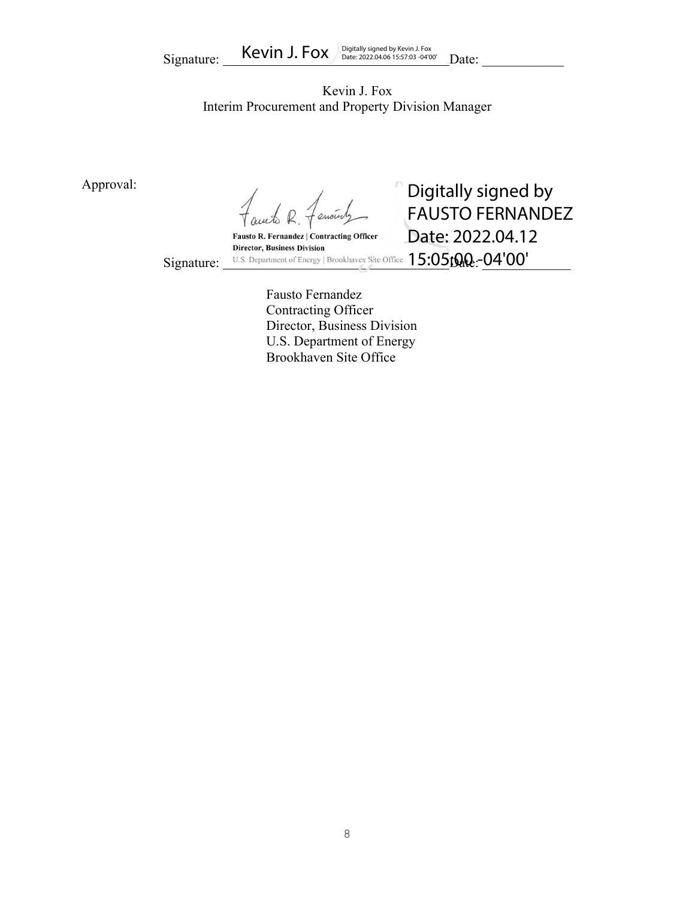Signature: Kevin J. Fox Digitally signed by Kevin J. Fox Date: 2022.04.06 15:57:03 -04'00' Date: ____________

Kevin J. Fox
Interim Procurement and Property Division Manager

Approval:

Signature: Fausto R. Fernandez | Contracting Officer Director, Business Division U.S. Department of Energy | Brookhaven Site Office Digitally signed by FAUSTO FERNANDEZ Date: 2022.04.12 15:05:00 -04'00' Date: ____________

Fausto Fernandez
Contracting Officer
Director, Business Division
U.S. Department of Energy
Brookhaven Site Office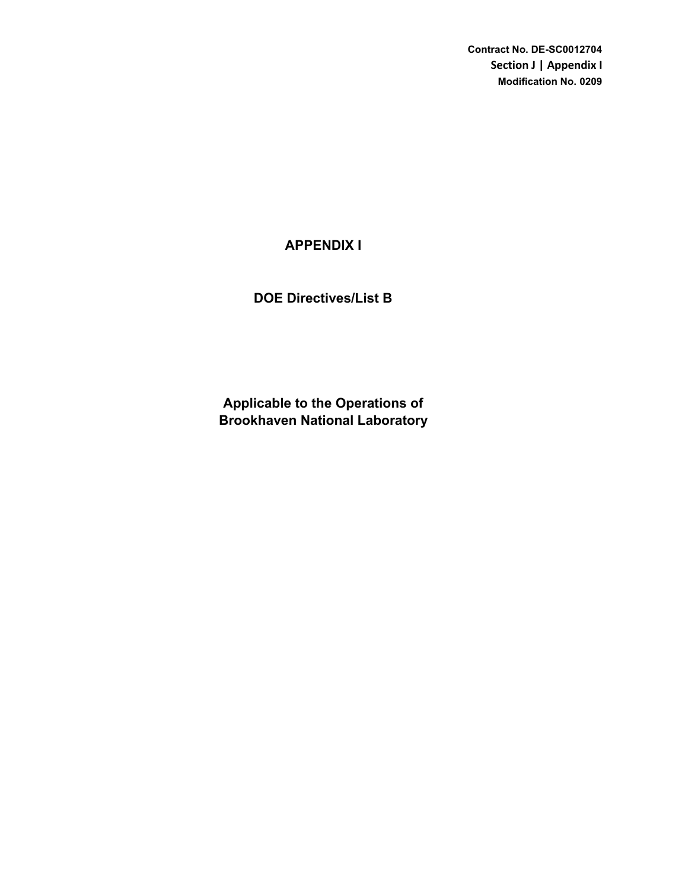Contract No. DE-SC0012704
Section J | Appendix I
Modification No. 0209

# APPENDIX I

## DOE Directives/List B

## Applicable to the Operations of Brookhaven National Laboratory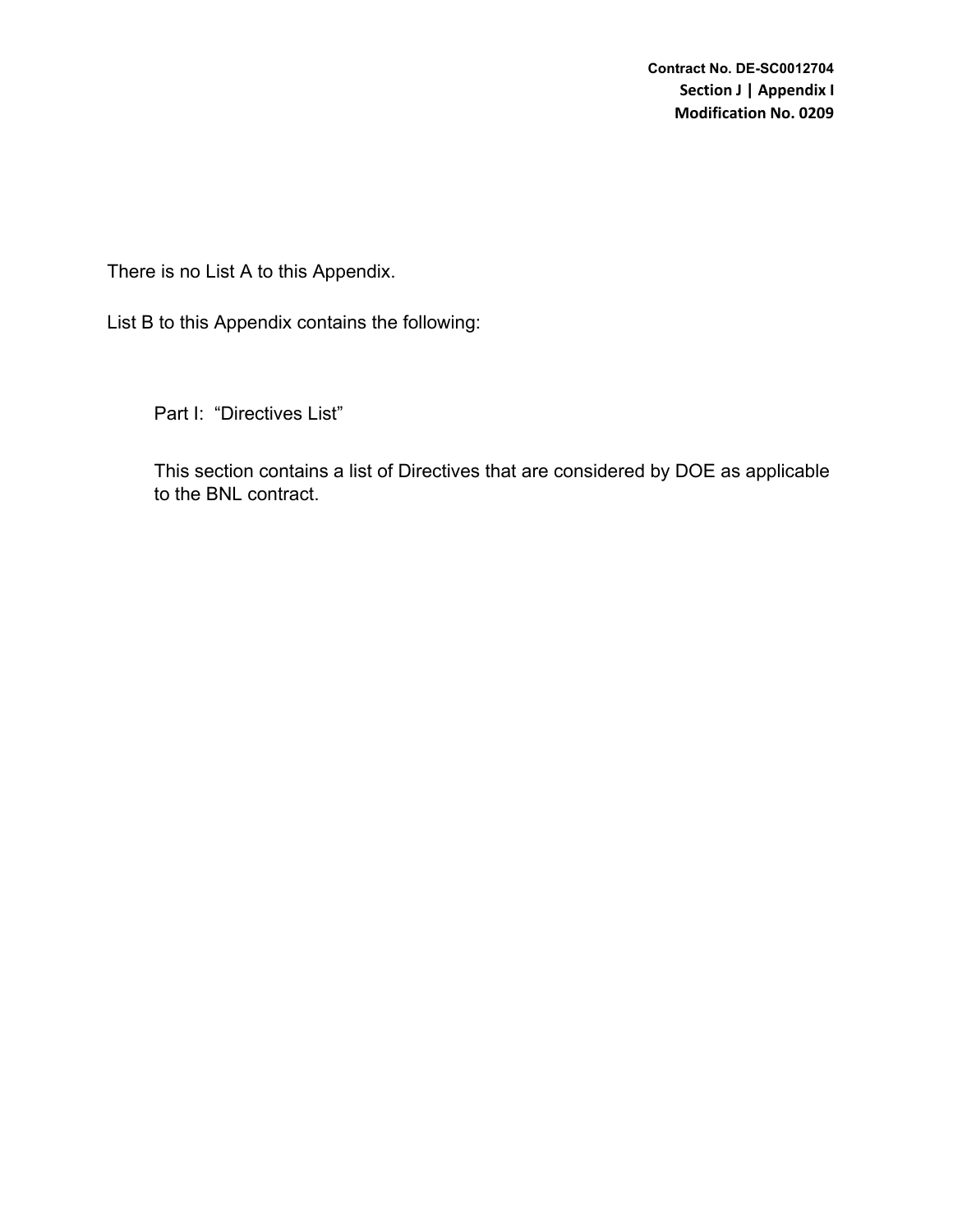There is no List A to this Appendix.

List B to this Appendix contains the following:

Part I: "Directives List"

This section contains a list of Directives that are considered by DOE as applicable to the BNL contract.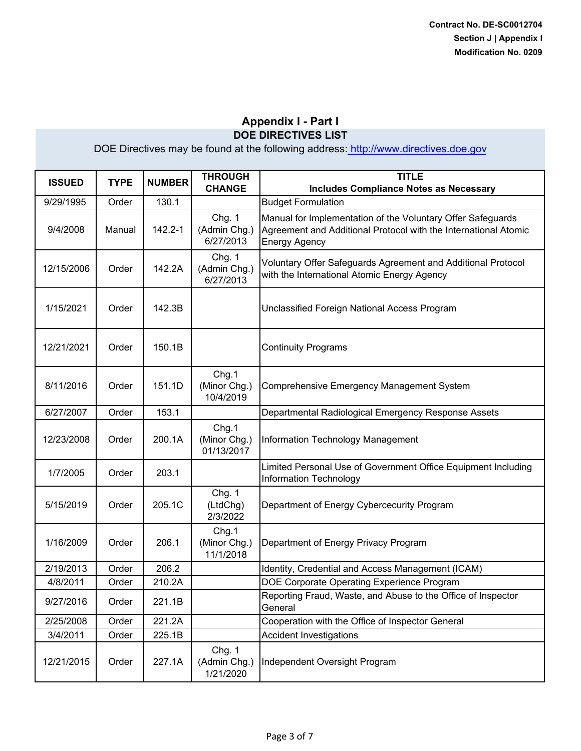Contract No. DE-SC0012704
Section J | Appendix I
Modification No. 0209

## Appendix I - Part I

### DOE DIRECTIVES LIST

DOE Directives may be found at the following address: http://www.directives.doe.gov

| ISSUED | TYPE | NUMBER | THROUGH CHANGE | TITLE Includes Compliance Notes as Necessary |
|---|---|---|---|---|
| 9/29/1995 | Order | 130.1 | | Budget Formulation |
| 9/4/2008 | Manual | 142.2-1 | Chg. 1 (Admin Chg.) 6/27/2013 | Manual for Implementation of the Voluntary Offer Safeguards Agreement and Additional Protocol with the International Atomic Energy Agency |
| 12/15/2006 | Order | 142.2A | Chg. 1 (Admin Chg.) 6/27/2013 | Voluntary Offer Safeguards Agreement and Additional Protocol with the International Atomic Energy Agency |
| 1/15/2021 | Order | 142.3B | | Unclassified Foreign National Access Program |
| 12/21/2021 | Order | 150.1B | | Continuity Programs |
| 8/11/2016 | Order | 151.1D | Chg.1 (Minor Chg.) 10/4/2019 | Comprehensive Emergency Management System |
| 6/27/2007 | Order | 153.1 | | Departmental Radiological Emergency Response Assets |
| 12/23/2008 | Order | 200.1A | Chg.1 (Minor Chg.) 01/13/2017 | Information Technology Management |
| 1/7/2005 | Order | 203.1 | | Limited Personal Use of Government Office Equipment Including Information Technology |
| 5/15/2019 | Order | 205.1C | Chg. 1 (LtdChg) 2/3/2022 | Department of Energy Cybercecurity Program |
| 1/16/2009 | Order | 206.1 | Chg.1 (Minor Chg.) 11/1/2018 | Department of Energy Privacy Program |
| 2/19/2013 | Order | 206.2 | | Identity, Credential and Access Management (ICAM) |
| 4/8/2011 | Order | 210.2A | | DOE Corporate Operating Experience Program |
| 9/27/2016 | Order | 221.1B | | Reporting Fraud, Waste, and Abuse to the Office of Inspector General |
| 2/25/2008 | Order | 221.2A | | Cooperation with the Office of Inspector General |
| 3/4/2011 | Order | 225.1B | | Accident Investigations |
| 12/21/2015 | Order | 227.1A | Chg. 1 (Admin Chg.) 1/21/2020 | Independent Oversight Program |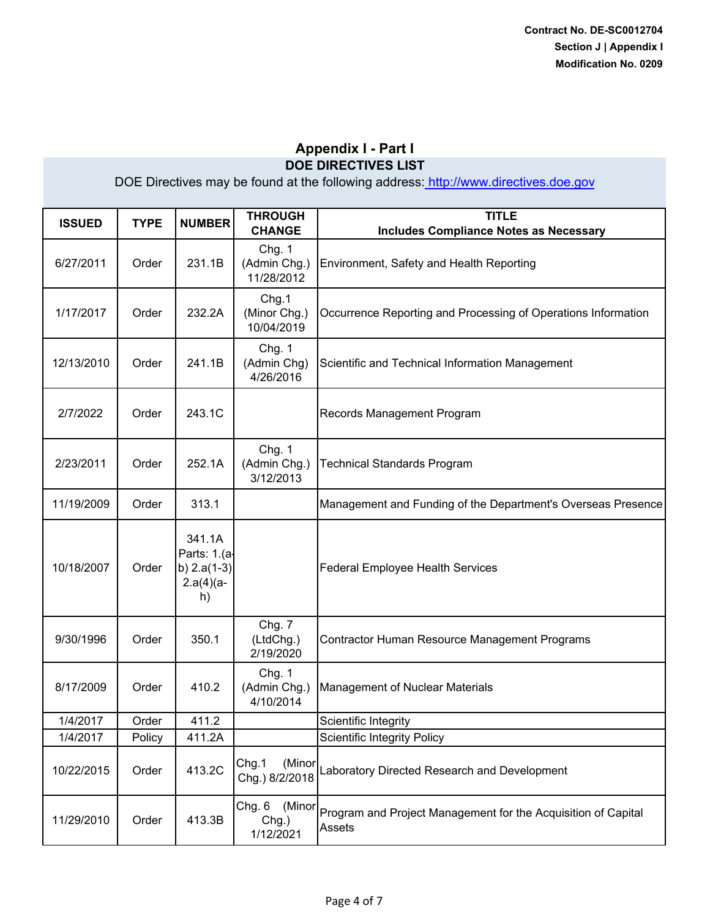## Appendix I - Part I

### DOE DIRECTIVES LIST

DOE Directives may be found at the following address: http://www.directives.doe.gov

| ISSUED | TYPE | NUMBER | THROUGH CHANGE | TITLE Includes Compliance Notes as Necessary |
|---|---|---|---|---|
| 6/27/2011 | Order | 231.1B | Chg. 1 (Admin Chg.) 11/28/2012 | Environment, Safety and Health Reporting |
| 1/17/2017 | Order | 232.2A | Chg.1 (Minor Chg.) 10/04/2019 | Occurrence Reporting and Processing of Operations Information |
| 12/13/2010 | Order | 241.1B | Chg. 1 (Admin Chg) 4/26/2016 | Scientific and Technical Information Management |
| 2/7/2022 | Order | 243.1C | | Records Management Program |
| 2/23/2011 | Order | 252.1A | Chg. 1 (Admin Chg.) 3/12/2013 | Technical Standards Program |
| 11/19/2009 | Order | 313.1 | | Management and Funding of the Department's Overseas Presence |
| 10/18/2007 | Order | 341.1A Parts: 1.(a-b) 2.a(1-3) 2.a(4)(a-h) | | Federal Employee Health Services |
| 9/30/1996 | Order | 350.1 | Chg. 7 (LtdChg.) 2/19/2020 | Contractor Human Resource Management Programs |
| 8/17/2009 | Order | 410.2 | Chg. 1 (Admin Chg.) 4/10/2014 | Management of Nuclear Materials |
| 1/4/2017 | Order | 411.2 | | Scientific Integrity |
| 1/4/2017 | Policy | 411.2A | | Scientific Integrity Policy |
| 10/22/2015 | Order | 413.2C | Chg.1 (Minor Chg.) 8/2/2018 | Laboratory Directed Research and Development |
| 11/29/2010 | Order | 413.3B | Chg. 6 (Minor Chg.) 1/12/2021 | Program and Project Management for the Acquisition of Capital Assets |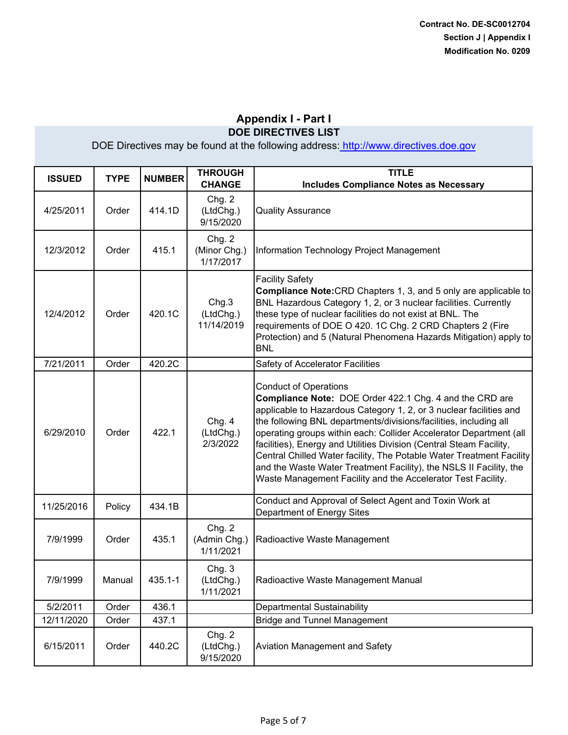Contract No. DE-SC0012704
Section J | Appendix I
Modification No. 0209

## Appendix I - Part I

### DOE DIRECTIVES LIST

DOE Directives may be found at the following address: http://www.directives.doe.gov

| ISSUED | TYPE | NUMBER | THROUGH CHANGE | TITLE Includes Compliance Notes as Necessary |
|---|---|---|---|---|
| 4/25/2011 | Order | 414.1D | Chg. 2 (LtdChg.) 9/15/2020 | Quality Assurance |
| 12/3/2012 | Order | 415.1 | Chg. 2 (Minor Chg.) 1/17/2017 | Information Technology Project Management |
| 12/4/2012 | Order | 420.1C | Chg.3 (LtdChg.) 11/14/2019 | Facility Safety **Compliance Note:**CRD Chapters 1, 3, and 5 only are applicable to BNL Hazardous Category 1, 2, or 3 nuclear facilities. Currently these type of nuclear facilities do not exist at BNL. The requirements of DOE O 420. 1C Chg. 2 CRD Chapters 2 (Fire Protection) and 5 (Natural Phenomena Hazards Mitigation) apply to BNL |
| 7/21/2011 | Order | 420.2C | | Safety of Accelerator Facilities |
| 6/29/2010 | Order | 422.1 | Chg. 4 (LtdChg.) 2/3/2022 | Conduct of Operations **Compliance Note:** DOE Order 422.1 Chg. 4 and the CRD are applicable to Hazardous Category 1, 2, or 3 nuclear facilities and the following BNL departments/divisions/facilities, including all operating groups within each: Collider Accelerator Department (all facilities), Energy and Utilities Division (Central Steam Facility, Central Chilled Water facility, The Potable Water Treatment Facility and the Waste Water Treatment Facility), the NSLS II Facility, the Waste Management Facility and the Accelerator Test Facility. |
| 11/25/2016 | Policy | 434.1B | | Conduct and Approval of Select Agent and Toxin Work at Department of Energy Sites |
| 7/9/1999 | Order | 435.1 | Chg. 2 (Admin Chg.) 1/11/2021 | Radioactive Waste Management |
| 7/9/1999 | Manual | 435.1-1 | Chg. 3 (LtdChg.) 1/11/2021 | Radioactive Waste Management Manual |
| 5/2/2011 | Order | 436.1 | | Departmental Sustainability |
| 12/11/2020 | Order | 437.1 | | Bridge and Tunnel Management |
| 6/15/2011 | Order | 440.2C | Chg. 2 (LtdChg.) 9/15/2020 | Aviation Management and Safety |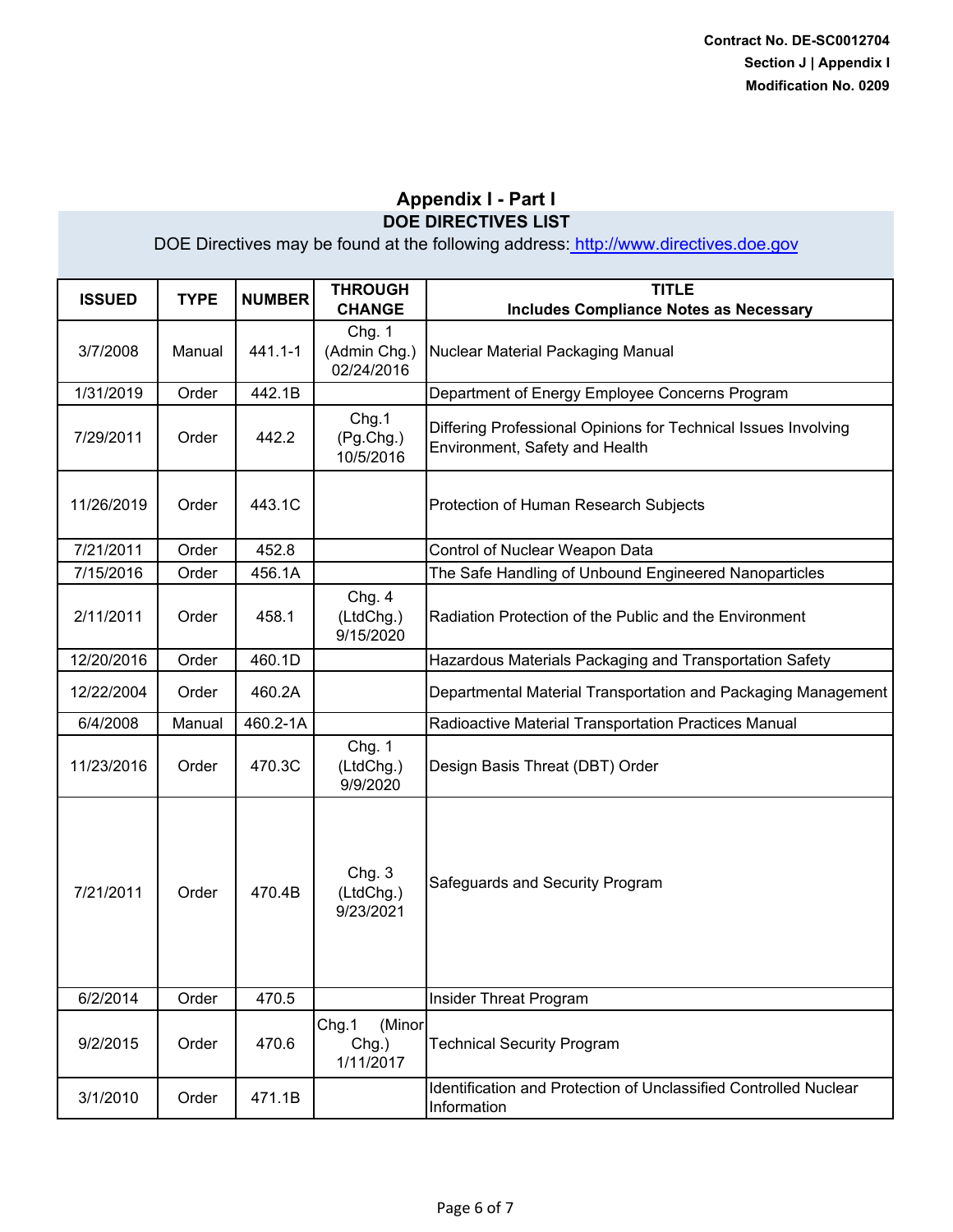Contract No. DE-SC0012704
Section J | Appendix I
Modification No. 0209

## Appendix I - Part I

### DOE DIRECTIVES LIST

DOE Directives may be found at the following address: http://www.directives.doe.gov

| ISSUED | TYPE | NUMBER | THROUGH CHANGE | TITLE Includes Compliance Notes as Necessary |
|---|---|---|---|---|
| 3/7/2008 | Manual | 441.1-1 | Chg. 1 (Admin Chg.) 02/24/2016 | Nuclear Material Packaging Manual |
| 1/31/2019 | Order | 442.1B | | Department of Energy Employee Concerns Program |
| 7/29/2011 | Order | 442.2 | Chg.1 (Pg.Chg.) 10/5/2016 | Differing Professional Opinions for Technical Issues Involving Environment, Safety and Health |
| 11/26/2019 | Order | 443.1C | | Protection of Human Research Subjects |
| 7/21/2011 | Order | 452.8 | | Control of Nuclear Weapon Data |
| 7/15/2016 | Order | 456.1A | | The Safe Handling of Unbound Engineered Nanoparticles |
| 2/11/2011 | Order | 458.1 | Chg. 4 (LtdChg.) 9/15/2020 | Radiation Protection of the Public and the Environment |
| 12/20/2016 | Order | 460.1D | | Hazardous Materials Packaging and Transportation Safety |
| 12/22/2004 | Order | 460.2A | | Departmental Material Transportation and Packaging Management |
| 6/4/2008 | Manual | 460.2-1A | | Radioactive Material Transportation Practices Manual |
| 11/23/2016 | Order | 470.3C | Chg. 1 (LtdChg.) 9/9/2020 | Design Basis Threat (DBT) Order |
| 7/21/2011 | Order | 470.4B | Chg. 3 (LtdChg.) 9/23/2021 | Safeguards and Security Program |
| 6/2/2014 | Order | 470.5 | | Insider Threat Program |
| 9/2/2015 | Order | 470.6 | Chg.1 (Minor Chg.) 1/11/2017 | Technical Security Program |
| 3/1/2010 | Order | 471.1B | | Identification and Protection of Unclassified Controlled Nuclear Information |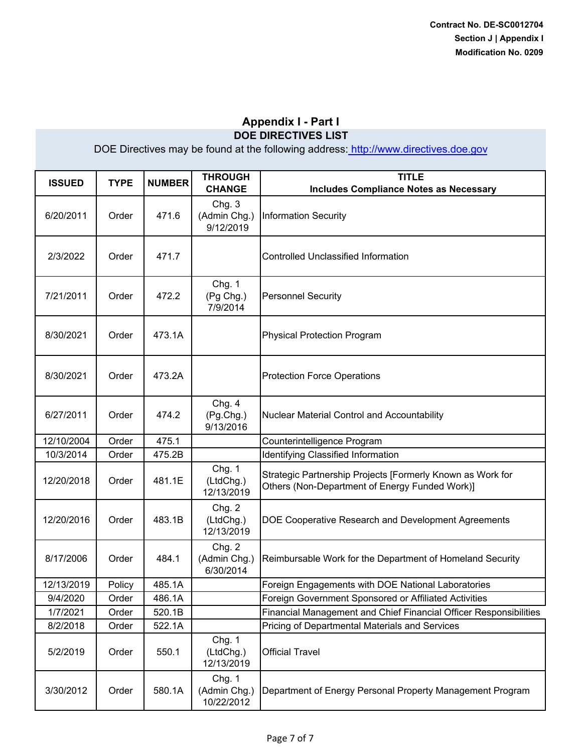Contract No. DE-SC0012704
Section J | Appendix I
Modification No. 0209

## Appendix I - Part I

### DOE DIRECTIVES LIST

DOE Directives may be found at the following address: http://www.directives.doe.gov

| ISSUED | TYPE | NUMBER | THROUGH CHANGE | TITLE Includes Compliance Notes as Necessary |
|---|---|---|---|---|
| 6/20/2011 | Order | 471.6 | Chg. 3 (Admin Chg.) 9/12/2019 | Information Security |
| 2/3/2022 | Order | 471.7 | | Controlled Unclassified Information |
| 7/21/2011 | Order | 472.2 | Chg. 1 (Pg Chg.) 7/9/2014 | Personnel Security |
| 8/30/2021 | Order | 473.1A | | Physical Protection Program |
| 8/30/2021 | Order | 473.2A | | Protection Force Operations |
| 6/27/2011 | Order | 474.2 | Chg. 4 (Pg.Chg.) 9/13/2016 | Nuclear Material Control and Accountability |
| 12/10/2004 | Order | 475.1 | | Counterintelligence Program |
| 10/3/2014 | Order | 475.2B | | Identifying Classified Information |
| 12/20/2018 | Order | 481.1E | Chg. 1 (LtdChg.) 12/13/2019 | Strategic Partnership Projects [Formerly Known as Work for Others (Non-Department of Energy Funded Work)] |
| 12/20/2016 | Order | 483.1B | Chg. 2 (LtdChg.) 12/13/2019 | DOE Cooperative Research and Development Agreements |
| 8/17/2006 | Order | 484.1 | Chg. 2 (Admin Chg.) 6/30/2014 | Reimbursable Work for the Department of Homeland Security |
| 12/13/2019 | Policy | 485.1A | | Foreign Engagements with DOE National Laboratories |
| 9/4/2020 | Order | 486.1A | | Foreign Government Sponsored or Affiliated Activities |
| 1/7/2021 | Order | 520.1B | | Financial Management and Chief Financial Officer Responsibilities |
| 8/2/2018 | Order | 522.1A | | Pricing of Departmental Materials and Services |
| 5/2/2019 | Order | 550.1 | Chg. 1 (LtdChg.) 12/13/2019 | Official Travel |
| 3/30/2012 | Order | 580.1A | Chg. 1 (Admin Chg.) 10/22/2012 | Department of Energy Personal Property Management Program |